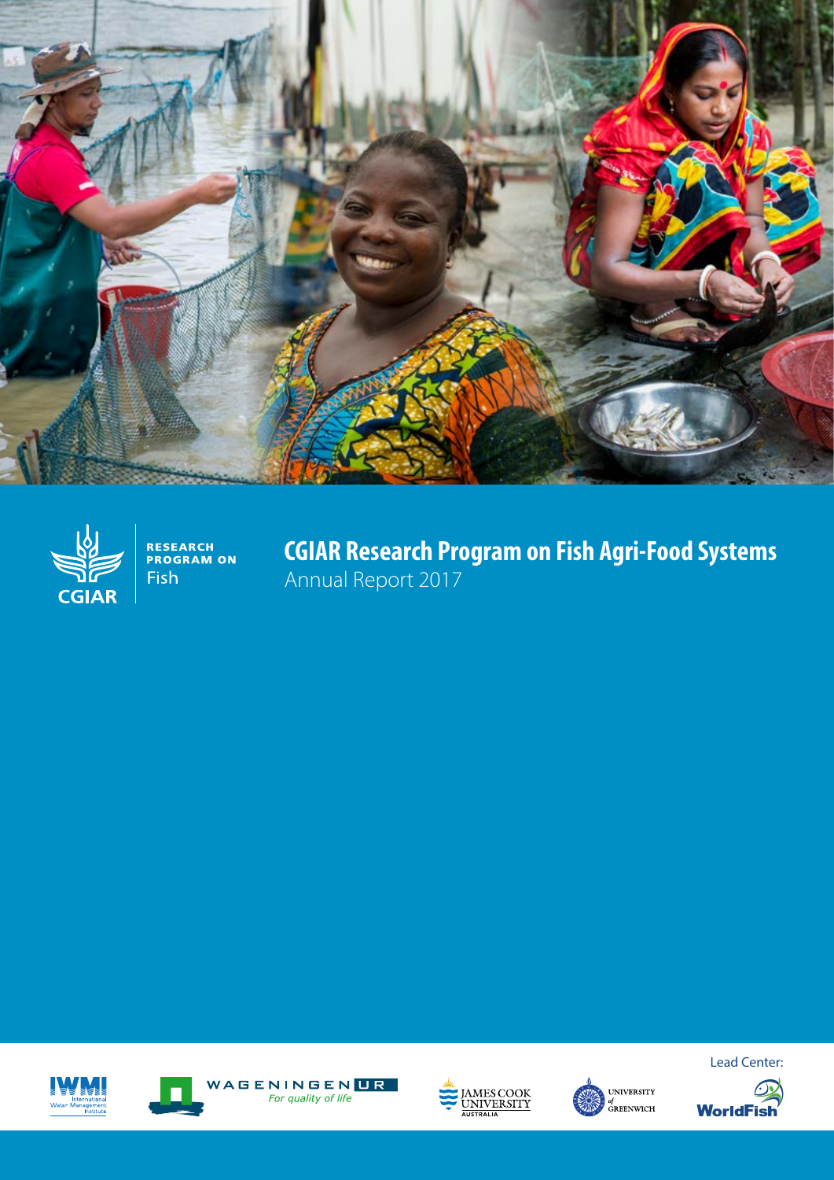RESEARCH PROGRAM ON Fish

CGIAR

# CGIAR Research Program on Fish Agri-Food Systems

Annual Report 2017

IWMI International Water Management Institute

WAGENINGEN UR For quality of life

JAMES COOK UNIVERSITY AUSTRALIA

UNIVERSITY of GREENWICH

Lead Center: WorldFish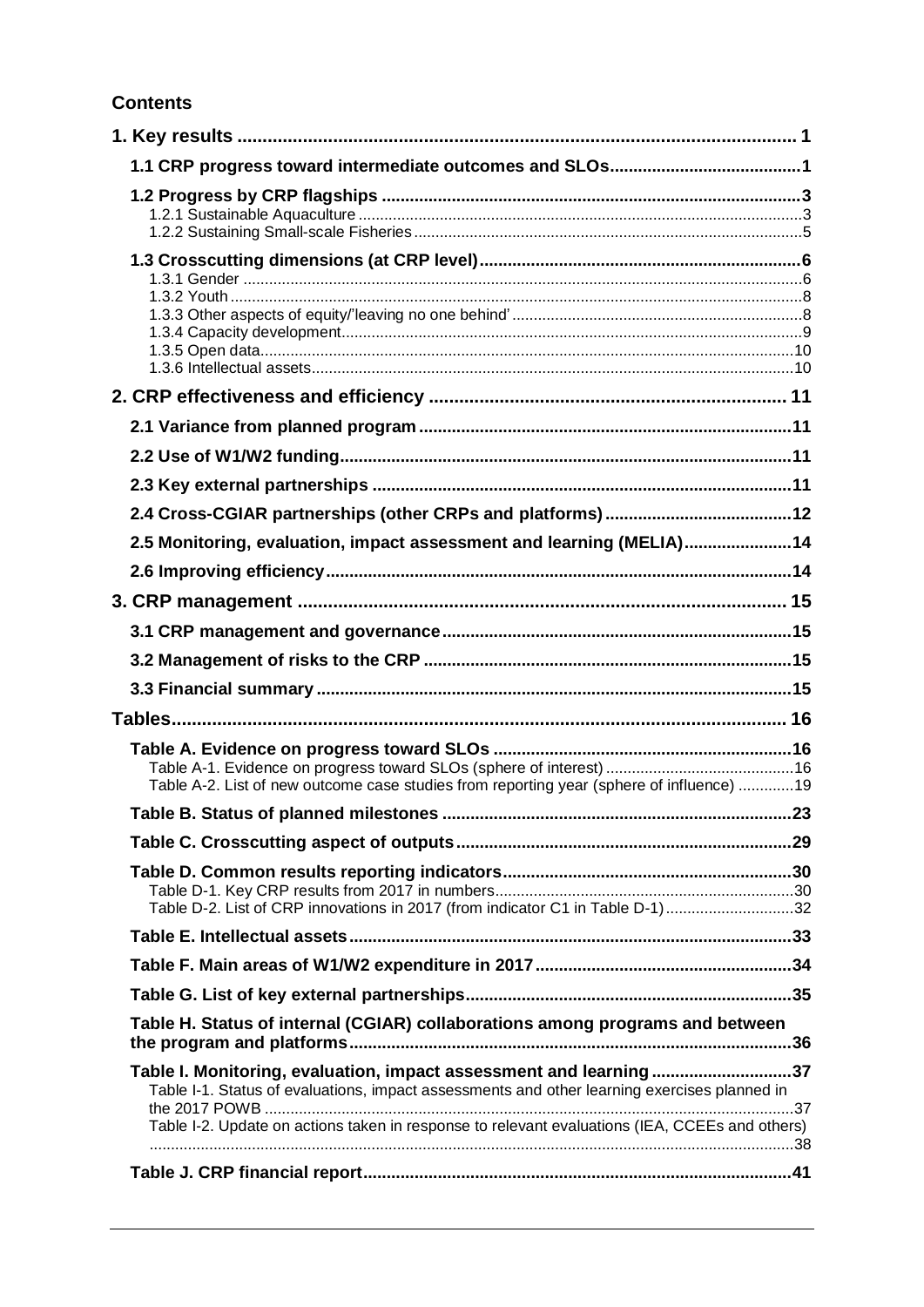**Contents**

- **1. Key results** 1
  - **1.1 CRP progress toward intermediate outcomes and SLOs** 1
  - **1.2 Progress by CRP flagships** 3
    - 1.2.1 Sustainable Aquaculture 3
    - 1.2.2 Sustaining Small-scale Fisheries 5
  - **1.3 Crosscutting dimensions (at CRP level)** 6
    - 1.3.1 Gender 6
    - 1.3.2 Youth 8
    - 1.3.3 Other aspects of equity/'leaving no one behind' 8
    - 1.3.4 Capacity development 9
    - 1.3.5 Open data 10
    - 1.3.6 Intellectual assets 10
- **2. CRP effectiveness and efficiency** 11
  - **2.1 Variance from planned program** 11
  - **2.2 Use of W1/W2 funding** 11
  - **2.3 Key external partnerships** 11
  - **2.4 Cross-CGIAR partnerships (other CRPs and platforms)** 12
  - **2.5 Monitoring, evaluation, impact assessment and learning (MELIA)** 14
  - **2.6 Improving efficiency** 14
- **3. CRP management** 15
  - **3.1 CRP management and governance** 15
  - **3.2 Management of risks to the CRP** 15
  - **3.3 Financial summary** 15
- **Tables** 16
  - **Table A. Evidence on progress toward SLOs** 16
    - Table A-1. Evidence on progress toward SLOs (sphere of interest) 16
    - Table A-2. List of new outcome case studies from reporting year (sphere of influence) 19
  - **Table B. Status of planned milestones** 23
  - **Table C. Crosscutting aspect of outputs** 29
  - **Table D. Common results reporting indicators** 30
    - Table D-1. Key CRP results from 2017 in numbers 30
    - Table D-2. List of CRP innovations in 2017 (from indicator C1 in Table D-1) 32
  - **Table E. Intellectual assets** 33
  - **Table F. Main areas of W1/W2 expenditure in 2017** 34
  - **Table G. List of key external partnerships** 35
  - **Table H. Status of internal (CGIAR) collaborations among programs and between the program and platforms** 36
  - **Table I. Monitoring, evaluation, impact assessment and learning** 37
    - Table I-1. Status of evaluations, impact assessments and other learning exercises planned in the 2017 POWB 37
    - Table I-2. Update on actions taken in response to relevant evaluations (IEA, CCEEs and others) 38
  - **Table J. CRP financial report** 41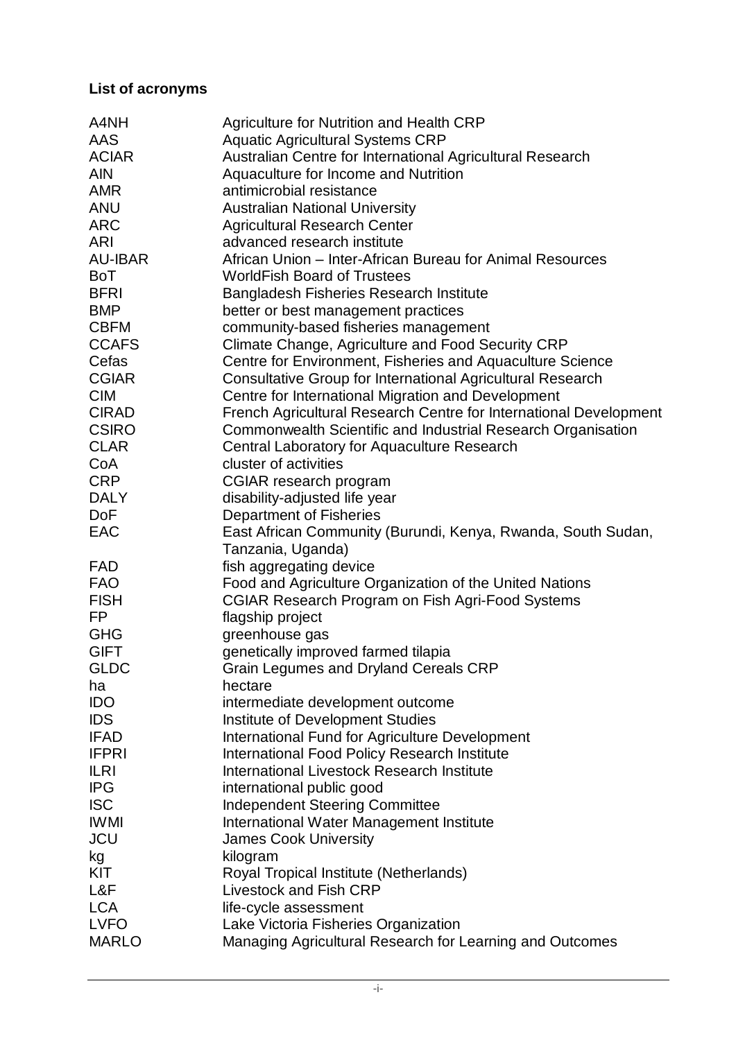**List of acronyms**

| | |
|---|---|
| A4NH | Agriculture for Nutrition and Health CRP |
| AAS | Aquatic Agricultural Systems CRP |
| ACIAR | Australian Centre for International Agricultural Research |
| AIN | Aquaculture for Income and Nutrition |
| AMR | antimicrobial resistance |
| ANU | Australian National University |
| ARC | Agricultural Research Center |
| ARI | advanced research institute |
| AU-IBAR | African Union – Inter-African Bureau for Animal Resources |
| BoT | WorldFish Board of Trustees |
| BFRI | Bangladesh Fisheries Research Institute |
| BMP | better or best management practices |
| CBFM | community-based fisheries management |
| CCAFS | Climate Change, Agriculture and Food Security CRP |
| Cefas | Centre for Environment, Fisheries and Aquaculture Science |
| CGIAR | Consultative Group for International Agricultural Research |
| CIM | Centre for International Migration and Development |
| CIRAD | French Agricultural Research Centre for International Development |
| CSIRO | Commonwealth Scientific and Industrial Research Organisation |
| CLAR | Central Laboratory for Aquaculture Research |
| CoA | cluster of activities |
| CRP | CGIAR research program |
| DALY | disability-adjusted life year |
| DoF | Department of Fisheries |
| EAC | East African Community (Burundi, Kenya, Rwanda, South Sudan, Tanzania, Uganda) |
| FAD | fish aggregating device |
| FAO | Food and Agriculture Organization of the United Nations |
| FISH | CGIAR Research Program on Fish Agri-Food Systems |
| FP | flagship project |
| GHG | greenhouse gas |
| GIFT | genetically improved farmed tilapia |
| GLDC | Grain Legumes and Dryland Cereals CRP |
| ha | hectare |
| IDO | intermediate development outcome |
| IDS | Institute of Development Studies |
| IFAD | International Fund for Agriculture Development |
| IFPRI | International Food Policy Research Institute |
| ILRI | International Livestock Research Institute |
| IPG | international public good |
| ISC | Independent Steering Committee |
| IWMI | International Water Management Institute |
| JCU | James Cook University |
| kg | kilogram |
| KIT | Royal Tropical Institute (Netherlands) |
| L&F | Livestock and Fish CRP |
| LCA | life-cycle assessment |
| LVFO | Lake Victoria Fisheries Organization |
| MARLO | Managing Agricultural Research for Learning and Outcomes |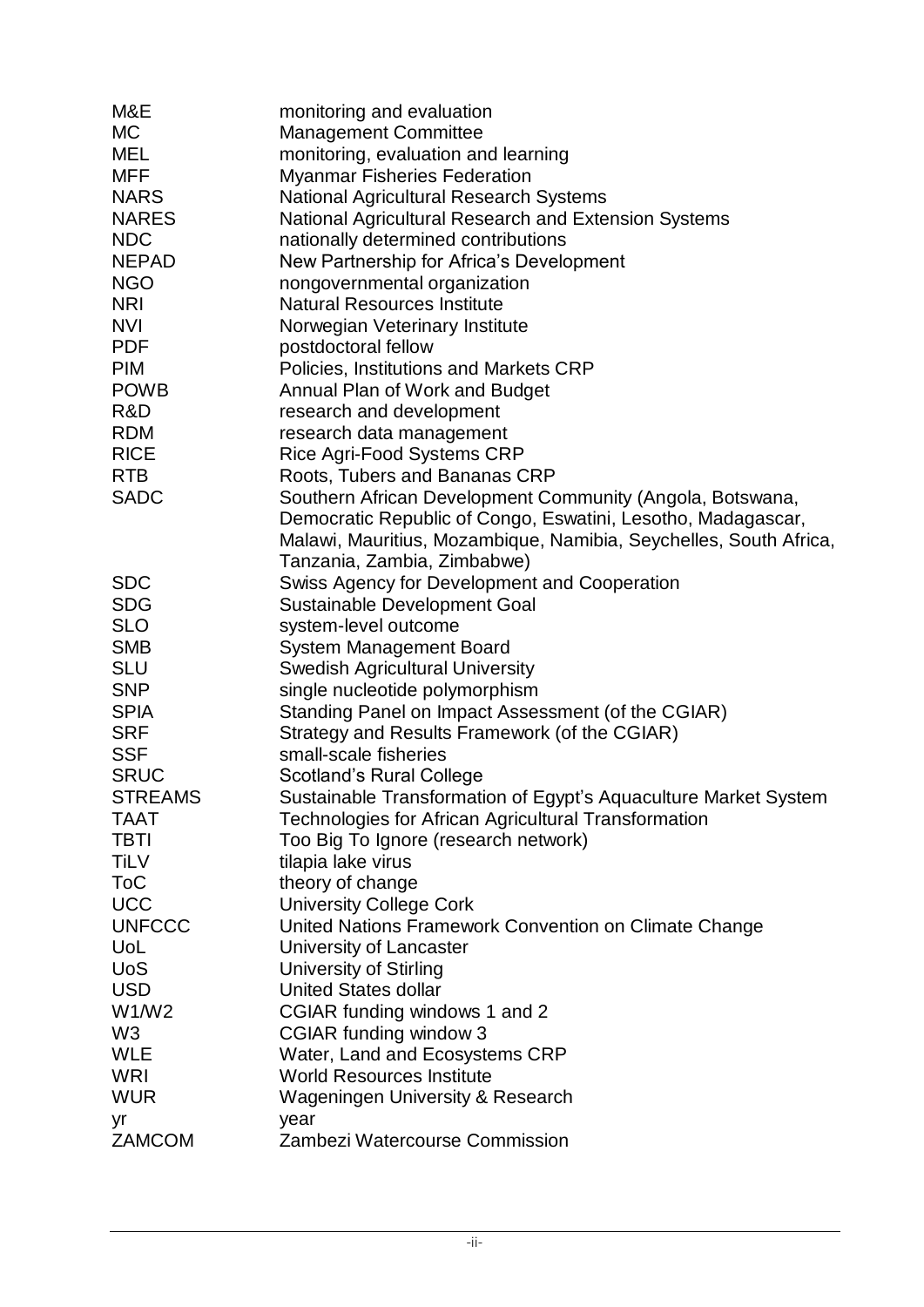| | |
|---|---|
| M&E | monitoring and evaluation |
| MC | Management Committee |
| MEL | monitoring, evaluation and learning |
| MFF | Myanmar Fisheries Federation |
| NARS | National Agricultural Research Systems |
| NARES | National Agricultural Research and Extension Systems |
| NDC | nationally determined contributions |
| NEPAD | New Partnership for Africa's Development |
| NGO | nongovernmental organization |
| NRI | Natural Resources Institute |
| NVI | Norwegian Veterinary Institute |
| PDF | postdoctoral fellow |
| PIM | Policies, Institutions and Markets CRP |
| POWB | Annual Plan of Work and Budget |
| R&D | research and development |
| RDM | research data management |
| RICE | Rice Agri-Food Systems CRP |
| RTB | Roots, Tubers and Bananas CRP |
| SADC | Southern African Development Community (Angola, Botswana, Democratic Republic of Congo, Eswatini, Lesotho, Madagascar, Malawi, Mauritius, Mozambique, Namibia, Seychelles, South Africa, Tanzania, Zambia, Zimbabwe) |
| SDC | Swiss Agency for Development and Cooperation |
| SDG | Sustainable Development Goal |
| SLO | system-level outcome |
| SMB | System Management Board |
| SLU | Swedish Agricultural University |
| SNP | single nucleotide polymorphism |
| SPIA | Standing Panel on Impact Assessment (of the CGIAR) |
| SRF | Strategy and Results Framework (of the CGIAR) |
| SSF | small-scale fisheries |
| SRUC | Scotland's Rural College |
| STREAMS | Sustainable Transformation of Egypt's Aquaculture Market System |
| TAAT | Technologies for African Agricultural Transformation |
| TBTI | Too Big To Ignore (research network) |
| TiLV | tilapia lake virus |
| ToC | theory of change |
| UCC | University College Cork |
| UNFCCC | United Nations Framework Convention on Climate Change |
| UoL | University of Lancaster |
| UoS | University of Stirling |
| USD | United States dollar |
| W1/W2 | CGIAR funding windows 1 and 2 |
| W3 | CGIAR funding window 3 |
| WLE | Water, Land and Ecosystems CRP |
| WRI | World Resources Institute |
| WUR | Wageningen University & Research |
| yr | year |
| ZAMCOM | Zambezi Watercourse Commission |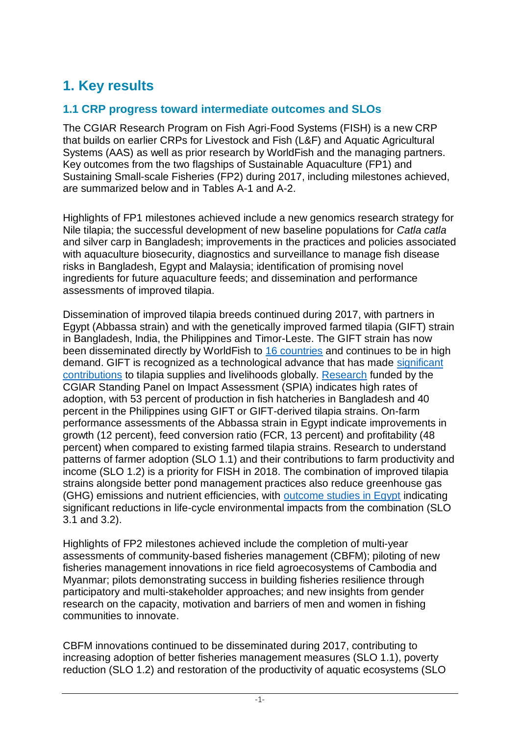# 1. Key results

## 1.1 CRP progress toward intermediate outcomes and SLOs

The CGIAR Research Program on Fish Agri-Food Systems (FISH) is a new CRP that builds on earlier CRPs for Livestock and Fish (L&F) and Aquatic Agricultural Systems (AAS) as well as prior research by WorldFish and the managing partners. Key outcomes from the two flagships of Sustainable Aquaculture (FP1) and Sustaining Small-scale Fisheries (FP2) during 2017, including milestones achieved, are summarized below and in Tables A-1 and A-2.

Highlights of FP1 milestones achieved include a new genomics research strategy for Nile tilapia; the successful development of new baseline populations for *Catla catla* and silver carp in Bangladesh; improvements in the practices and policies associated with aquaculture biosecurity, diagnostics and surveillance to manage fish disease risks in Bangladesh, Egypt and Malaysia; identification of promising novel ingredients for future aquaculture feeds; and dissemination and performance assessments of improved tilapia.

Dissemination of improved tilapia breeds continued during 2017, with partners in Egypt (Abbassa strain) and with the genetically improved farmed tilapia (GIFT) strain in Bangladesh, India, the Philippines and Timor-Leste. The GIFT strain has now been disseminated directly by WorldFish to 16 countries and continues to be in high demand. GIFT is recognized as a technological advance that has made significant contributions to tilapia supplies and livelihoods globally. Research funded by the CGIAR Standing Panel on Impact Assessment (SPIA) indicates high rates of adoption, with 53 percent of production in fish hatcheries in Bangladesh and 40 percent in the Philippines using GIFT or GIFT-derived tilapia strains. On-farm performance assessments of the Abbassa strain in Egypt indicate improvements in growth (12 percent), feed conversion ratio (FCR, 13 percent) and profitability (48 percent) when compared to existing farmed tilapia strains. Research to understand patterns of farmer adoption (SLO 1.1) and their contributions to farm productivity and income (SLO 1.2) is a priority for FISH in 2018. The combination of improved tilapia strains alongside better pond management practices also reduce greenhouse gas (GHG) emissions and nutrient efficiencies, with outcome studies in Egypt indicating significant reductions in life-cycle environmental impacts from the combination (SLO 3.1 and 3.2).

Highlights of FP2 milestones achieved include the completion of multi-year assessments of community-based fisheries management (CBFM); piloting of new fisheries management innovations in rice field agroecosystems of Cambodia and Myanmar; pilots demonstrating success in building fisheries resilience through participatory and multi-stakeholder approaches; and new insights from gender research on the capacity, motivation and barriers of men and women in fishing communities to innovate.

CBFM innovations continued to be disseminated during 2017, contributing to increasing adoption of better fisheries management measures (SLO 1.1), poverty reduction (SLO 1.2) and restoration of the productivity of aquatic ecosystems (SLO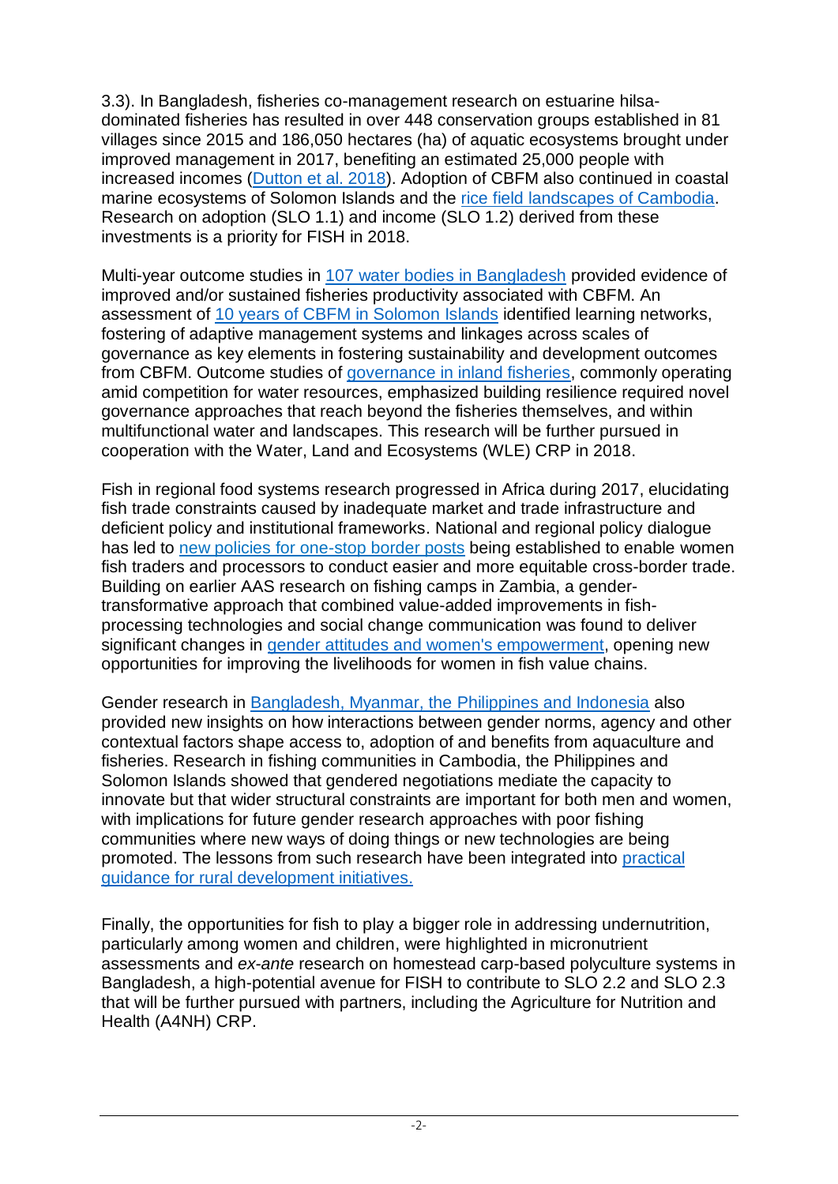3.3). In Bangladesh, fisheries co-management research on estuarine hilsa-dominated fisheries has resulted in over 448 conservation groups established in 81 villages since 2015 and 186,050 hectares (ha) of aquatic ecosystems brought under improved management in 2017, benefiting an estimated 25,000 people with increased incomes (Dutton et al. 2018). Adoption of CBFM also continued in coastal marine ecosystems of Solomon Islands and the rice field landscapes of Cambodia. Research on adoption (SLO 1.1) and income (SLO 1.2) derived from these investments is a priority for FISH in 2018.

Multi-year outcome studies in 107 water bodies in Bangladesh provided evidence of improved and/or sustained fisheries productivity associated with CBFM. An assessment of 10 years of CBFM in Solomon Islands identified learning networks, fostering of adaptive management systems and linkages across scales of governance as key elements in fostering sustainability and development outcomes from CBFM. Outcome studies of governance in inland fisheries, commonly operating amid competition for water resources, emphasized building resilience required novel governance approaches that reach beyond the fisheries themselves, and within multifunctional water and landscapes. This research will be further pursued in cooperation with the Water, Land and Ecosystems (WLE) CRP in 2018.

Fish in regional food systems research progressed in Africa during 2017, elucidating fish trade constraints caused by inadequate market and trade infrastructure and deficient policy and institutional frameworks. National and regional policy dialogue has led to new policies for one-stop border posts being established to enable women fish traders and processors to conduct easier and more equitable cross-border trade. Building on earlier AAS research on fishing camps in Zambia, a gender-transformative approach that combined value-added improvements in fish-processing technologies and social change communication was found to deliver significant changes in gender attitudes and women's empowerment, opening new opportunities for improving the livelihoods for women in fish value chains.

Gender research in Bangladesh, Myanmar, the Philippines and Indonesia also provided new insights on how interactions between gender norms, agency and other contextual factors shape access to, adoption of and benefits from aquaculture and fisheries. Research in fishing communities in Cambodia, the Philippines and Solomon Islands showed that gendered negotiations mediate the capacity to innovate but that wider structural constraints are important for both men and women, with implications for future gender research approaches with poor fishing communities where new ways of doing things or new technologies are being promoted. The lessons from such research have been integrated into practical guidance for rural development initiatives.

Finally, the opportunities for fish to play a bigger role in addressing undernutrition, particularly among women and children, were highlighted in micronutrient assessments and *ex-ante* research on homestead carp-based polyculture systems in Bangladesh, a high-potential avenue for FISH to contribute to SLO 2.2 and SLO 2.3 that will be further pursued with partners, including the Agriculture for Nutrition and Health (A4NH) CRP.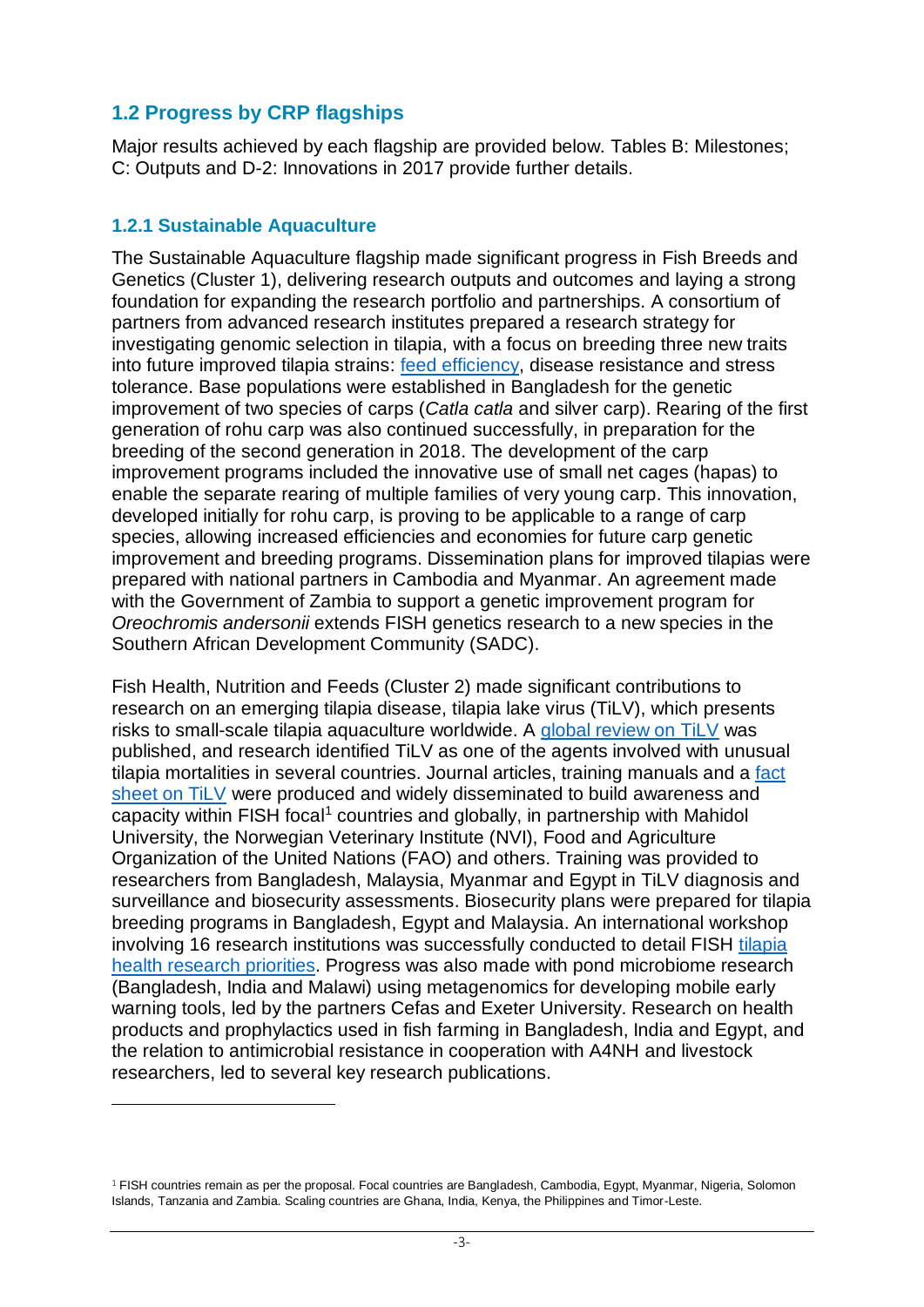## 1.2 Progress by CRP flagships

Major results achieved by each flagship are provided below. Tables B: Milestones; C: Outputs and D-2: Innovations in 2017 provide further details.

### 1.2.1 Sustainable Aquaculture

The Sustainable Aquaculture flagship made significant progress in Fish Breeds and Genetics (Cluster 1), delivering research outputs and outcomes and laying a strong foundation for expanding the research portfolio and partnerships. A consortium of partners from advanced research institutes prepared a research strategy for investigating genomic selection in tilapia, with a focus on breeding three new traits into future improved tilapia strains: feed efficiency, disease resistance and stress tolerance. Base populations were established in Bangladesh for the genetic improvement of two species of carps (*Catla catla* and silver carp). Rearing of the first generation of rohu carp was also continued successfully, in preparation for the breeding of the second generation in 2018. The development of the carp improvement programs included the innovative use of small net cages (hapas) to enable the separate rearing of multiple families of very young carp. This innovation, developed initially for rohu carp, is proving to be applicable to a range of carp species, allowing increased efficiencies and economies for future carp genetic improvement and breeding programs. Dissemination plans for improved tilapias were prepared with national partners in Cambodia and Myanmar. An agreement made with the Government of Zambia to support a genetic improvement program for *Oreochromis andersonii* extends FISH genetics research to a new species in the Southern African Development Community (SADC).

Fish Health, Nutrition and Feeds (Cluster 2) made significant contributions to research on an emerging tilapia disease, tilapia lake virus (TiLV), which presents risks to small-scale tilapia aquaculture worldwide. A global review on TiLV was published, and research identified TiLV as one of the agents involved with unusual tilapia mortalities in several countries. Journal articles, training manuals and a fact sheet on TiLV were produced and widely disseminated to build awareness and capacity within FISH focal[1] countries and globally, in partnership with Mahidol University, the Norwegian Veterinary Institute (NVI), Food and Agriculture Organization of the United Nations (FAO) and others. Training was provided to researchers from Bangladesh, Malaysia, Myanmar and Egypt in TiLV diagnosis and surveillance and biosecurity assessments. Biosecurity plans were prepared for tilapia breeding programs in Bangladesh, Egypt and Malaysia. An international workshop involving 16 research institutions was successfully conducted to detail FISH tilapia health research priorities. Progress was also made with pond microbiome research (Bangladesh, India and Malawi) using metagenomics for developing mobile early warning tools, led by the partners Cefas and Exeter University. Research on health products and prophylactics used in fish farming in Bangladesh, India and Egypt, and the relation to antimicrobial resistance in cooperation with A4NH and livestock researchers, led to several key research publications.

[1] FISH countries remain as per the proposal. Focal countries are Bangladesh, Cambodia, Egypt, Myanmar, Nigeria, Solomon Islands, Tanzania and Zambia. Scaling countries are Ghana, India, Kenya, the Philippines and Timor-Leste.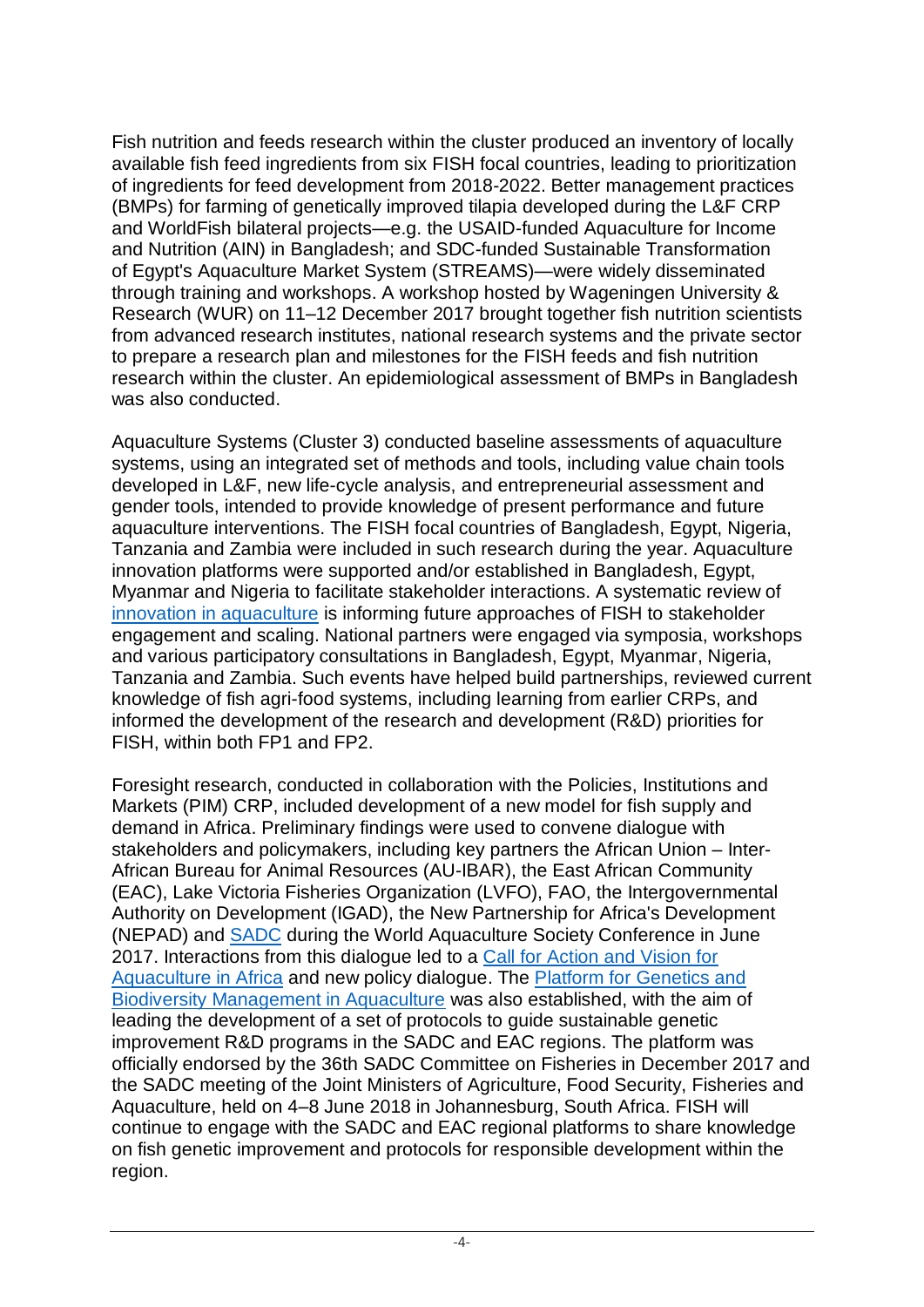Fish nutrition and feeds research within the cluster produced an inventory of locally available fish feed ingredients from six FISH focal countries, leading to prioritization of ingredients for feed development from 2018-2022. Better management practices (BMPs) for farming of genetically improved tilapia developed during the L&F CRP and WorldFish bilateral projects—e.g. the USAID-funded Aquaculture for Income and Nutrition (AIN) in Bangladesh; and SDC-funded Sustainable Transformation of Egypt's Aquaculture Market System (STREAMS)—were widely disseminated through training and workshops. A workshop hosted by Wageningen University & Research (WUR) on 11–12 December 2017 brought together fish nutrition scientists from advanced research institutes, national research systems and the private sector to prepare a research plan and milestones for the FISH feeds and fish nutrition research within the cluster. An epidemiological assessment of BMPs in Bangladesh was also conducted.

Aquaculture Systems (Cluster 3) conducted baseline assessments of aquaculture systems, using an integrated set of methods and tools, including value chain tools developed in L&F, new life-cycle analysis, and entrepreneurial assessment and gender tools, intended to provide knowledge of present performance and future aquaculture interventions. The FISH focal countries of Bangladesh, Egypt, Nigeria, Tanzania and Zambia were included in such research during the year. Aquaculture innovation platforms were supported and/or established in Bangladesh, Egypt, Myanmar and Nigeria to facilitate stakeholder interactions. A systematic review of innovation in aquaculture is informing future approaches of FISH to stakeholder engagement and scaling. National partners were engaged via symposia, workshops and various participatory consultations in Bangladesh, Egypt, Myanmar, Nigeria, Tanzania and Zambia. Such events have helped build partnerships, reviewed current knowledge of fish agri-food systems, including learning from earlier CRPs, and informed the development of the research and development (R&D) priorities for FISH, within both FP1 and FP2.

Foresight research, conducted in collaboration with the Policies, Institutions and Markets (PIM) CRP, included development of a new model for fish supply and demand in Africa. Preliminary findings were used to convene dialogue with stakeholders and policymakers, including key partners the African Union – Inter-African Bureau for Animal Resources (AU-IBAR), the East African Community (EAC), Lake Victoria Fisheries Organization (LVFO), FAO, the Intergovernmental Authority on Development (IGAD), the New Partnership for Africa's Development (NEPAD) and SADC during the World Aquaculture Society Conference in June 2017. Interactions from this dialogue led to a Call for Action and Vision for Aquaculture in Africa and new policy dialogue. The Platform for Genetics and Biodiversity Management in Aquaculture was also established, with the aim of leading the development of a set of protocols to guide sustainable genetic improvement R&D programs in the SADC and EAC regions. The platform was officially endorsed by the 36th SADC Committee on Fisheries in December 2017 and the SADC meeting of the Joint Ministers of Agriculture, Food Security, Fisheries and Aquaculture, held on 4–8 June 2018 in Johannesburg, South Africa. FISH will continue to engage with the SADC and EAC regional platforms to share knowledge on fish genetic improvement and protocols for responsible development within the region.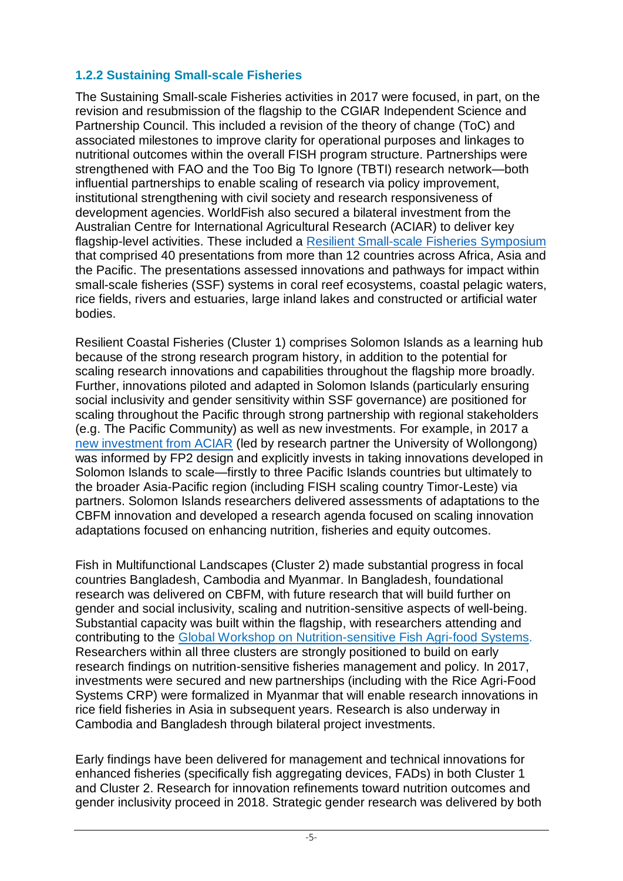### 1.2.2 Sustaining Small-scale Fisheries

The Sustaining Small-scale Fisheries activities in 2017 were focused, in part, on the revision and resubmission of the flagship to the CGIAR Independent Science and Partnership Council. This included a revision of the theory of change (ToC) and associated milestones to improve clarity for operational purposes and linkages to nutritional outcomes within the overall FISH program structure. Partnerships were strengthened with FAO and the Too Big To Ignore (TBTI) research network—both influential partnerships to enable scaling of research via policy improvement, institutional strengthening with civil society and research responsiveness of development agencies. WorldFish also secured a bilateral investment from the Australian Centre for International Agricultural Research (ACIAR) to deliver key flagship-level activities. These included a Resilient Small-scale Fisheries Symposium that comprised 40 presentations from more than 12 countries across Africa, Asia and the Pacific. The presentations assessed innovations and pathways for impact within small-scale fisheries (SSF) systems in coral reef ecosystems, coastal pelagic waters, rice fields, rivers and estuaries, large inland lakes and constructed or artificial water bodies.

Resilient Coastal Fisheries (Cluster 1) comprises Solomon Islands as a learning hub because of the strong research program history, in addition to the potential for scaling research innovations and capabilities throughout the flagship more broadly. Further, innovations piloted and adapted in Solomon Islands (particularly ensuring social inclusivity and gender sensitivity within SSF governance) are positioned for scaling throughout the Pacific through strong partnership with regional stakeholders (e.g. The Pacific Community) as well as new investments. For example, in 2017 a new investment from ACIAR (led by research partner the University of Wollongong) was informed by FP2 design and explicitly invests in taking innovations developed in Solomon Islands to scale—firstly to three Pacific Islands countries but ultimately to the broader Asia-Pacific region (including FISH scaling country Timor-Leste) via partners. Solomon Islands researchers delivered assessments of adaptations to the CBFM innovation and developed a research agenda focused on scaling innovation adaptations focused on enhancing nutrition, fisheries and equity outcomes.

Fish in Multifunctional Landscapes (Cluster 2) made substantial progress in focal countries Bangladesh, Cambodia and Myanmar. In Bangladesh, foundational research was delivered on CBFM, with future research that will build further on gender and social inclusivity, scaling and nutrition-sensitive aspects of well-being. Substantial capacity was built within the flagship, with researchers attending and contributing to the Global Workshop on Nutrition-sensitive Fish Agri-food Systems. Researchers within all three clusters are strongly positioned to build on early research findings on nutrition-sensitive fisheries management and policy. In 2017, investments were secured and new partnerships (including with the Rice Agri-Food Systems CRP) were formalized in Myanmar that will enable research innovations in rice field fisheries in Asia in subsequent years. Research is also underway in Cambodia and Bangladesh through bilateral project investments.

Early findings have been delivered for management and technical innovations for enhanced fisheries (specifically fish aggregating devices, FADs) in both Cluster 1 and Cluster 2. Research for innovation refinements toward nutrition outcomes and gender inclusivity proceed in 2018. Strategic gender research was delivered by both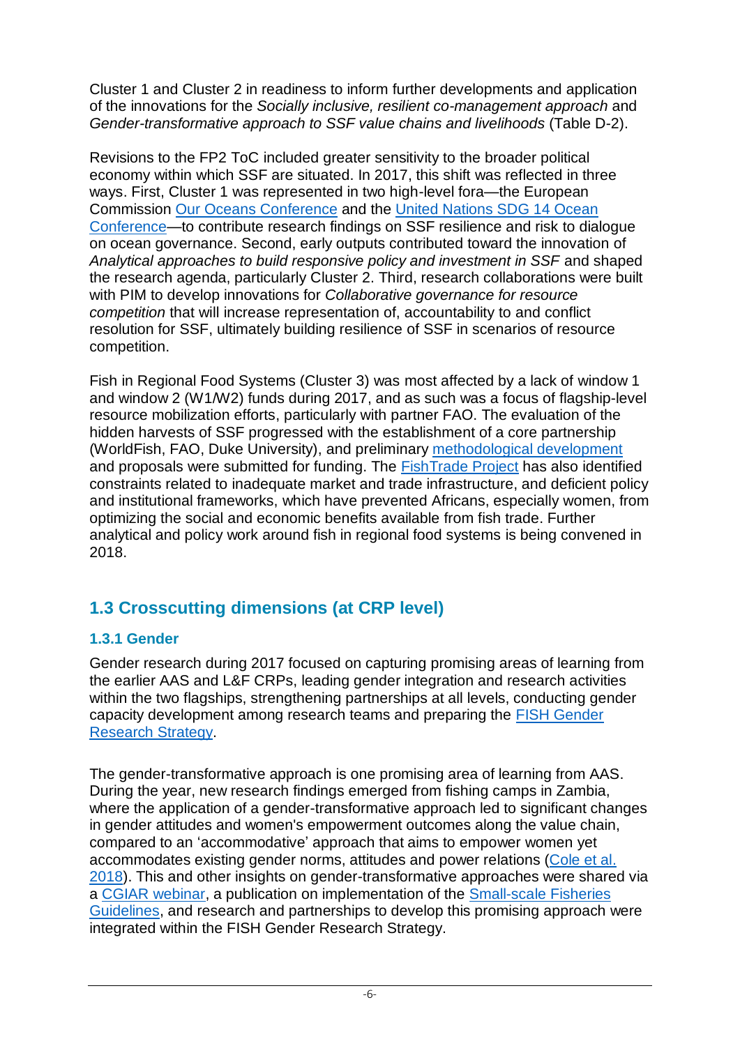Cluster 1 and Cluster 2 in readiness to inform further developments and application of the innovations for the *Socially inclusive, resilient co-management approach* and *Gender-transformative approach to SSF value chains and livelihoods* (Table D-2).

Revisions to the FP2 ToC included greater sensitivity to the broader political economy within which SSF are situated. In 2017, this shift was reflected in three ways. First, Cluster 1 was represented in two high-level fora—the European Commission Our Oceans Conference and the United Nations SDG 14 Ocean Conference—to contribute research findings on SSF resilience and risk to dialogue on ocean governance. Second, early outputs contributed toward the innovation of *Analytical approaches to build responsive policy and investment in SSF* and shaped the research agenda, particularly Cluster 2. Third, research collaborations were built with PIM to develop innovations for *Collaborative governance for resource competition* that will increase representation of, accountability to and conflict resolution for SSF, ultimately building resilience of SSF in scenarios of resource competition.

Fish in Regional Food Systems (Cluster 3) was most affected by a lack of window 1 and window 2 (W1/W2) funds during 2017, and as such was a focus of flagship-level resource mobilization efforts, particularly with partner FAO. The evaluation of the hidden harvests of SSF progressed with the establishment of a core partnership (WorldFish, FAO, Duke University), and preliminary methodological development and proposals were submitted for funding. The FishTrade Project has also identified constraints related to inadequate market and trade infrastructure, and deficient policy and institutional frameworks, which have prevented Africans, especially women, from optimizing the social and economic benefits available from fish trade. Further analytical and policy work around fish in regional food systems is being convened in 2018.

## 1.3 Crosscutting dimensions (at CRP level)

### 1.3.1 Gender

Gender research during 2017 focused on capturing promising areas of learning from the earlier AAS and L&F CRPs, leading gender integration and research activities within the two flagships, strengthening partnerships at all levels, conducting gender capacity development among research teams and preparing the FISH Gender Research Strategy.

The gender-transformative approach is one promising area of learning from AAS. During the year, new research findings emerged from fishing camps in Zambia, where the application of a gender-transformative approach led to significant changes in gender attitudes and women's empowerment outcomes along the value chain, compared to an 'accommodative' approach that aims to empower women yet accommodates existing gender norms, attitudes and power relations (Cole et al. 2018). This and other insights on gender-transformative approaches were shared via a CGIAR webinar, a publication on implementation of the Small-scale Fisheries Guidelines, and research and partnerships to develop this promising approach were integrated within the FISH Gender Research Strategy.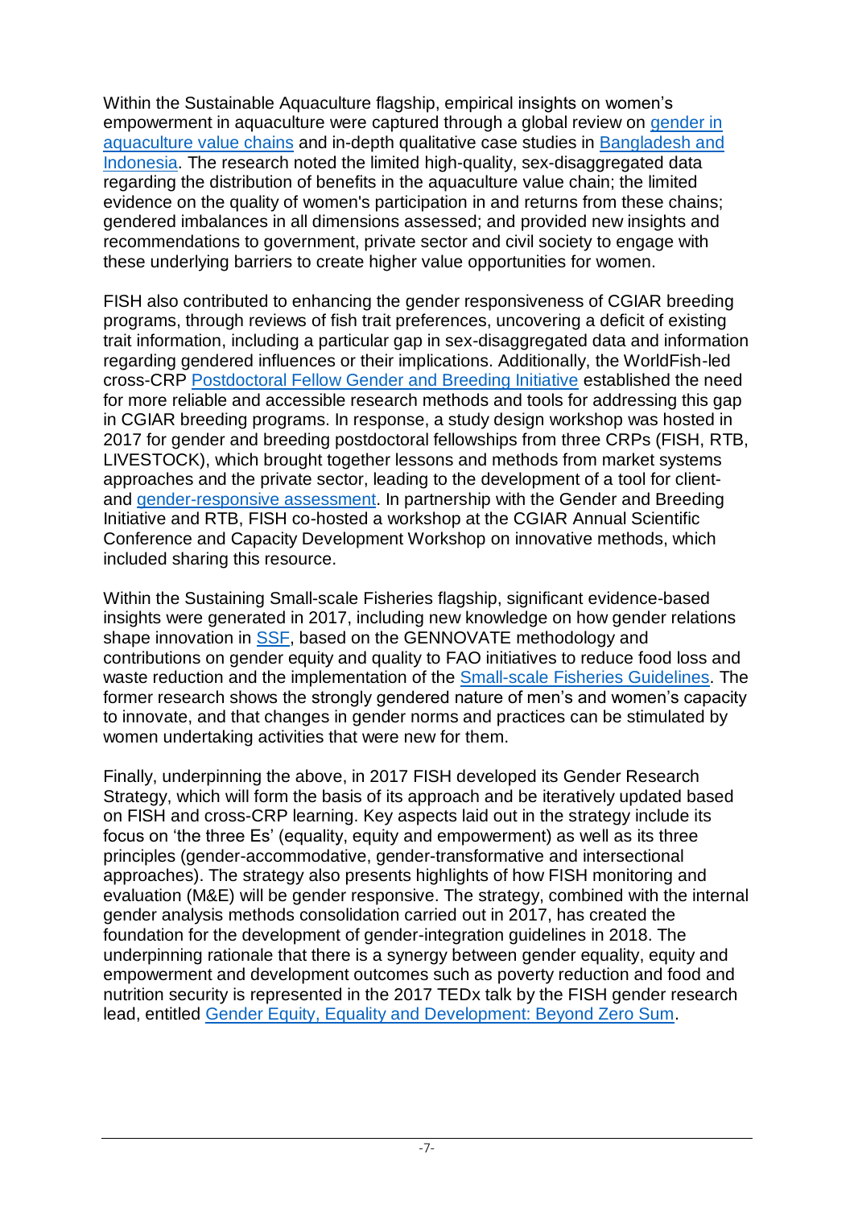Within the Sustainable Aquaculture flagship, empirical insights on women's empowerment in aquaculture were captured through a global review on gender in aquaculture value chains and in-depth qualitative case studies in Bangladesh and Indonesia. The research noted the limited high-quality, sex-disaggregated data regarding the distribution of benefits in the aquaculture value chain; the limited evidence on the quality of women's participation in and returns from these chains; gendered imbalances in all dimensions assessed; and provided new insights and recommendations to government, private sector and civil society to engage with these underlying barriers to create higher value opportunities for women.

FISH also contributed to enhancing the gender responsiveness of CGIAR breeding programs, through reviews of fish trait preferences, uncovering a deficit of existing trait information, including a particular gap in sex-disaggregated data and information regarding gendered influences or their implications. Additionally, the WorldFish-led cross-CRP Postdoctoral Fellow Gender and Breeding Initiative established the need for more reliable and accessible research methods and tools for addressing this gap in CGIAR breeding programs. In response, a study design workshop was hosted in 2017 for gender and breeding postdoctoral fellowships from three CRPs (FISH, RTB, LIVESTOCK), which brought together lessons and methods from market systems approaches and the private sector, leading to the development of a tool for client- and gender-responsive assessment. In partnership with the Gender and Breeding Initiative and RTB, FISH co-hosted a workshop at the CGIAR Annual Scientific Conference and Capacity Development Workshop on innovative methods, which included sharing this resource.

Within the Sustaining Small-scale Fisheries flagship, significant evidence-based insights were generated in 2017, including new knowledge on how gender relations shape innovation in SSF, based on the GENNOVATE methodology and contributions on gender equity and quality to FAO initiatives to reduce food loss and waste reduction and the implementation of the Small-scale Fisheries Guidelines. The former research shows the strongly gendered nature of men's and women's capacity to innovate, and that changes in gender norms and practices can be stimulated by women undertaking activities that were new for them.

Finally, underpinning the above, in 2017 FISH developed its Gender Research Strategy, which will form the basis of its approach and be iteratively updated based on FISH and cross-CRP learning. Key aspects laid out in the strategy include its focus on 'the three Es' (equality, equity and empowerment) as well as its three principles (gender-accommodative, gender-transformative and intersectional approaches). The strategy also presents highlights of how FISH monitoring and evaluation (M&E) will be gender responsive. The strategy, combined with the internal gender analysis methods consolidation carried out in 2017, has created the foundation for the development of gender-integration guidelines in 2018. The underpinning rationale that there is a synergy between gender equality, equity and empowerment and development outcomes such as poverty reduction and food and nutrition security is represented in the 2017 TEDx talk by the FISH gender research lead, entitled Gender Equity, Equality and Development: Beyond Zero Sum.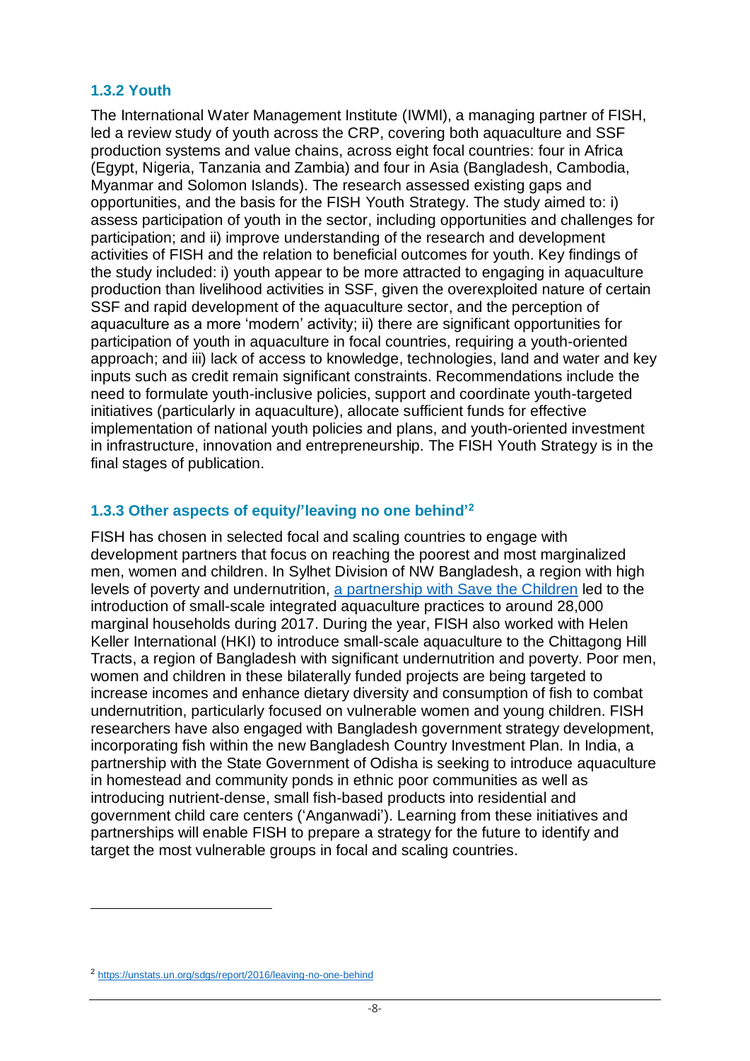### 1.3.2 Youth

The International Water Management Institute (IWMI), a managing partner of FISH, led a review study of youth across the CRP, covering both aquaculture and SSF production systems and value chains, across eight focal countries: four in Africa (Egypt, Nigeria, Tanzania and Zambia) and four in Asia (Bangladesh, Cambodia, Myanmar and Solomon Islands). The research assessed existing gaps and opportunities, and the basis for the FISH Youth Strategy. The study aimed to: i) assess participation of youth in the sector, including opportunities and challenges for participation; and ii) improve understanding of the research and development activities of FISH and the relation to beneficial outcomes for youth. Key findings of the study included: i) youth appear to be more attracted to engaging in aquaculture production than livelihood activities in SSF, given the overexploited nature of certain SSF and rapid development of the aquaculture sector, and the perception of aquaculture as a more 'modern' activity; ii) there are significant opportunities for participation of youth in aquaculture in focal countries, requiring a youth-oriented approach; and iii) lack of access to knowledge, technologies, land and water and key inputs such as credit remain significant constraints. Recommendations include the need to formulate youth-inclusive policies, support and coordinate youth-targeted initiatives (particularly in aquaculture), allocate sufficient funds for effective implementation of national youth policies and plans, and youth-oriented investment in infrastructure, innovation and entrepreneurship. The FISH Youth Strategy is in the final stages of publication.

### 1.3.3 Other aspects of equity/'leaving no one behind'[2]

FISH has chosen in selected focal and scaling countries to engage with development partners that focus on reaching the poorest and most marginalized men, women and children. In Sylhet Division of NW Bangladesh, a region with high levels of poverty and undernutrition, a partnership with Save the Children led to the introduction of small-scale integrated aquaculture practices to around 28,000 marginal households during 2017. During the year, FISH also worked with Helen Keller International (HKI) to introduce small-scale aquaculture to the Chittagong Hill Tracts, a region of Bangladesh with significant undernutrition and poverty. Poor men, women and children in these bilaterally funded projects are being targeted to increase incomes and enhance dietary diversity and consumption of fish to combat undernutrition, particularly focused on vulnerable women and young children. FISH researchers have also engaged with Bangladesh government strategy development, incorporating fish within the new Bangladesh Country Investment Plan. In India, a partnership with the State Government of Odisha is seeking to introduce aquaculture in homestead and community ponds in ethnic poor communities as well as introducing nutrient-dense, small fish-based products into residential and government child care centers ('Anganwadi'). Learning from these initiatives and partnerships will enable FISH to prepare a strategy for the future to identify and target the most vulnerable groups in focal and scaling countries.

---

[2] https://unstats.un.org/sdgs/report/2016/leaving-no-one-behind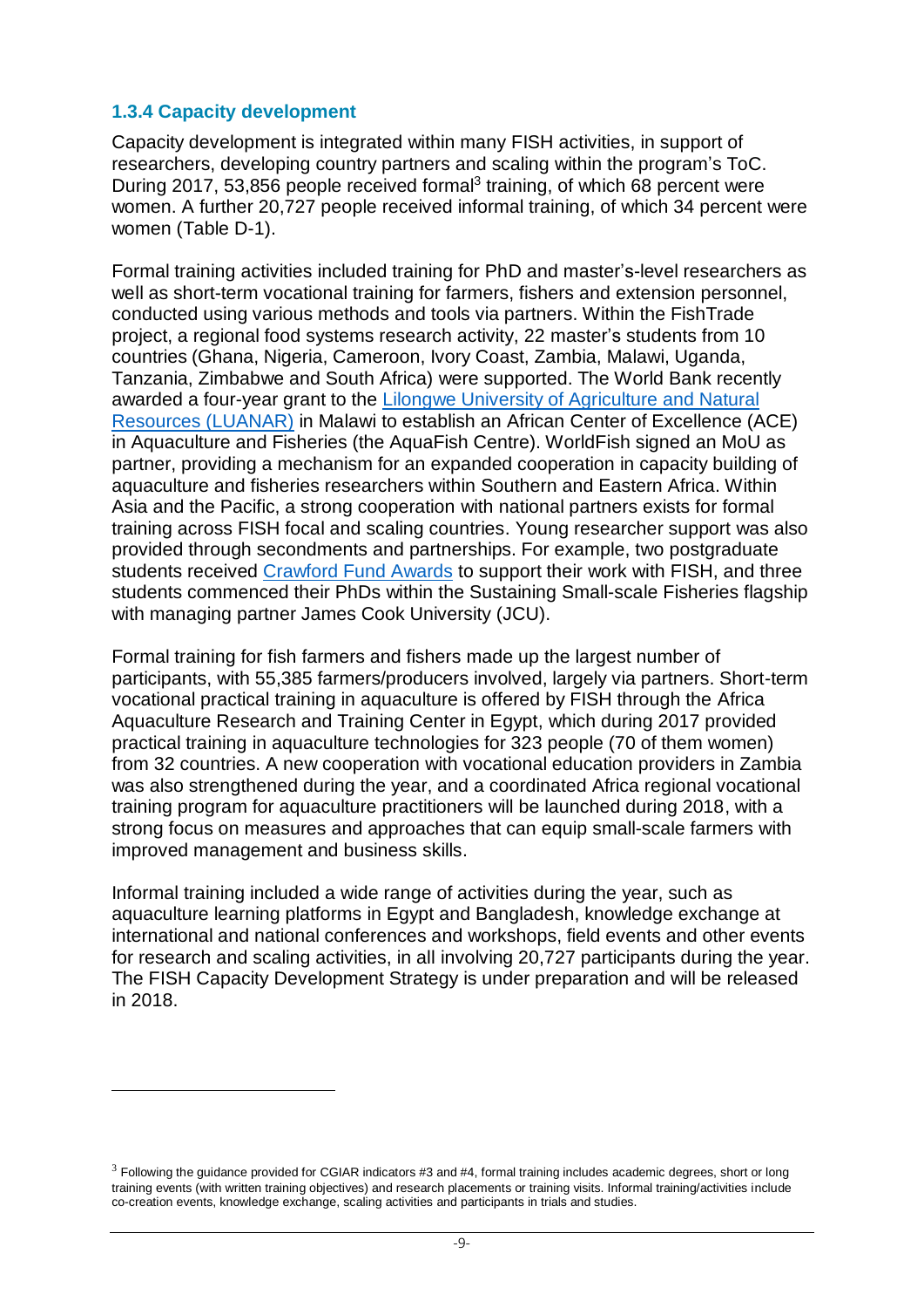### 1.3.4 Capacity development

Capacity development is integrated within many FISH activities, in support of researchers, developing country partners and scaling within the program's ToC. During 2017, 53,856 people received formal[3] training, of which 68 percent were women. A further 20,727 people received informal training, of which 34 percent were women (Table D-1).

Formal training activities included training for PhD and master's-level researchers as well as short-term vocational training for farmers, fishers and extension personnel, conducted using various methods and tools via partners. Within the FishTrade project, a regional food systems research activity, 22 master's students from 10 countries (Ghana, Nigeria, Cameroon, Ivory Coast, Zambia, Malawi, Uganda, Tanzania, Zimbabwe and South Africa) were supported. The World Bank recently awarded a four-year grant to the Lilongwe University of Agriculture and Natural Resources (LUANAR) in Malawi to establish an African Center of Excellence (ACE) in Aquaculture and Fisheries (the AquaFish Centre). WorldFish signed an MoU as partner, providing a mechanism for an expanded cooperation in capacity building of aquaculture and fisheries researchers within Southern and Eastern Africa. Within Asia and the Pacific, a strong cooperation with national partners exists for formal training across FISH focal and scaling countries. Young researcher support was also provided through secondments and partnerships. For example, two postgraduate students received Crawford Fund Awards to support their work with FISH, and three students commenced their PhDs within the Sustaining Small-scale Fisheries flagship with managing partner James Cook University (JCU).

Formal training for fish farmers and fishers made up the largest number of participants, with 55,385 farmers/producers involved, largely via partners. Short-term vocational practical training in aquaculture is offered by FISH through the Africa Aquaculture Research and Training Center in Egypt, which during 2017 provided practical training in aquaculture technologies for 323 people (70 of them women) from 32 countries. A new cooperation with vocational education providers in Zambia was also strengthened during the year, and a coordinated Africa regional vocational training program for aquaculture practitioners will be launched during 2018, with a strong focus on measures and approaches that can equip small-scale farmers with improved management and business skills.

Informal training included a wide range of activities during the year, such as aquaculture learning platforms in Egypt and Bangladesh, knowledge exchange at international and national conferences and workshops, field events and other events for research and scaling activities, in all involving 20,727 participants during the year. The FISH Capacity Development Strategy is under preparation and will be released in 2018.

---

[3] Following the guidance provided for CGIAR indicators #3 and #4, formal training includes academic degrees, short or long training events (with written training objectives) and research placements or training visits. Informal training/activities include co-creation events, knowledge exchange, scaling activities and participants in trials and studies.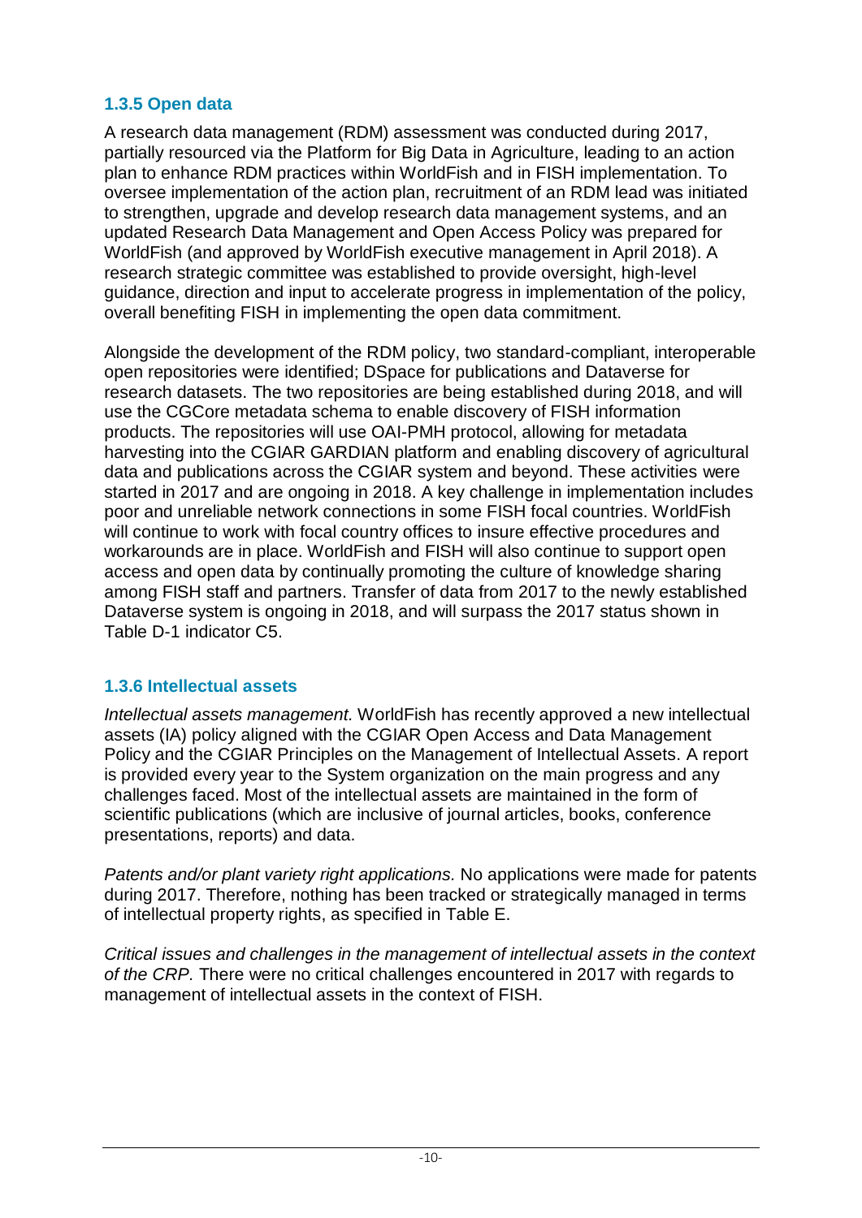### 1.3.5 Open data

A research data management (RDM) assessment was conducted during 2017, partially resourced via the Platform for Big Data in Agriculture, leading to an action plan to enhance RDM practices within WorldFish and in FISH implementation. To oversee implementation of the action plan, recruitment of an RDM lead was initiated to strengthen, upgrade and develop research data management systems, and an updated Research Data Management and Open Access Policy was prepared for WorldFish (and approved by WorldFish executive management in April 2018). A research strategic committee was established to provide oversight, high-level guidance, direction and input to accelerate progress in implementation of the policy, overall benefiting FISH in implementing the open data commitment.

Alongside the development of the RDM policy, two standard-compliant, interoperable open repositories were identified; DSpace for publications and Dataverse for research datasets. The two repositories are being established during 2018, and will use the CGCore metadata schema to enable discovery of FISH information products. The repositories will use OAI-PMH protocol, allowing for metadata harvesting into the CGIAR GARDIAN platform and enabling discovery of agricultural data and publications across the CGIAR system and beyond. These activities were started in 2017 and are ongoing in 2018. A key challenge in implementation includes poor and unreliable network connections in some FISH focal countries. WorldFish will continue to work with focal country offices to insure effective procedures and workarounds are in place. WorldFish and FISH will also continue to support open access and open data by continually promoting the culture of knowledge sharing among FISH staff and partners. Transfer of data from 2017 to the newly established Dataverse system is ongoing in 2018, and will surpass the 2017 status shown in Table D-1 indicator C5.

### 1.3.6 Intellectual assets

*Intellectual assets management.* WorldFish has recently approved a new intellectual assets (IA) policy aligned with the CGIAR Open Access and Data Management Policy and the CGIAR Principles on the Management of Intellectual Assets. A report is provided every year to the System organization on the main progress and any challenges faced. Most of the intellectual assets are maintained in the form of scientific publications (which are inclusive of journal articles, books, conference presentations, reports) and data.

*Patents and/or plant variety right applications.* No applications were made for patents during 2017. Therefore, nothing has been tracked or strategically managed in terms of intellectual property rights, as specified in Table E.

*Critical issues and challenges in the management of intellectual assets in the context of the CRP.* There were no critical challenges encountered in 2017 with regards to management of intellectual assets in the context of FISH.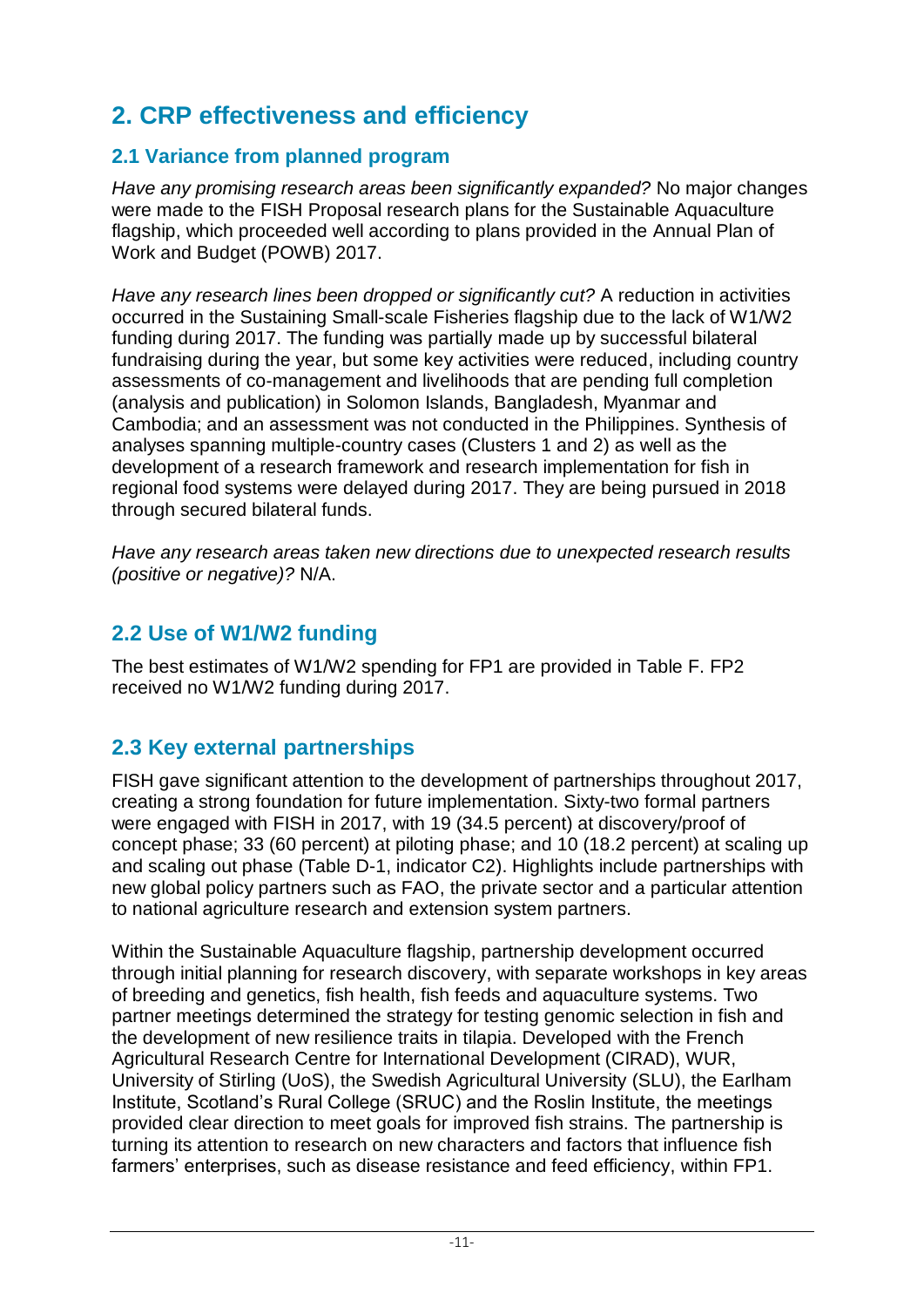# 2. CRP effectiveness and efficiency

## 2.1 Variance from planned program

*Have any promising research areas been significantly expanded?* No major changes were made to the FISH Proposal research plans for the Sustainable Aquaculture flagship, which proceeded well according to plans provided in the Annual Plan of Work and Budget (POWB) 2017.

*Have any research lines been dropped or significantly cut?* A reduction in activities occurred in the Sustaining Small-scale Fisheries flagship due to the lack of W1/W2 funding during 2017. The funding was partially made up by successful bilateral fundraising during the year, but some key activities were reduced, including country assessments of co-management and livelihoods that are pending full completion (analysis and publication) in Solomon Islands, Bangladesh, Myanmar and Cambodia; and an assessment was not conducted in the Philippines. Synthesis of analyses spanning multiple-country cases (Clusters 1 and 2) as well as the development of a research framework and research implementation for fish in regional food systems were delayed during 2017. They are being pursued in 2018 through secured bilateral funds.

*Have any research areas taken new directions due to unexpected research results (positive or negative)?* N/A.

## 2.2 Use of W1/W2 funding

The best estimates of W1/W2 spending for FP1 are provided in Table F. FP2 received no W1/W2 funding during 2017.

## 2.3 Key external partnerships

FISH gave significant attention to the development of partnerships throughout 2017, creating a strong foundation for future implementation. Sixty-two formal partners were engaged with FISH in 2017, with 19 (34.5 percent) at discovery/proof of concept phase; 33 (60 percent) at piloting phase; and 10 (18.2 percent) at scaling up and scaling out phase (Table D-1, indicator C2). Highlights include partnerships with new global policy partners such as FAO, the private sector and a particular attention to national agriculture research and extension system partners.

Within the Sustainable Aquaculture flagship, partnership development occurred through initial planning for research discovery, with separate workshops in key areas of breeding and genetics, fish health, fish feeds and aquaculture systems. Two partner meetings determined the strategy for testing genomic selection in fish and the development of new resilience traits in tilapia. Developed with the French Agricultural Research Centre for International Development (CIRAD), WUR, University of Stirling (UoS), the Swedish Agricultural University (SLU), the Earlham Institute, Scotland's Rural College (SRUC) and the Roslin Institute, the meetings provided clear direction to meet goals for improved fish strains. The partnership is turning its attention to research on new characters and factors that influence fish farmers' enterprises, such as disease resistance and feed efficiency, within FP1.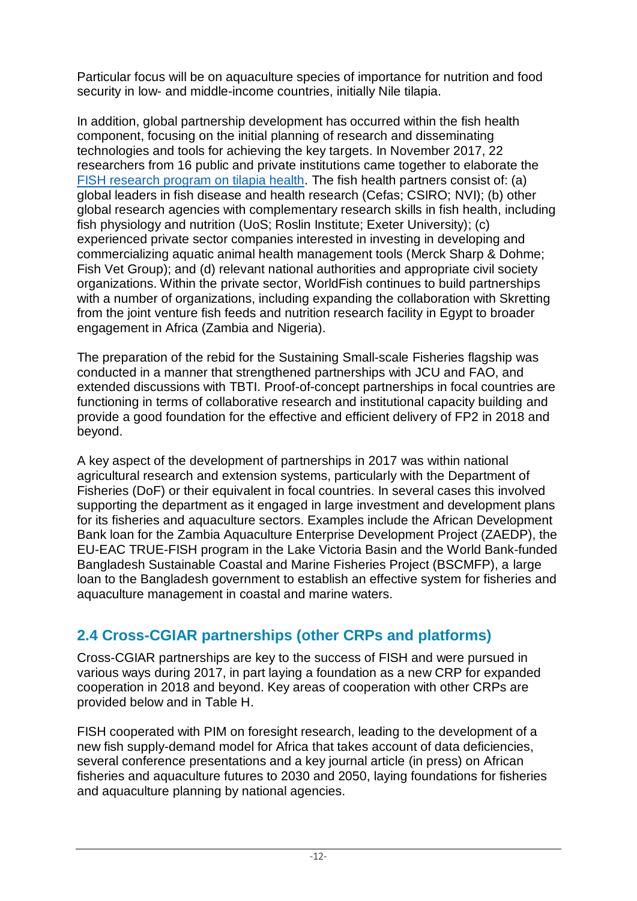Particular focus will be on aquaculture species of importance for nutrition and food security in low- and middle-income countries, initially Nile tilapia.

In addition, global partnership development has occurred within the fish health component, focusing on the initial planning of research and disseminating technologies and tools for achieving the key targets. In November 2017, 22 researchers from 16 public and private institutions came together to elaborate the [FISH research program on tilapia health](). The fish health partners consist of: (a) global leaders in fish disease and health research (Cefas; CSIRO; NVI); (b) other global research agencies with complementary research skills in fish health, including fish physiology and nutrition (UoS; Roslin Institute; Exeter University); (c) experienced private sector companies interested in investing in developing and commercializing aquatic animal health management tools (Merck Sharp & Dohme; Fish Vet Group); and (d) relevant national authorities and appropriate civil society organizations. Within the private sector, WorldFish continues to build partnerships with a number of organizations, including expanding the collaboration with Skretting from the joint venture fish feeds and nutrition research facility in Egypt to broader engagement in Africa (Zambia and Nigeria).

The preparation of the rebid for the Sustaining Small-scale Fisheries flagship was conducted in a manner that strengthened partnerships with JCU and FAO, and extended discussions with TBTI. Proof-of-concept partnerships in focal countries are functioning in terms of collaborative research and institutional capacity building and provide a good foundation for the effective and efficient delivery of FP2 in 2018 and beyond.

A key aspect of the development of partnerships in 2017 was within national agricultural research and extension systems, particularly with the Department of Fisheries (DoF) or their equivalent in focal countries. In several cases this involved supporting the department as it engaged in large investment and development plans for its fisheries and aquaculture sectors. Examples include the African Development Bank loan for the Zambia Aquaculture Enterprise Development Project (ZAEDP), the EU-EAC TRUE-FISH program in the Lake Victoria Basin and the World Bank-funded Bangladesh Sustainable Coastal and Marine Fisheries Project (BSCMFP), a large loan to the Bangladesh government to establish an effective system for fisheries and aquaculture management in coastal and marine waters.

## 2.4 Cross-CGIAR partnerships (other CRPs and platforms)

Cross-CGIAR partnerships are key to the success of FISH and were pursued in various ways during 2017, in part laying a foundation as a new CRP for expanded cooperation in 2018 and beyond. Key areas of cooperation with other CRPs are provided below and in Table H.

FISH cooperated with PIM on foresight research, leading to the development of a new fish supply-demand model for Africa that takes account of data deficiencies, several conference presentations and a key journal article (in press) on African fisheries and aquaculture futures to 2030 and 2050, laying foundations for fisheries and aquaculture planning by national agencies.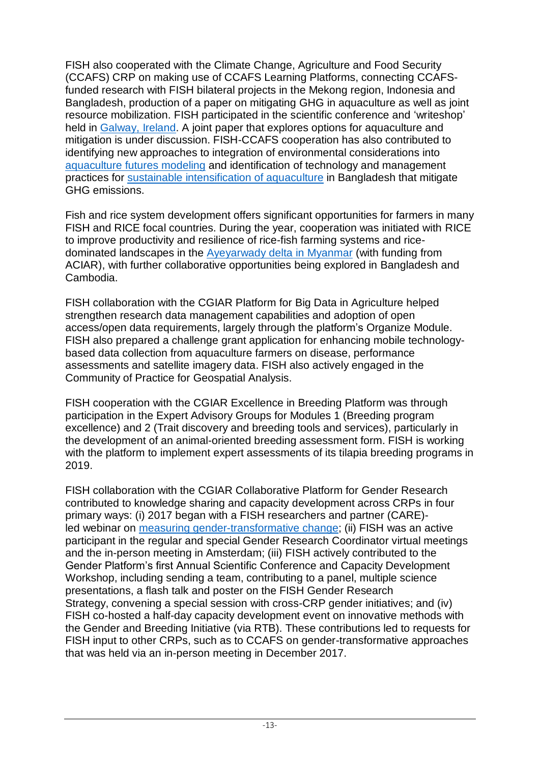FISH also cooperated with the Climate Change, Agriculture and Food Security (CCAFS) CRP on making use of CCAFS Learning Platforms, connecting CCAFS-funded research with FISH bilateral projects in the Mekong region, Indonesia and Bangladesh, production of a paper on mitigating GHG in aquaculture as well as joint resource mobilization. FISH participated in the scientific conference and 'writeshop' held in Galway, Ireland. A joint paper that explores options for aquaculture and mitigation is under discussion. FISH-CCAFS cooperation has also contributed to identifying new approaches to integration of environmental considerations into aquaculture futures modeling and identification of technology and management practices for sustainable intensification of aquaculture in Bangladesh that mitigate GHG emissions.

Fish and rice system development offers significant opportunities for farmers in many FISH and RICE focal countries. During the year, cooperation was initiated with RICE to improve productivity and resilience of rice-fish farming systems and rice-dominated landscapes in the Ayeyarwady delta in Myanmar (with funding from ACIAR), with further collaborative opportunities being explored in Bangladesh and Cambodia.

FISH collaboration with the CGIAR Platform for Big Data in Agriculture helped strengthen research data management capabilities and adoption of open access/open data requirements, largely through the platform's Organize Module. FISH also prepared a challenge grant application for enhancing mobile technology-based data collection from aquaculture farmers on disease, performance assessments and satellite imagery data. FISH also actively engaged in the Community of Practice for Geospatial Analysis.

FISH cooperation with the CGIAR Excellence in Breeding Platform was through participation in the Expert Advisory Groups for Modules 1 (Breeding program excellence) and 2 (Trait discovery and breeding tools and services), particularly in the development of an animal-oriented breeding assessment form. FISH is working with the platform to implement expert assessments of its tilapia breeding programs in 2019.

FISH collaboration with the CGIAR Collaborative Platform for Gender Research contributed to knowledge sharing and capacity development across CRPs in four primary ways: (i) 2017 began with a FISH researchers and partner (CARE)-led webinar on measuring gender-transformative change; (ii) FISH was an active participant in the regular and special Gender Research Coordinator virtual meetings and the in-person meeting in Amsterdam; (iii) FISH actively contributed to the Gender Platform's first Annual Scientific Conference and Capacity Development Workshop, including sending a team, contributing to a panel, multiple science presentations, a flash talk and poster on the FISH Gender Research Strategy, convening a special session with cross-CRP gender initiatives; and (iv) FISH co-hosted a half-day capacity development event on innovative methods with the Gender and Breeding Initiative (via RTB). These contributions led to requests for FISH input to other CRPs, such as to CCAFS on gender-transformative approaches that was held via an in-person meeting in December 2017.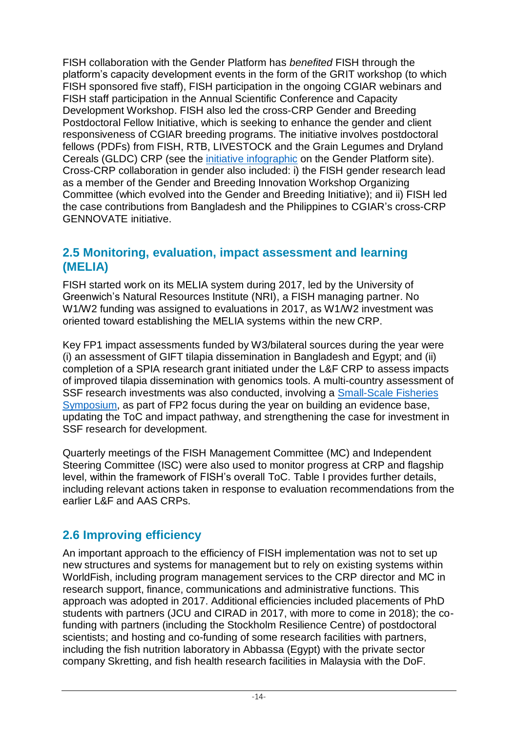FISH collaboration with the Gender Platform has *benefited* FISH through the platform's capacity development events in the form of the GRIT workshop (to which FISH sponsored five staff), FISH participation in the ongoing CGIAR webinars and FISH staff participation in the Annual Scientific Conference and Capacity Development Workshop. FISH also led the cross-CRP Gender and Breeding Postdoctoral Fellow Initiative, which is seeking to enhance the gender and client responsiveness of CGIAR breeding programs. The initiative involves postdoctoral fellows (PDFs) from FISH, RTB, LIVESTOCK and the Grain Legumes and Dryland Cereals (GLDC) CRP (see the initiative infographic on the Gender Platform site). Cross-CRP collaboration in gender also included: i) the FISH gender research lead as a member of the Gender and Breeding Innovation Workshop Organizing Committee (which evolved into the Gender and Breeding Initiative); and ii) FISH led the case contributions from Bangladesh and the Philippines to CGIAR's cross-CRP GENNOVATE initiative.

## 2.5 Monitoring, evaluation, impact assessment and learning (MELIA)

FISH started work on its MELIA system during 2017, led by the University of Greenwich's Natural Resources Institute (NRI), a FISH managing partner. No W1/W2 funding was assigned to evaluations in 2017, as W1/W2 investment was oriented toward establishing the MELIA systems within the new CRP.

Key FP1 impact assessments funded by W3/bilateral sources during the year were (i) an assessment of GIFT tilapia dissemination in Bangladesh and Egypt; and (ii) completion of a SPIA research grant initiated under the L&F CRP to assess impacts of improved tilapia dissemination with genomics tools. A multi-country assessment of SSF research investments was also conducted, involving a Small-Scale Fisheries Symposium, as part of FP2 focus during the year on building an evidence base, updating the ToC and impact pathway, and strengthening the case for investment in SSF research for development.

Quarterly meetings of the FISH Management Committee (MC) and Independent Steering Committee (ISC) were also used to monitor progress at CRP and flagship level, within the framework of FISH's overall ToC. Table I provides further details, including relevant actions taken in response to evaluation recommendations from the earlier L&F and AAS CRPs.

## 2.6 Improving efficiency

An important approach to the efficiency of FISH implementation was not to set up new structures and systems for management but to rely on existing systems within WorldFish, including program management services to the CRP director and MC in research support, finance, communications and administrative functions. This approach was adopted in 2017. Additional efficiencies included placements of PhD students with partners (JCU and CIRAD in 2017, with more to come in 2018); the co-funding with partners (including the Stockholm Resilience Centre) of postdoctoral scientists; and hosting and co-funding of some research facilities with partners, including the fish nutrition laboratory in Abbassa (Egypt) with the private sector company Skretting, and fish health research facilities in Malaysia with the DoF.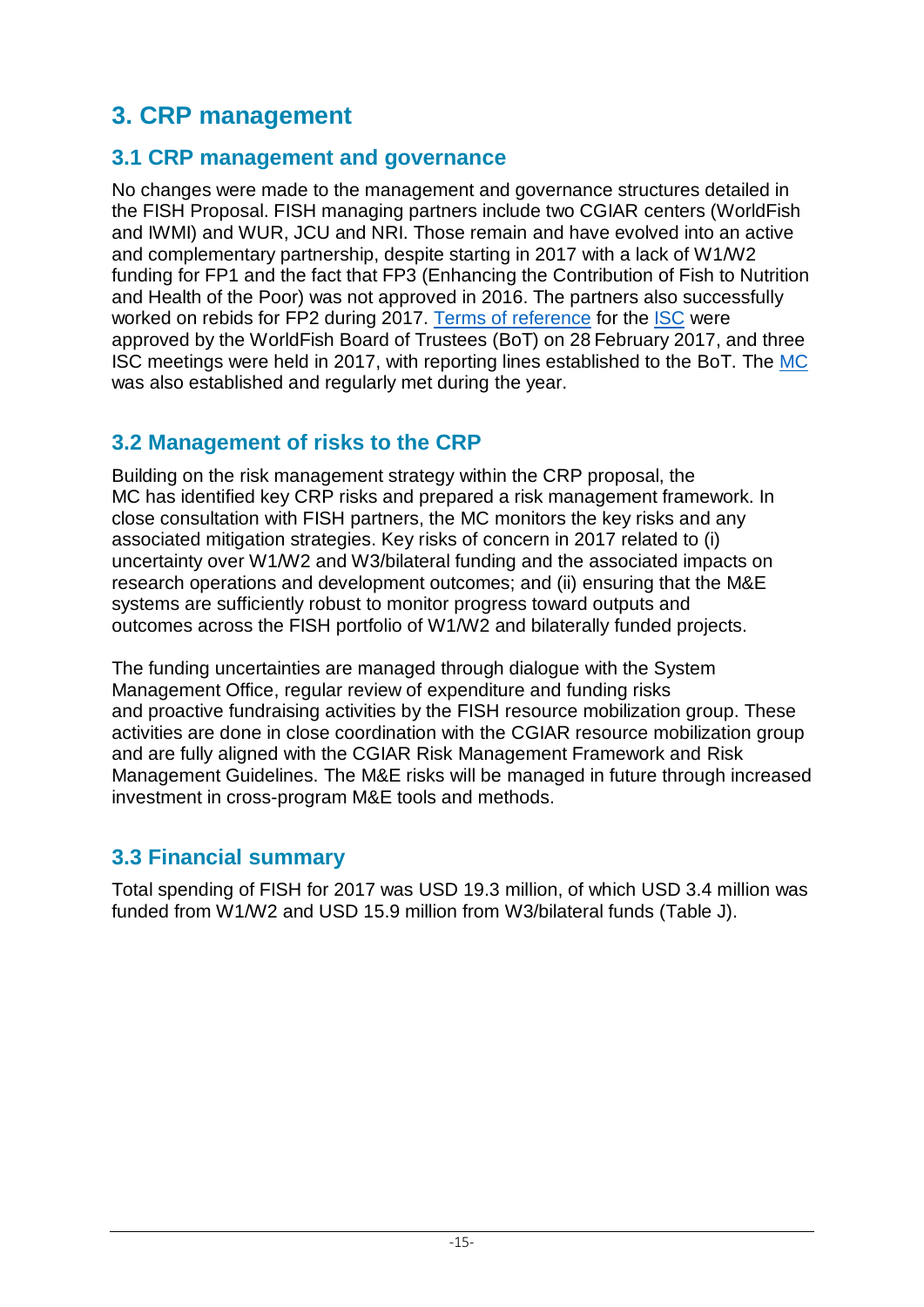# 3. CRP management

## 3.1 CRP management and governance

No changes were made to the management and governance structures detailed in the FISH Proposal. FISH managing partners include two CGIAR centers (WorldFish and IWMI) and WUR, JCU and NRI. Those remain and have evolved into an active and complementary partnership, despite starting in 2017 with a lack of W1/W2 funding for FP1 and the fact that FP3 (Enhancing the Contribution of Fish to Nutrition and Health of the Poor) was not approved in 2016. The partners also successfully worked on rebids for FP2 during 2017. Terms of reference for the ISC were approved by the WorldFish Board of Trustees (BoT) on 28 February 2017, and three ISC meetings were held in 2017, with reporting lines established to the BoT. The MC was also established and regularly met during the year.

## 3.2 Management of risks to the CRP

Building on the risk management strategy within the CRP proposal, the MC has identified key CRP risks and prepared a risk management framework. In close consultation with FISH partners, the MC monitors the key risks and any associated mitigation strategies. Key risks of concern in 2017 related to (i) uncertainty over W1/W2 and W3/bilateral funding and the associated impacts on research operations and development outcomes; and (ii) ensuring that the M&E systems are sufficiently robust to monitor progress toward outputs and outcomes across the FISH portfolio of W1/W2 and bilaterally funded projects.

The funding uncertainties are managed through dialogue with the System Management Office, regular review of expenditure and funding risks and proactive fundraising activities by the FISH resource mobilization group. These activities are done in close coordination with the CGIAR resource mobilization group and are fully aligned with the CGIAR Risk Management Framework and Risk Management Guidelines. The M&E risks will be managed in future through increased investment in cross-program M&E tools and methods.

## 3.3 Financial summary

Total spending of FISH for 2017 was USD 19.3 million, of which USD 3.4 million was funded from W1/W2 and USD 15.9 million from W3/bilateral funds (Table J).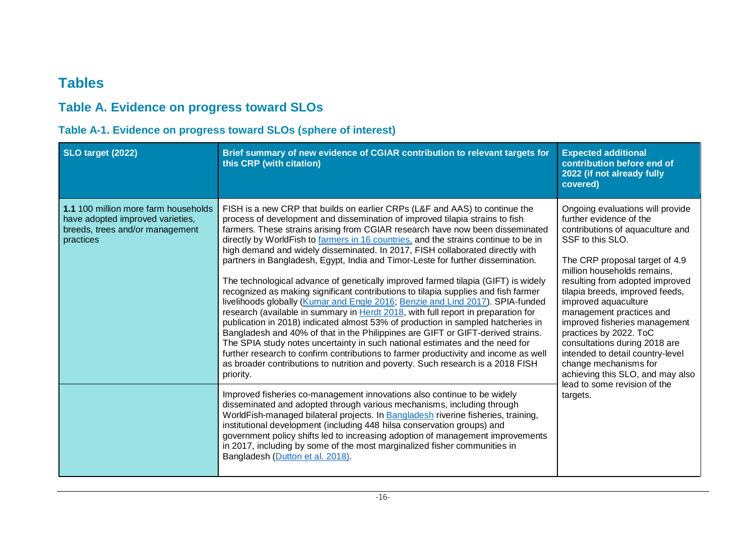# Tables

## Table A. Evidence on progress toward SLOs

### Table A-1. Evidence on progress toward SLOs (sphere of interest)

| SLO target (2022) | Brief summary of new evidence of CGIAR contribution to relevant targets for this CRP (with citation) | Expected additional contribution before end of 2022 (if not already fully covered) |
|---|---|---|
| **1.1** 100 million more farm households have adopted improved varieties, breeds, trees and/or management practices | FISH is a new CRP that builds on earlier CRPs (L&F and AAS) to continue the process of development and dissemination of improved tilapia strains to fish farmers. These strains arising from CGIAR research have now been disseminated directly by WorldFish to farmers in 16 countries, and the strains continue to be in high demand and widely disseminated. In 2017, FISH collaborated directly with partners in Bangladesh, Egypt, India and Timor-Leste for further dissemination.<br><br>The technological advance of genetically improved farmed tilapia (GIFT) is widely recognized as making significant contributions to tilapia supplies and fish farmer livelihoods globally (Kumar and Engle 2016; Benzie and Lind 2017). SPIA-funded research (available in summary in Herdt 2018, with full report in preparation for publication in 2018) indicated almost 53% of production in sampled hatcheries in Bangladesh and 40% of that in the Philippines are GIFT or GIFT-derived strains. The SPIA study notes uncertainty in such national estimates and the need for further research to confirm contributions to farmer productivity and income as well as broader contributions to nutrition and poverty. Such research is a 2018 FISH priority. | Ongoing evaluations will provide further evidence of the contributions of aquaculture and SSF to this SLO.<br><br>The CRP proposal target of 4.9 million households remains, resulting from adopted improved tilapia breeds, improved feeds, improved aquaculture management practices and improved fisheries management practices by 2022. ToC consultations during 2018 are intended to detail country-level change mechanisms for achieving this SLO, and may also lead to some revision of the targets. |
| | Improved fisheries co-management innovations also continue to be widely disseminated and adopted through various mechanisms, including through WorldFish-managed bilateral projects. In Bangladesh riverine fisheries, training, institutional development (including 448 hilsa conservation groups) and government policy shifts led to increasing adoption of management improvements in 2017, including by some of the most marginalized fisher communities in Bangladesh (Dutton et al. 2018). | |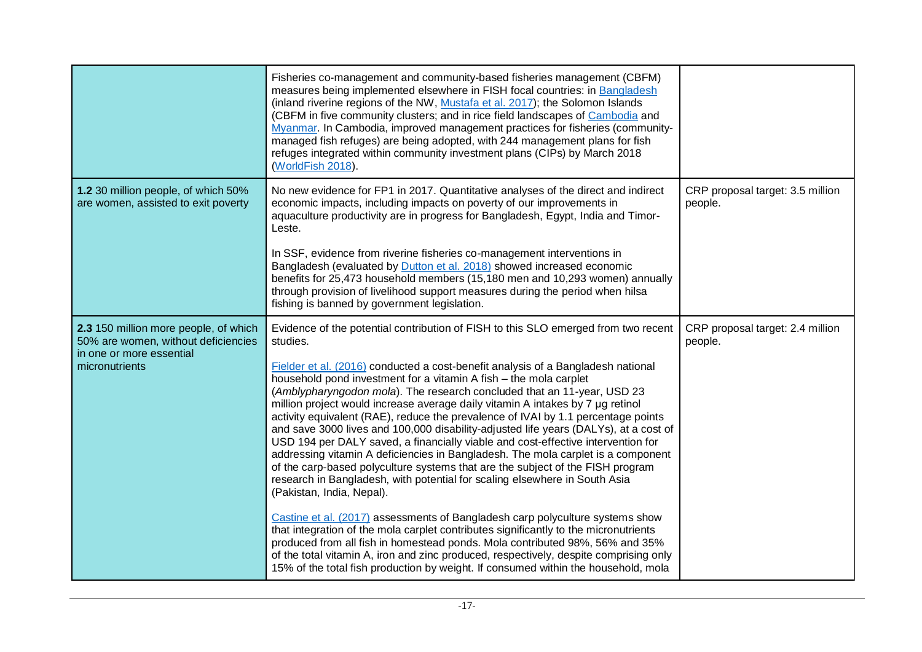| | | |
|---|---|---|
| | Fisheries co-management and community-based fisheries management (CBFM) measures being implemented elsewhere in FISH focal countries: in Bangladesh (inland riverine regions of the NW, Mustafa et al. 2017); the Solomon Islands (CBFM in five community clusters; and in rice field landscapes of Cambodia and Myanmar. In Cambodia, improved management practices for fisheries (community-managed fish refuges) are being adopted, with 244 management plans for fish refuges integrated within community investment plans (CIPs) by March 2018 (WorldFish 2018). | |
| **1.2** 30 million people, of which 50% are women, assisted to exit poverty | No new evidence for FP1 in 2017. Quantitative analyses of the direct and indirect economic impacts, including impacts on poverty of our improvements in aquaculture productivity are in progress for Bangladesh, Egypt, India and Timor-Leste.<br><br>In SSF, evidence from riverine fisheries co-management interventions in Bangladesh (evaluated by Dutton et al. 2018) showed increased economic benefits for 25,473 household members (15,180 men and 10,293 women) annually through provision of livelihood support measures during the period when hilsa fishing is banned by government legislation. | CRP proposal target: 3.5 million people. |
| **2.3** 150 million more people, of which 50% are women, without deficiencies in one or more essential micronutrients | Evidence of the potential contribution of FISH to this SLO emerged from two recent studies.<br><br>Fielder et al. (2016) conducted a cost-benefit analysis of a Bangladesh national household pond investment for a vitamin A fish – the mola carplet (*Amblypharyngodon mola*). The research concluded that an 11-year, USD 23 million project would increase average daily vitamin A intakes by 7 µg retinol activity equivalent (RAE), reduce the prevalence of IVAI by 1.1 percentage points and save 3000 lives and 100,000 disability-adjusted life years (DALYs), at a cost of USD 194 per DALY saved, a financially viable and cost-effective intervention for addressing vitamin A deficiencies in Bangladesh. The mola carplet is a component of the carp-based polyculture systems that are the subject of the FISH program research in Bangladesh, with potential for scaling elsewhere in South Asia (Pakistan, India, Nepal).<br><br>Castine et al. (2017) assessments of Bangladesh carp polyculture systems show that integration of the mola carplet contributes significantly to the micronutrients produced from all fish in homestead ponds. Mola contributed 98%, 56% and 35% of the total vitamin A, iron and zinc produced, respectively, despite comprising only 15% of the total fish production by weight. If consumed within the household, mola | CRP proposal target: 2.4 million people. |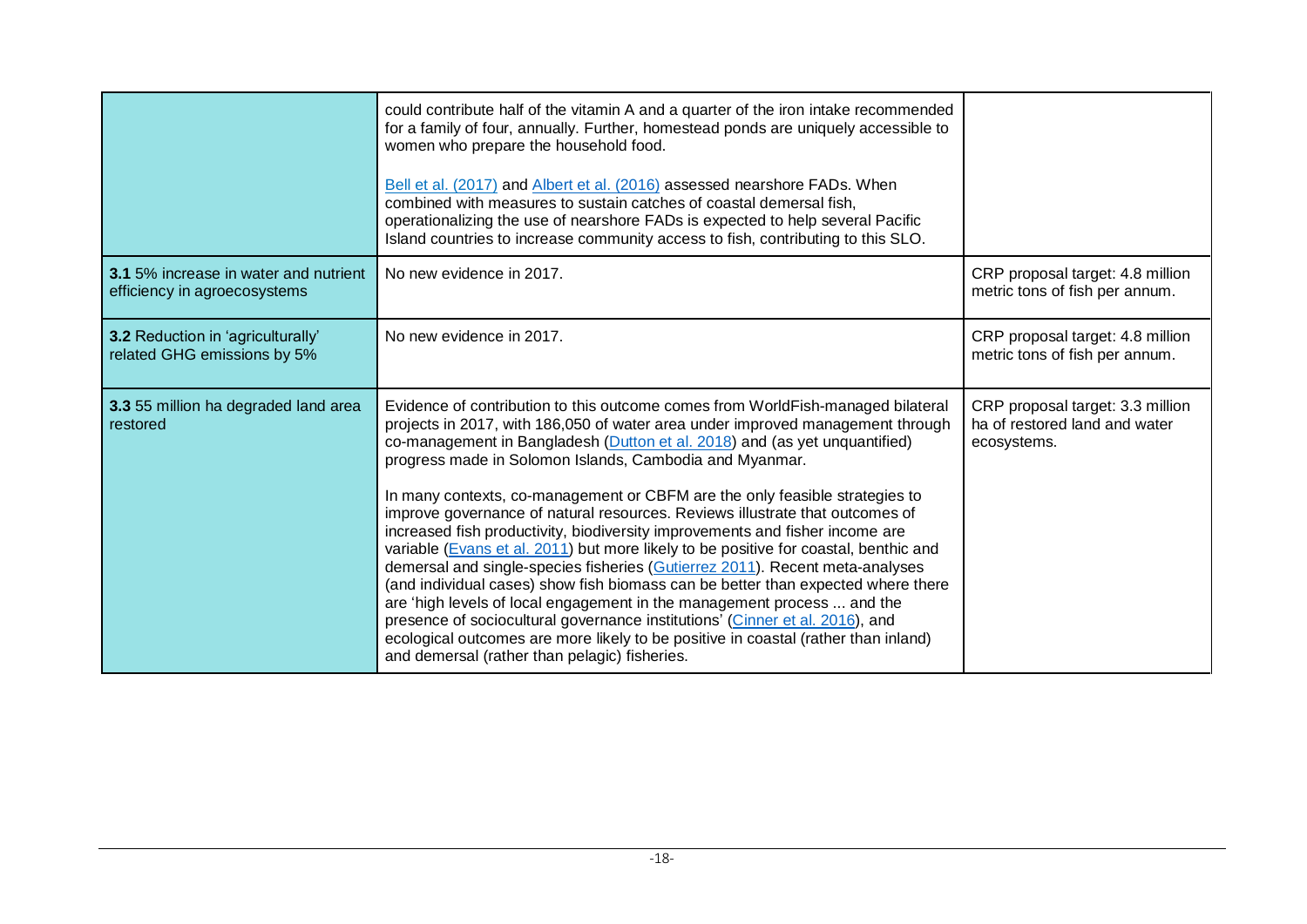|  |  |  |
|---|---|---|
|  | could contribute half of the vitamin A and a quarter of the iron intake recommended for a family of four, annually. Further, homestead ponds are uniquely accessible to women who prepare the household food.<br><br>Bell et al. (2017) and Albert et al. (2016) assessed nearshore FADs. When combined with measures to sustain catches of coastal demersal fish, operationalizing the use of nearshore FADs is expected to help several Pacific Island countries to increase community access to fish, contributing to this SLO. |  |
| **3.1** 5% increase in water and nutrient efficiency in agroecosystems | No new evidence in 2017. | CRP proposal target: 4.8 million metric tons of fish per annum. |
| **3.2** Reduction in 'agriculturally' related GHG emissions by 5% | No new evidence in 2017. | CRP proposal target: 4.8 million metric tons of fish per annum. |
| **3.3** 55 million ha degraded land area restored | Evidence of contribution to this outcome comes from WorldFish-managed bilateral projects in 2017, with 186,050 of water area under improved management through co-management in Bangladesh (Dutton et al. 2018) and (as yet unquantified) progress made in Solomon Islands, Cambodia and Myanmar.<br><br>In many contexts, co-management or CBFM are the only feasible strategies to improve governance of natural resources. Reviews illustrate that outcomes of increased fish productivity, biodiversity improvements and fisher income are variable (Evans et al. 2011) but more likely to be positive for coastal, benthic and demersal and single-species fisheries (Gutierrez 2011). Recent meta-analyses (and individual cases) show fish biomass can be better than expected where there are 'high levels of local engagement in the management process ... and the presence of sociocultural governance institutions' (Cinner et al. 2016), and ecological outcomes are more likely to be positive in coastal (rather than inland) and demersal (rather than pelagic) fisheries. | CRP proposal target: 3.3 million ha of restored land and water ecosystems. |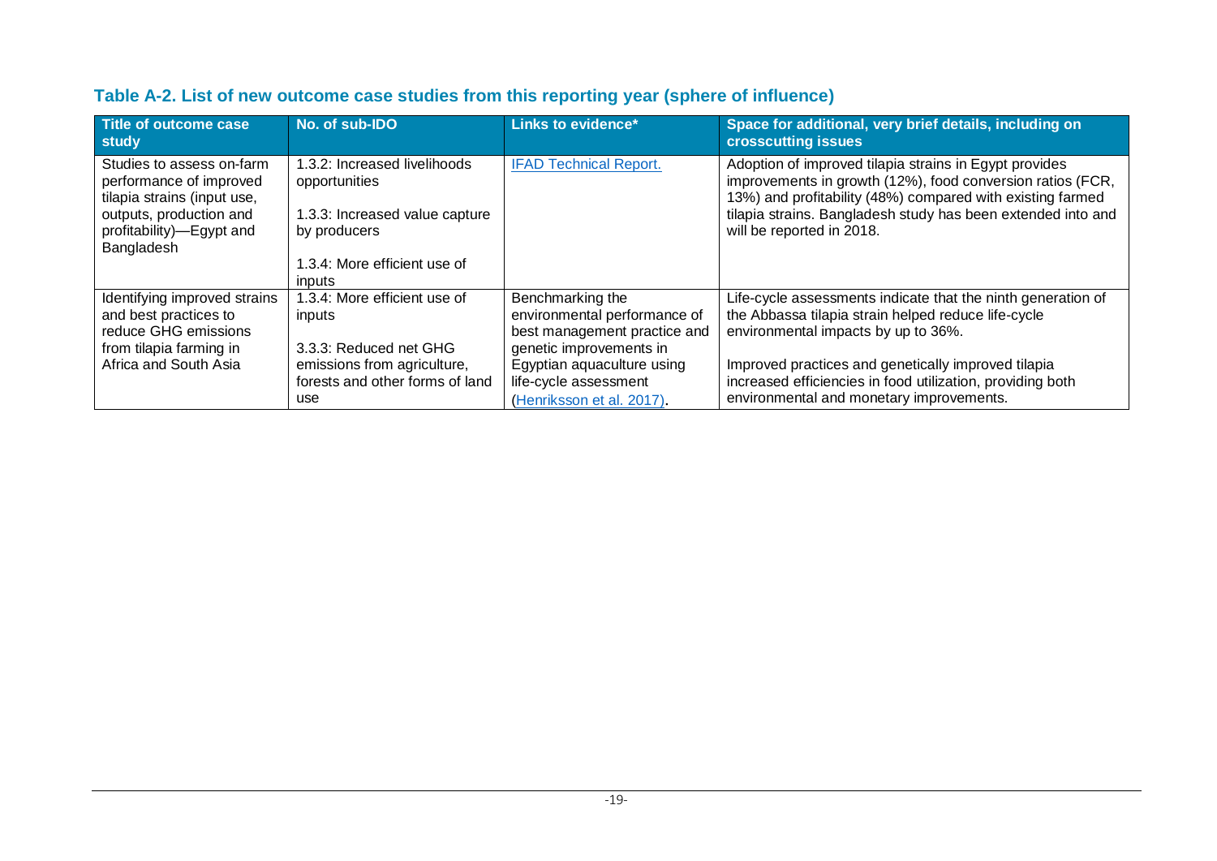### Table A-2. List of new outcome case studies from this reporting year (sphere of influence)

| Title of outcome case study | No. of sub-IDO | Links to evidence* | Space for additional, very brief details, including on crosscutting issues |
|---|---|---|---|
| Studies to assess on-farm performance of improved tilapia strains (input use, outputs, production and profitability)—Egypt and Bangladesh | 1.3.2: Increased livelihoods opportunities<br><br>1.3.3: Increased value capture by producers<br><br>1.3.4: More efficient use of inputs | IFAD Technical Report. | Adoption of improved tilapia strains in Egypt provides improvements in growth (12%), food conversion ratios (FCR, 13%) and profitability (48%) compared with existing farmed tilapia strains. Bangladesh study has been extended into and will be reported in 2018. |
| Identifying improved strains and best practices to reduce GHG emissions from tilapia farming in Africa and South Asia | 1.3.4: More efficient use of inputs<br><br>3.3.3: Reduced net GHG emissions from agriculture, forests and other forms of land use | Benchmarking the environmental performance of best management practice and genetic improvements in Egyptian aquaculture using life-cycle assessment (Henriksson et al. 2017). | Life-cycle assessments indicate that the ninth generation of the Abbassa tilapia strain helped reduce life-cycle environmental impacts by up to 36%.<br><br>Improved practices and genetically improved tilapia increased efficiencies in food utilization, providing both environmental and monetary improvements. |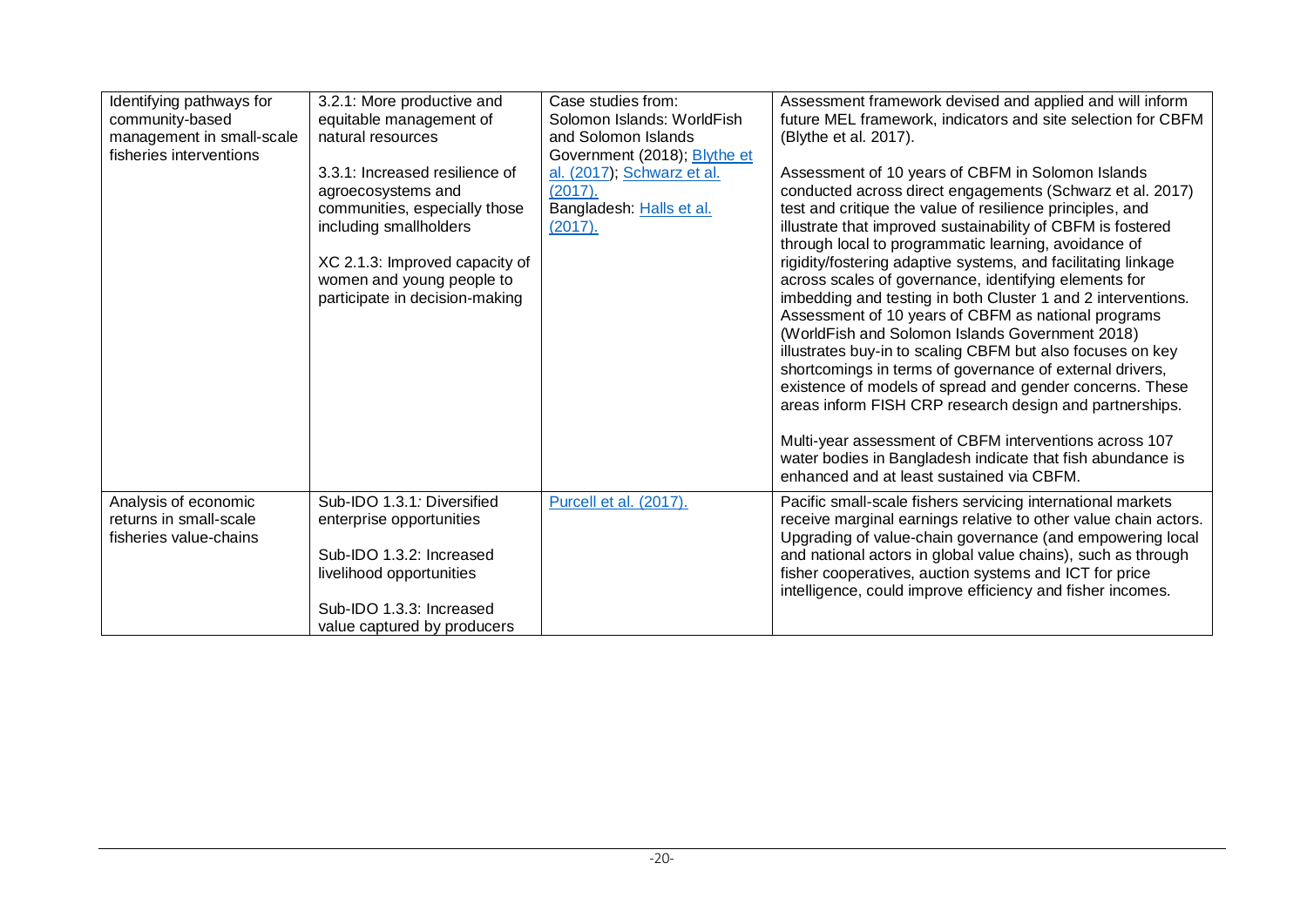| | | | |
|---|---|---|---|
| Identifying pathways for community-based management in small-scale fisheries interventions | 3.2.1: More productive and equitable management of natural resources<br><br>3.3.1: Increased resilience of agroecosystems and communities, especially those including smallholders<br><br>XC 2.1.3: Improved capacity of women and young people to participate in decision-making | Case studies from:<br>Solomon Islands: WorldFish and Solomon Islands Government (2018); Blythe et al. (2017); Schwarz et al. (2017).<br>Bangladesh: Halls et al. (2017). | Assessment framework devised and applied and will inform future MEL framework, indicators and site selection for CBFM (Blythe et al. 2017).<br><br>Assessment of 10 years of CBFM in Solomon Islands conducted across direct engagements (Schwarz et al. 2017) test and critique the value of resilience principles, and illustrate that improved sustainability of CBFM is fostered through local to programmatic learning, avoidance of rigidity/fostering adaptive systems, and facilitating linkage across scales of governance, identifying elements for imbedding and testing in both Cluster 1 and 2 interventions. Assessment of 10 years of CBFM as national programs (WorldFish and Solomon Islands Government 2018) illustrates buy-in to scaling CBFM but also focuses on key shortcomings in terms of governance of external drivers, existence of models of spread and gender concerns. These areas inform FISH CRP research design and partnerships.<br><br>Multi-year assessment of CBFM interventions across 107 water bodies in Bangladesh indicate that fish abundance is enhanced and at least sustained via CBFM. |
| Analysis of economic returns in small-scale fisheries value-chains | Sub-IDO 1.3.1: Diversified enterprise opportunities<br><br>Sub-IDO 1.3.2: Increased livelihood opportunities<br><br>Sub-IDO 1.3.3: Increased value captured by producers | Purcell et al. (2017). | Pacific small-scale fishers servicing international markets receive marginal earnings relative to other value chain actors. Upgrading of value-chain governance (and empowering local and national actors in global value chains), such as through fisher cooperatives, auction systems and ICT for price intelligence, could improve efficiency and fisher incomes. |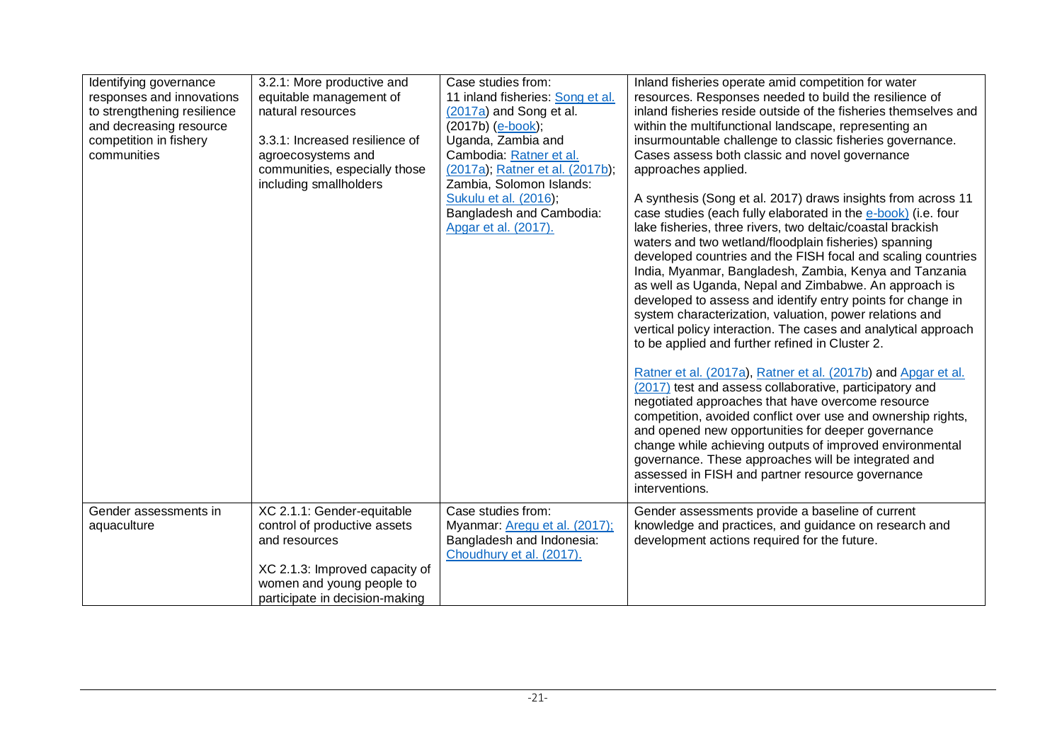| Identifying governance responses and innovations to strengthening resilience and decreasing resource competition in fishery communities | 3.2.1: More productive and equitable management of natural resources<br><br>3.3.1: Increased resilience of agroecosystems and communities, especially those including smallholders | Case studies from:<br>11 inland fisheries: Song et al. (2017a) and Song et al. (2017b) (e-book);<br>Uganda, Zambia and Cambodia: Ratner et al. (2017a); Ratner et al. (2017b);<br>Zambia, Solomon Islands: Sukulu et al. (2016);<br>Bangladesh and Cambodia: Apgar et al. (2017). | Inland fisheries operate amid competition for water resources. Responses needed to build the resilience of inland fisheries reside outside of the fisheries themselves and within the multifunctional landscape, representing an insurmountable challenge to classic fisheries governance. Cases assess both classic and novel governance approaches applied.<br><br>A synthesis (Song et al. 2017) draws insights from across 11 case studies (each fully elaborated in the e-book) (i.e. four lake fisheries, three rivers, two deltaic/coastal brackish waters and two wetland/floodplain fisheries) spanning developed countries and the FISH focal and scaling countries India, Myanmar, Bangladesh, Zambia, Kenya and Tanzania as well as Uganda, Nepal and Zimbabwe. An approach is developed to assess and identify entry points for change in system characterization, valuation, power relations and vertical policy interaction. The cases and analytical approach to be applied and further refined in Cluster 2.<br><br>Ratner et al. (2017a), Ratner et al. (2017b) and Apgar et al. (2017) test and assess collaborative, participatory and negotiated approaches that have overcome resource competition, avoided conflict over use and ownership rights, and opened new opportunities for deeper governance change while achieving outputs of improved environmental governance. These approaches will be integrated and assessed in FISH and partner resource governance interventions. |
|---|---|---|---|
| Gender assessments in aquaculture | XC 2.1.1: Gender-equitable control of productive assets and resources<br><br>XC 2.1.3: Improved capacity of women and young people to participate in decision-making | Case studies from:<br>Myanmar: Aregu et al. (2017);<br>Bangladesh and Indonesia: Choudhury et al. (2017). | Gender assessments provide a baseline of current knowledge and practices, and guidance on research and development actions required for the future. |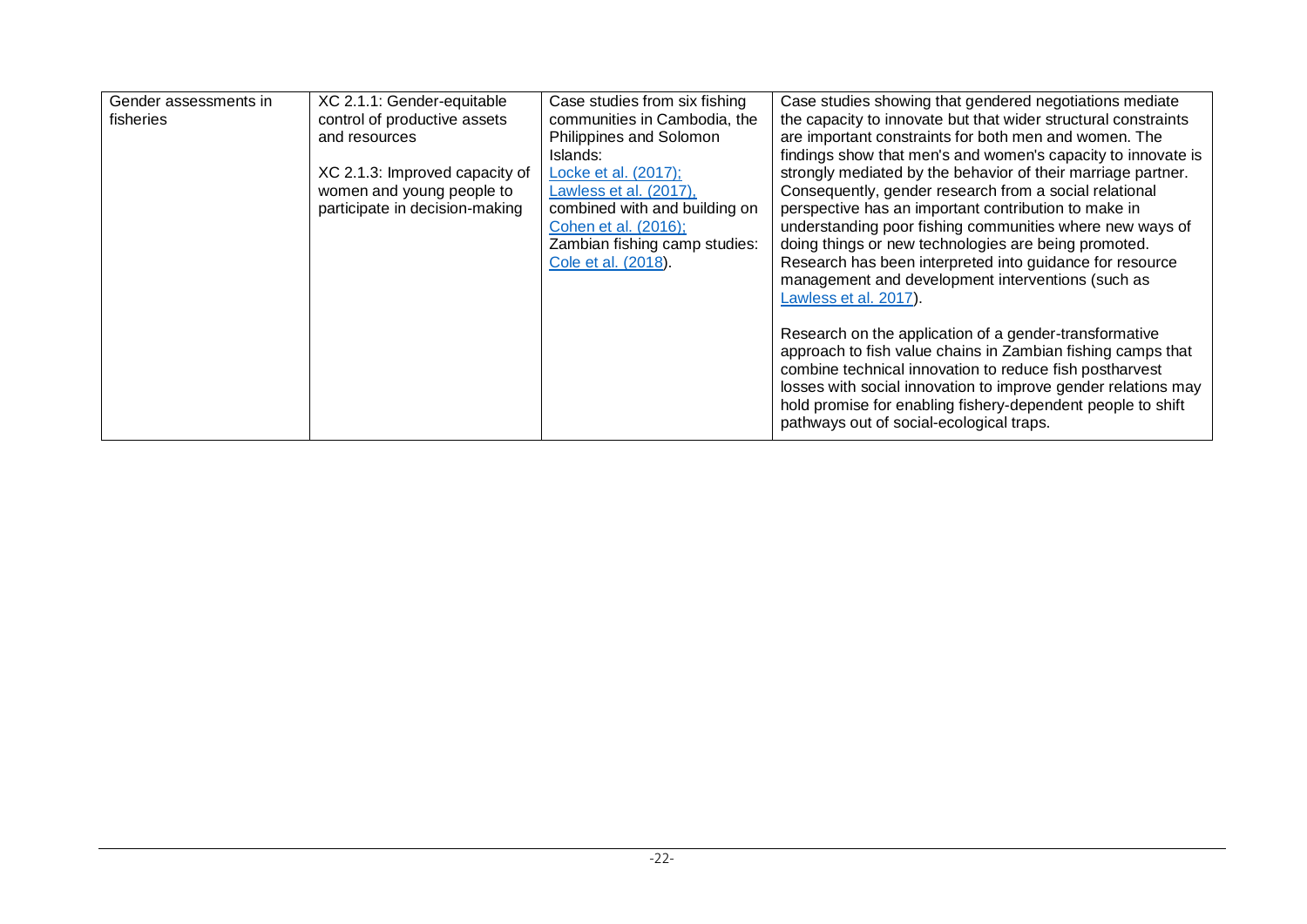| | | | |
|---|---|---|---|
| Gender assessments in fisheries | XC 2.1.1: Gender-equitable control of productive assets and resources<br><br>XC 2.1.3: Improved capacity of women and young people to participate in decision-making | Case studies from six fishing communities in Cambodia, the Philippines and Solomon Islands: Locke et al. (2017); Lawless et al. (2017), combined with and building on Cohen et al. (2016); Zambian fishing camp studies: Cole et al. (2018). | Case studies showing that gendered negotiations mediate the capacity to innovate but that wider structural constraints are important constraints for both men and women. The findings show that men's and women's capacity to innovate is strongly mediated by the behavior of their marriage partner. Consequently, gender research from a social relational perspective has an important contribution to make in understanding poor fishing communities where new ways of doing things or new technologies are being promoted. Research has been interpreted into guidance for resource management and development interventions (such as Lawless et al. 2017).<br><br>Research on the application of a gender-transformative approach to fish value chains in Zambian fishing camps that combine technical innovation to reduce fish postharvest losses with social innovation to improve gender relations may hold promise for enabling fishery-dependent people to shift pathways out of social-ecological traps. |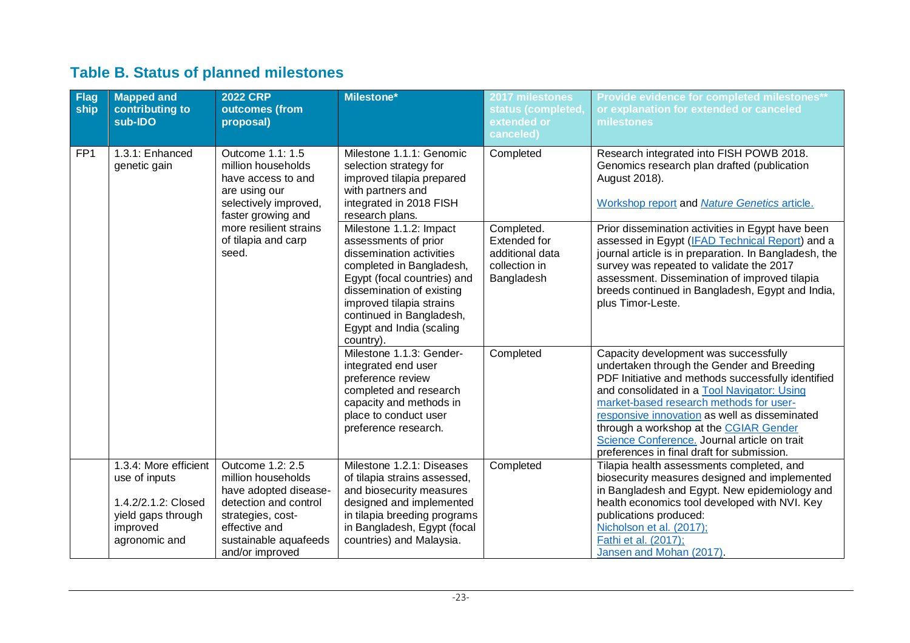## Table B. Status of planned milestones

| Flag ship | Mapped and contributing to sub-IDO | 2022 CRP outcomes (from proposal) | Milestone* | 2017 milestones status (completed, extended or canceled) | Provide evidence for completed milestones** or explanation for extended or canceled milestones |
|---|---|---|---|---|---|
| FP1 | 1.3.1: Enhanced genetic gain | Outcome 1.1: 1.5 million households have access to and are using our selectively improved, faster growing and more resilient strains of tilapia and carp seed. | Milestone 1.1.1: Genomic selection strategy for improved tilapia prepared with partners and integrated in 2018 FISH research plans. | Completed | Research integrated into FISH POWB 2018. Genomics research plan drafted (publication August 2018). Workshop report and *Nature Genetics* article. |
| | | | Milestone 1.1.2: Impact assessments of prior dissemination activities completed in Bangladesh, Egypt (focal countries) and dissemination of existing improved tilapia strains continued in Bangladesh, Egypt and India (scaling country). | Completed. Extended for additional data collection in Bangladesh | Prior dissemination activities in Egypt have been assessed in Egypt (IFAD Technical Report) and a journal article is in preparation. In Bangladesh, the survey was repeated to validate the 2017 assessment. Dissemination of improved tilapia breeds continued in Bangladesh, Egypt and India, plus Timor-Leste. |
| | | | Milestone 1.1.3: Gender-integrated end user preference review completed and research capacity and methods in place to conduct user preference research. | Completed | Capacity development was successfully undertaken through the Gender and Breeding PDF Initiative and methods successfully identified and consolidated in a Tool Navigator: Using market-based research methods for user-responsive innovation as well as disseminated through a workshop at the CGIAR Gender Science Conference. Journal article on trait preferences in final draft for submission. |
| | 1.3.4: More efficient use of inputs<br><br>1.4.2/2.1.2: Closed yield gaps through improved agronomic and | Outcome 1.2: 2.5 million households have adopted disease-detection and control strategies, cost-effective and sustainable aquafeeds and/or improved | Milestone 1.2.1: Diseases of tilapia strains assessed, and biosecurity measures designed and implemented in tilapia breeding programs in Bangladesh, Egypt (focal countries) and Malaysia. | Completed | Tilapia health assessments completed, and biosecurity measures designed and implemented in Bangladesh and Egypt. New epidemiology and health economics tool developed with NVI. Key publications produced:<br>Nicholson et al. (2017);<br>Fathi et al. (2017);<br>Jansen and Mohan (2017). |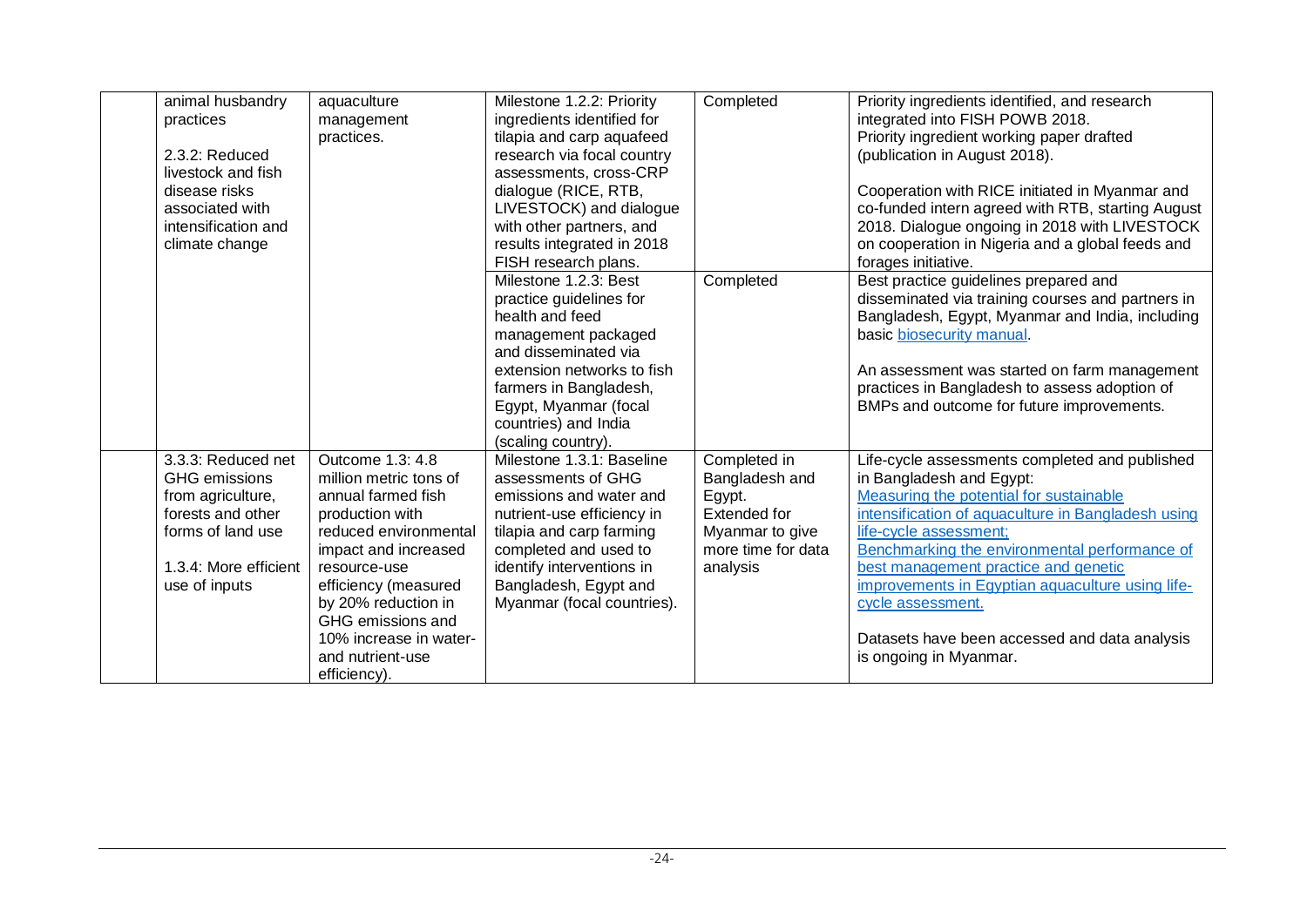| | | | | | |
|---|---|---|---|---|---|
| | animal husbandry practices<br><br>2.3.2: Reduced livestock and fish disease risks associated with intensification and climate change | aquaculture management practices. | Milestone 1.2.2: Priority ingredients identified for tilapia and carp aquafeed research via focal country assessments, cross-CRP dialogue (RICE, RTB, LIVESTOCK) and dialogue with other partners, and results integrated in 2018 FISH research plans. | Completed | Priority ingredients identified, and research integrated into FISH POWB 2018.<br>Priority ingredient working paper drafted (publication in August 2018).<br><br>Cooperation with RICE initiated in Myanmar and co-funded intern agreed with RTB, starting August 2018. Dialogue ongoing in 2018 with LIVESTOCK on cooperation in Nigeria and a global feeds and forages initiative. |
| | | | Milestone 1.2.3: Best practice guidelines for health and feed management packaged and disseminated via extension networks to fish farmers in Bangladesh, Egypt, Myanmar (focal countries) and India (scaling country). | Completed | Best practice guidelines prepared and disseminated via training courses and partners in Bangladesh, Egypt, Myanmar and India, including basic biosecurity manual.<br><br>An assessment was started on farm management practices in Bangladesh to assess adoption of BMPs and outcome for future improvements. |
| | 3.3.3: Reduced net GHG emissions from agriculture, forests and other forms of land use<br><br>1.3.4: More efficient use of inputs | Outcome 1.3: 4.8 million metric tons of annual farmed fish production with reduced environmental impact and increased resource-use efficiency (measured by 20% reduction in GHG emissions and 10% increase in water- and nutrient-use efficiency). | Milestone 1.3.1: Baseline assessments of GHG emissions and water and nutrient-use efficiency in tilapia and carp farming completed and used to identify interventions in Bangladesh, Egypt and Myanmar (focal countries). | Completed in Bangladesh and Egypt.<br>Extended for Myanmar to give more time for data analysis | Life-cycle assessments completed and published in Bangladesh and Egypt:<br>Measuring the potential for sustainable intensification of aquaculture in Bangladesh using life-cycle assessment;<br>Benchmarking the environmental performance of best management practice and genetic improvements in Egyptian aquaculture using life-cycle assessment.<br><br>Datasets have been accessed and data analysis is ongoing in Myanmar. |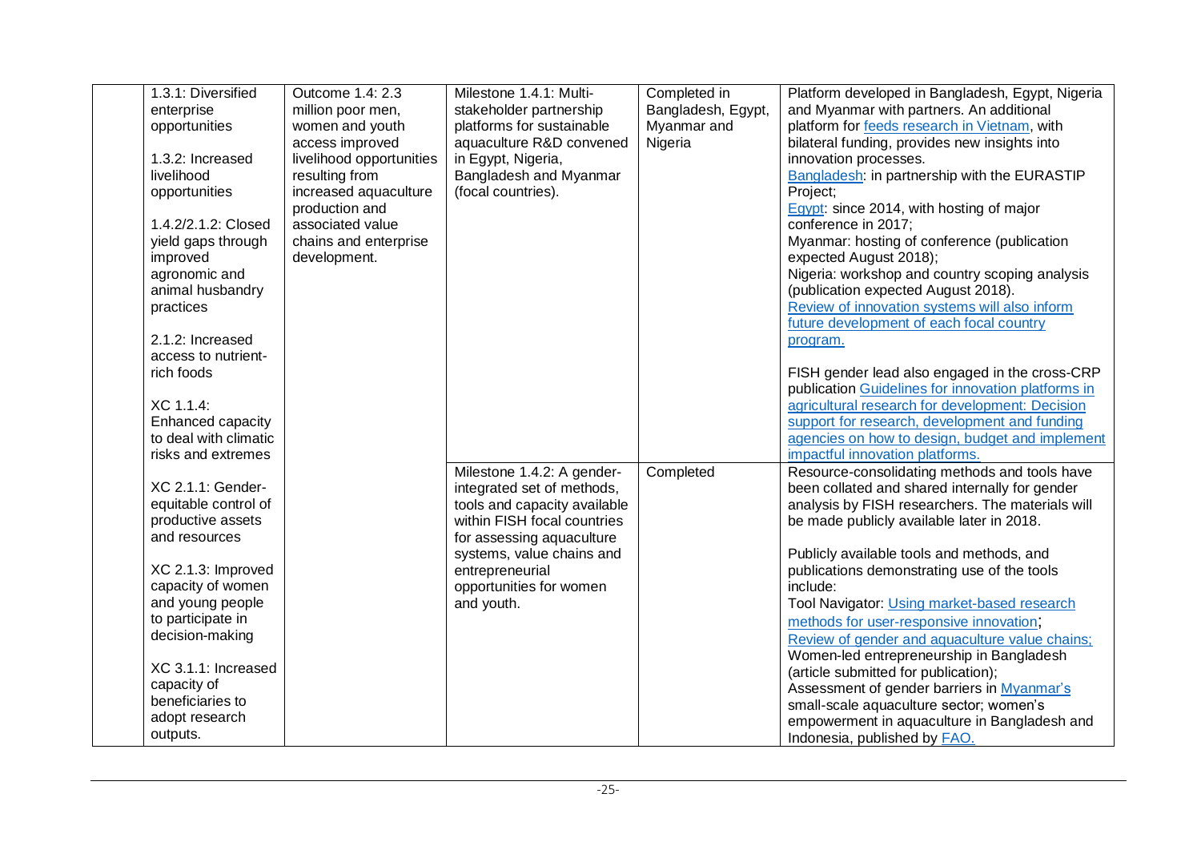| | | | | | |
|---|---|---|---|---|---|
| | 1.3.1: Diversified enterprise opportunities<br><br>1.3.2: Increased livelihood opportunities<br><br>1.4.2/2.1.2: Closed yield gaps through improved agronomic and animal husbandry practices<br><br>2.1.2: Increased access to nutrient-rich foods<br><br>XC 1.1.4: Enhanced capacity to deal with climatic risks and extremes<br><br>XC 2.1.1: Gender-equitable control of productive assets and resources<br><br>XC 2.1.3: Improved capacity of women and young people to participate in decision-making<br><br>XC 3.1.1: Increased capacity of beneficiaries to adopt research outputs. | Outcome 1.4: 2.3 million poor men, women and youth access improved livelihood opportunities resulting from increased aquaculture production and associated value chains and enterprise development. | Milestone 1.4.1: Multi-stakeholder partnership platforms for sustainable aquaculture R&D convened in Egypt, Nigeria, Bangladesh and Myanmar (focal countries). | Completed in Bangladesh, Egypt, Myanmar and Nigeria | Platform developed in Bangladesh, Egypt, Nigeria and Myanmar with partners. An additional platform for feeds research in Vietnam, with bilateral funding, provides new insights into innovation processes.<br>Bangladesh: in partnership with the EURASTIP Project;<br>Egypt: since 2014, with hosting of major conference in 2017;<br>Myanmar: hosting of conference (publication expected August 2018);<br>Nigeria: workshop and country scoping analysis (publication expected August 2018).<br>Review of innovation systems will also inform future development of each focal country program.<br><br>FISH gender lead also engaged in the cross-CRP publication Guidelines for innovation platforms in agricultural research for development: Decision support for research, development and funding agencies on how to design, budget and implement impactful innovation platforms. |
| | | | Milestone 1.4.2: A gender-integrated set of methods, tools and capacity available within FISH focal countries for assessing aquaculture systems, value chains and entrepreneurial opportunities for women and youth. | Completed | Resource-consolidating methods and tools have been collated and shared internally for gender analysis by FISH researchers. The materials will be made publicly available later in 2018.<br><br>Publicly available tools and methods, and publications demonstrating use of the tools include:<br>Tool Navigator: Using market-based research methods for user-responsive innovation;<br>Review of gender and aquaculture value chains;<br>Women-led entrepreneurship in Bangladesh (article submitted for publication);<br>Assessment of gender barriers in Myanmar's small-scale aquaculture sector; women's empowerment in aquaculture in Bangladesh and Indonesia, published by FAO. |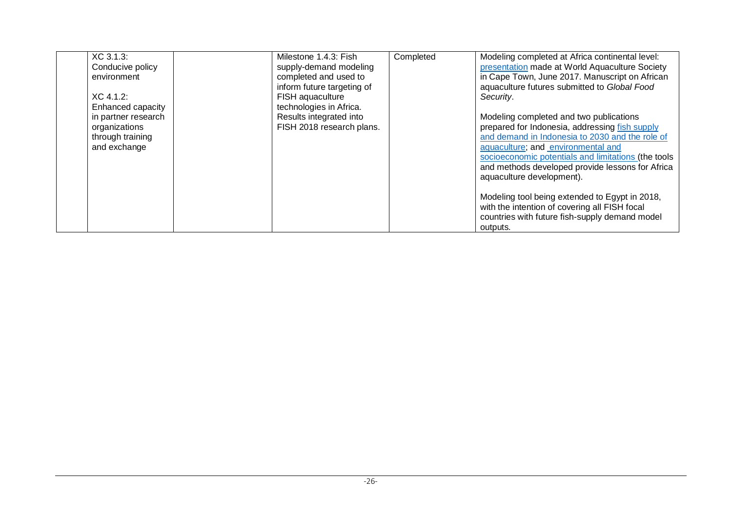|  | XC 3.1.3: Conducive policy environment<br><br>XC 4.1.2: Enhanced capacity in partner research organizations through training and exchange |  | Milestone 1.4.3: Fish supply-demand modeling completed and used to inform future targeting of FISH aquaculture technologies in Africa. Results integrated into FISH 2018 research plans. | Completed | Modeling completed at Africa continental level: presentation made at World Aquaculture Society in Cape Town, June 2017. Manuscript on African aquaculture futures submitted to *Global Food Security*.<br><br>Modeling completed and two publications prepared for Indonesia, addressing fish supply and demand in Indonesia to 2030 and the role of aquaculture; and environmental and socioeconomic potentials and limitations (the tools and methods developed provide lessons for Africa aquaculture development).<br><br>Modeling tool being extended to Egypt in 2018, with the intention of covering all FISH focal countries with future fish-supply demand model outputs. |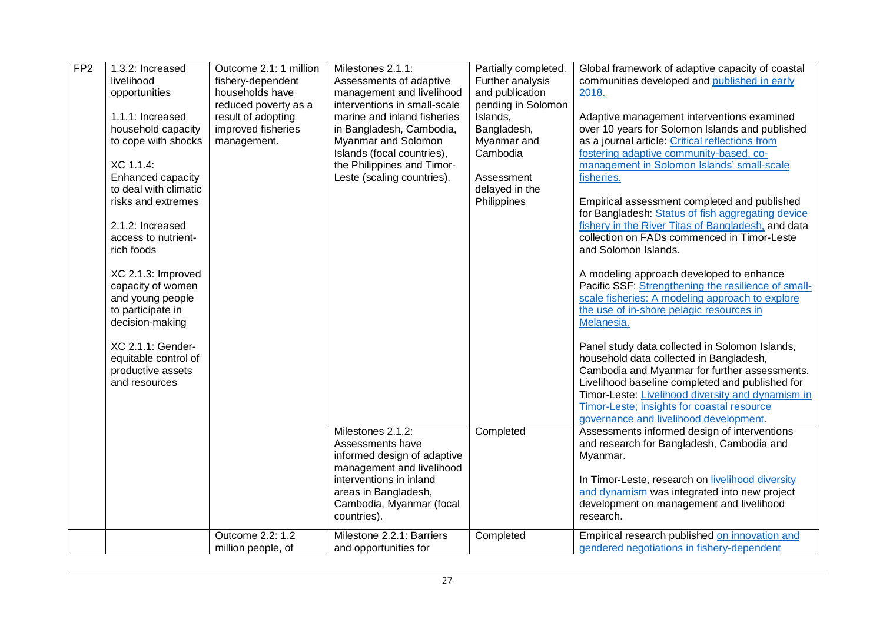| FP2 | 1.3.2: Increased livelihood opportunities<br><br>1.1.1: Increased household capacity to cope with shocks<br><br>XC 1.1.4: Enhanced capacity to deal with climatic risks and extremes<br><br>2.1.2: Increased access to nutrient-rich foods<br><br>XC 2.1.3: Improved capacity of women and young people to participate in decision-making<br><br>XC 2.1.1: Gender-equitable control of productive assets and resources | Outcome 2.1: 1 million fishery-dependent households have reduced poverty as a result of adopting improved fisheries management. | Milestones 2.1.1: Assessments of adaptive management and livelihood interventions in small-scale marine and inland fisheries in Bangladesh, Cambodia, Myanmar and Solomon Islands (focal countries), the Philippines and Timor-Leste (scaling countries). | Partially completed. Further analysis and publication pending in Solomon Islands, Bangladesh, Myanmar and Cambodia<br><br>Assessment delayed in the Philippines | Global framework of adaptive capacity of coastal communities developed and published in early 2018.<br><br>Adaptive management interventions examined over 10 years for Solomon Islands and published as a journal article: Critical reflections from fostering adaptive community-based, co-management in Solomon Islands' small-scale fisheries.<br><br>Empirical assessment completed and published for Bangladesh: Status of fish aggregating device fishery in the River Titas of Bangladesh, and data collection on FADs commenced in Timor-Leste and Solomon Islands.<br><br>A modeling approach developed to enhance Pacific SSF: Strengthening the resilience of small-scale fisheries: A modeling approach to explore the use of in-shore pelagic resources in Melanesia.<br><br>Panel study data collected in Solomon Islands, household data collected in Bangladesh, Cambodia and Myanmar for further assessments. Livelihood baseline completed and published for Timor-Leste: Livelihood diversity and dynamism in Timor-Leste; insights for coastal resource governance and livelihood development. |
|---|---|---|---|---|---|
| | | | Milestones 2.1.2: Assessments have informed design of adaptive management and livelihood interventions in inland areas in Bangladesh, Cambodia, Myanmar (focal countries). | Completed | Assessments informed design of interventions and research for Bangladesh, Cambodia and Myanmar.<br><br>In Timor-Leste, research on livelihood diversity and dynamism was integrated into new project development on management and livelihood research. |
| | | Outcome 2.2: 1.2 million people, of | Milestone 2.2.1: Barriers and opportunities for | Completed | Empirical research published on innovation and gendered negotiations in fishery-dependent |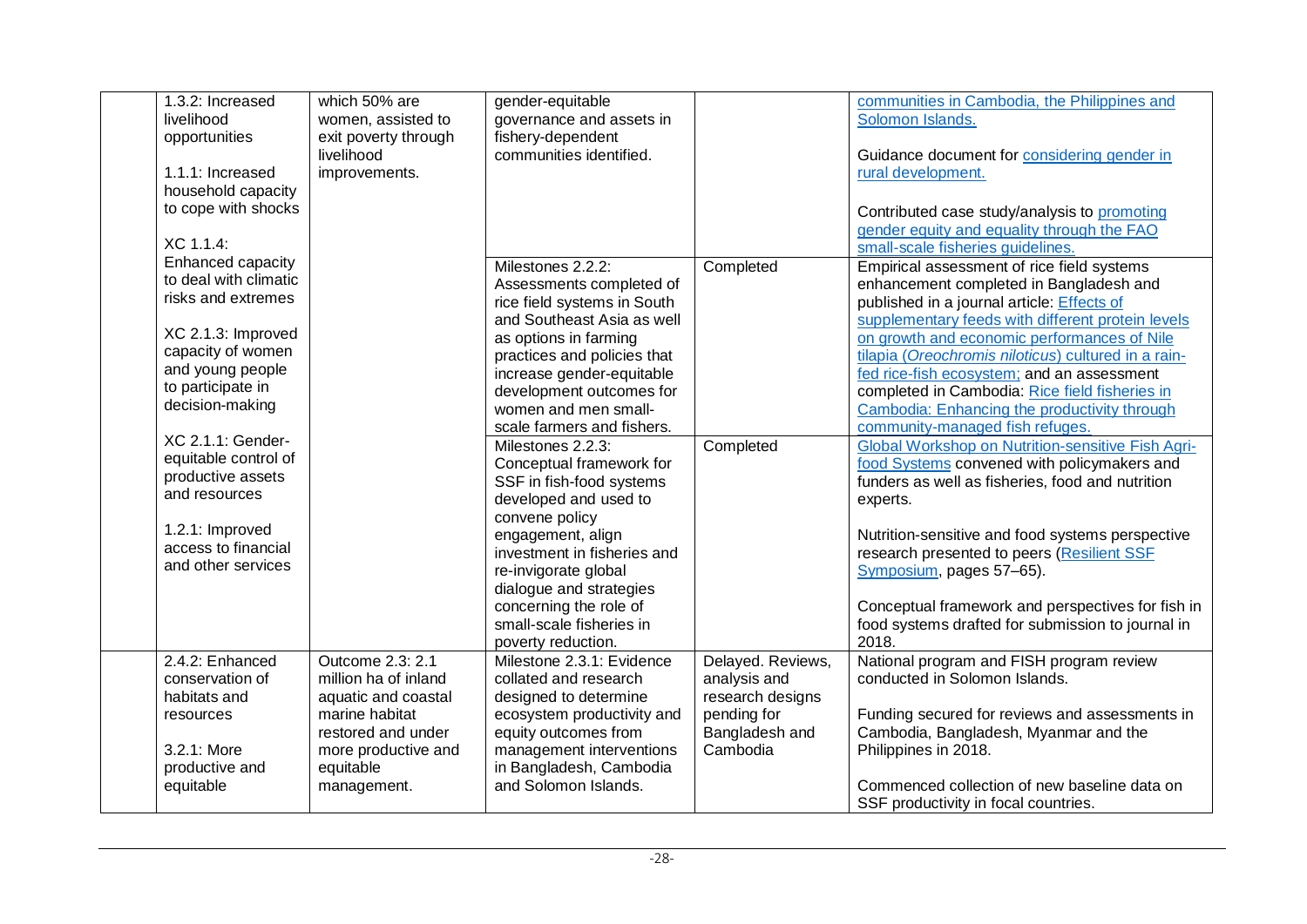| | | | | | |
|---|---|---|---|---|---|
| | 1.3.2: Increased livelihood opportunities<br><br>1.1.1: Increased household capacity to cope with shocks<br><br>XC 1.1.4: Enhanced capacity to deal with climatic risks and extremes<br><br>XC 2.1.3: Improved capacity of women and young people to participate in decision-making<br><br>XC 2.1.1: Gender-equitable control of productive assets and resources<br><br>1.2.1: Improved access to financial and other services | which 50% are women, assisted to exit poverty through livelihood improvements. | gender-equitable governance and assets in fishery-dependent communities identified. | | communities in Cambodia, the Philippines and Solomon Islands.<br><br>Guidance document for considering gender in rural development.<br><br>Contributed case study/analysis to promoting gender equity and equality through the FAO small-scale fisheries guidelines. |
| | | | Milestones 2.2.2: Assessments completed of rice field systems in South and Southeast Asia as well as options in farming practices and policies that increase gender-equitable development outcomes for women and men small-scale farmers and fishers. | Completed | Empirical assessment of rice field systems enhancement completed in Bangladesh and published in a journal article: Effects of supplementary feeds with different protein levels on growth and economic performances of Nile tilapia (*Oreochromis niloticus*) cultured in a rain-fed rice-fish ecosystem; and an assessment completed in Cambodia: Rice field fisheries in Cambodia: Enhancing the productivity through community-managed fish refuges. |
| | | | Milestones 2.2.3: Conceptual framework for SSF in fish-food systems developed and used to convene policy engagement, align investment in fisheries and re-invigorate global dialogue and strategies concerning the role of small-scale fisheries in poverty reduction. | Completed | Global Workshop on Nutrition-sensitive Fish Agri-food Systems convened with policymakers and funders as well as fisheries, food and nutrition experts.<br><br>Nutrition-sensitive and food systems perspective research presented to peers (Resilient SSF Symposium, pages 57–65).<br><br>Conceptual framework and perspectives for fish in food systems drafted for submission to journal in 2018. |
| | 2.4.2: Enhanced conservation of habitats and resources<br><br>3.2.1: More productive and equitable | Outcome 2.3: 2.1 million ha of inland aquatic and coastal marine habitat restored and under more productive and equitable management. | Milestone 2.3.1: Evidence collated and research designed to determine ecosystem productivity and equity outcomes from management interventions in Bangladesh, Cambodia and Solomon Islands. | Delayed. Reviews, analysis and research designs pending for Bangladesh and Cambodia | National program and FISH program review conducted in Solomon Islands.<br><br>Funding secured for reviews and assessments in Cambodia, Bangladesh, Myanmar and the Philippines in 2018.<br><br>Commenced collection of new baseline data on SSF productivity in focal countries. |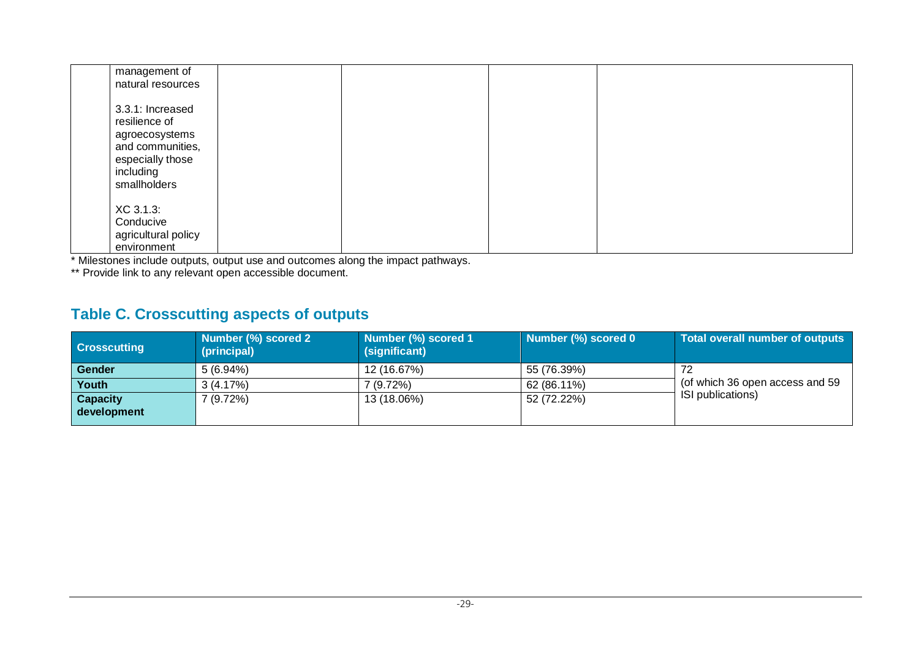| | | | | | |
|---|---|---|---|---|---|
| | management of natural resources<br><br>3.3.1: Increased resilience of agroecosystems and communities, especially those including smallholders<br><br>XC 3.1.3: Conducive agricultural policy environment | | | | |

\* Milestones include outputs, output use and outcomes along the impact pathways.
\*\* Provide link to any relevant open accessible document.

## Table C. Crosscutting aspects of outputs

| Crosscutting | Number (%) scored 2 (principal) | Number (%) scored 1 (significant) | Number (%) scored 0 | Total overall number of outputs |
|---|---|---|---|---|
| **Gender** | 5 (6.94%) | 12 (16.67%) | 55 (76.39%) | 72<br>(of which 36 open access and 59 ISI publications) |
| **Youth** | 3 (4.17%) | 7 (9.72%) | 62 (86.11%) | |
| **Capacity development** | 7 (9.72%) | 13 (18.06%) | 52 (72.22%) | |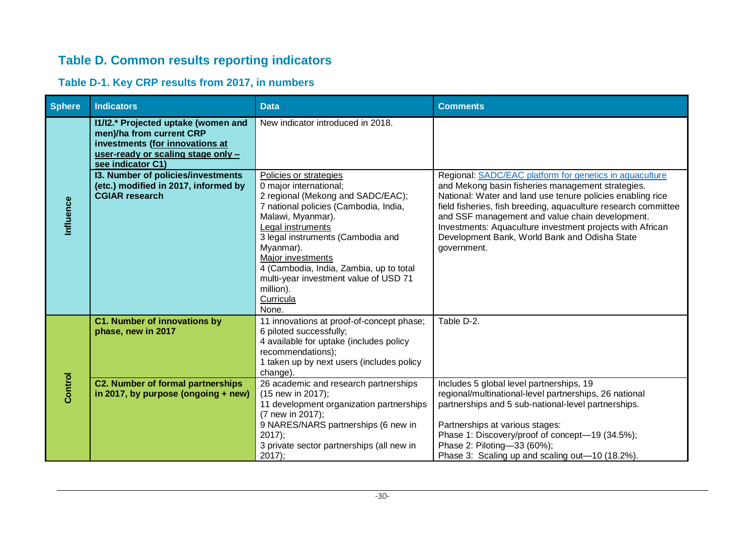## Table D. Common results reporting indicators

### Table D-1. Key CRP results from 2017, in numbers

| Sphere | Indicators | Data | Comments |
|---|---|---|---|
| Influence | **I1/I2.* Projected uptake (women and men)/ha from current CRP investments (for innovations at user-ready or scaling stage only – see indicator C1)** | New indicator introduced in 2018. | |
| | **I3. Number of policies/investments (etc.) modified in 2017, informed by CGIAR research** | Policies or strategies<br>0 major international;<br>2 regional (Mekong and SADC/EAC);<br>7 national policies (Cambodia, India, Malawi, Myanmar).<br>Legal instruments<br>3 legal instruments (Cambodia and Myanmar).<br>Major investments<br>4 (Cambodia, India, Zambia, up to total multi-year investment value of USD 71 million).<br>Curricula<br>None. | Regional: SADC/EAC platform for genetics in aquaculture and Mekong basin fisheries management strategies.<br>National: Water and land use tenure policies enabling rice field fisheries, fish breeding, aquaculture research committee and SSF management and value chain development.<br>Investments: Aquaculture investment projects with African Development Bank, World Bank and Odisha State government. |
| Control | **C1. Number of innovations by phase, new in 2017** | 11 innovations at proof-of-concept phase;<br>6 piloted successfully;<br>4 available for uptake (includes policy recommendations);<br>1 taken up by next users (includes policy change). | Table D-2. |
| | **C2. Number of formal partnerships in 2017, by purpose (ongoing + new)** | 26 academic and research partnerships (15 new in 2017);<br>11 development organization partnerships (7 new in 2017);<br>9 NARES/NARS partnerships (6 new in 2017);<br>3 private sector partnerships (all new in 2017); | Includes 5 global level partnerships, 19 regional/multinational-level partnerships, 26 national partnerships and 5 sub-national-level partnerships.<br><br>Partnerships at various stages:<br>Phase 1: Discovery/proof of concept—19 (34.5%);<br>Phase 2: Piloting—33 (60%);<br>Phase 3: Scaling up and scaling out—10 (18.2%). |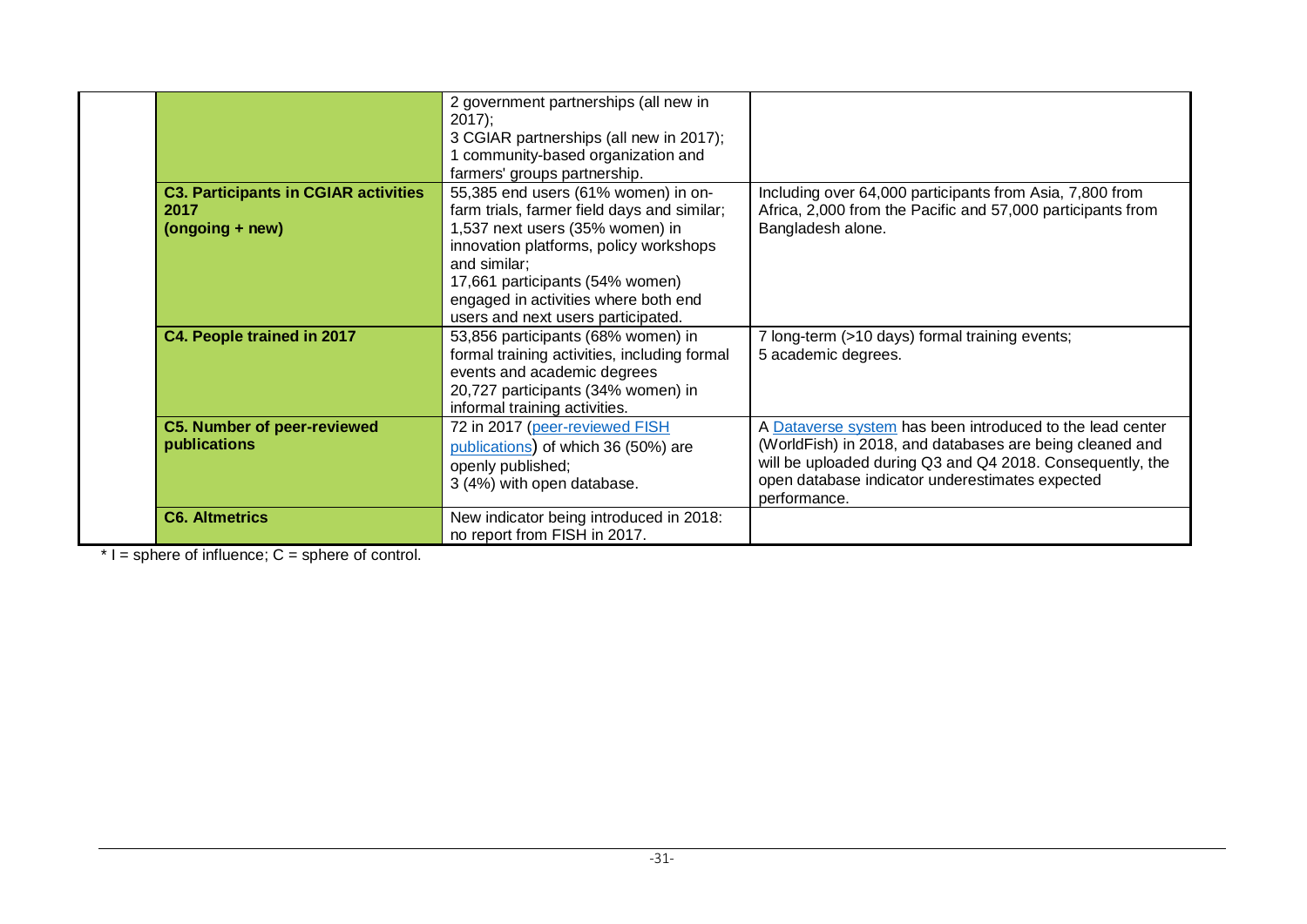| | | |
|---|---|---|
| | 2 government partnerships (all new in 2017);<br>3 CGIAR partnerships (all new in 2017);<br>1 community-based organization and farmers' groups partnership. | |
| **C3. Participants in CGIAR activities 2017 (ongoing + new)** | 55,385 end users (61% women) in on-farm trials, farmer field days and similar;<br>1,537 next users (35% women) in innovation platforms, policy workshops and similar;<br>17,661 participants (54% women) engaged in activities where both end users and next users participated. | Including over 64,000 participants from Asia, 7,800 from Africa, 2,000 from the Pacific and 57,000 participants from Bangladesh alone. |
| **C4. People trained in 2017** | 53,856 participants (68% women) in formal training activities, including formal events and academic degrees<br>20,727 participants (34% women) in informal training activities. | 7 long-term (>10 days) formal training events;<br>5 academic degrees. |
| **C5. Number of peer-reviewed publications** | 72 in 2017 (peer-reviewed FISH publications) of which 36 (50%) are openly published;<br>3 (4%) with open database. | A Dataverse system has been introduced to the lead center (WorldFish) in 2018, and databases are being cleaned and will be uploaded during Q3 and Q4 2018. Consequently, the open database indicator underestimates expected performance. |
| **C6. Altmetrics** | New indicator being introduced in 2018: no report from FISH in 2017. | |

* I = sphere of influence; C = sphere of control.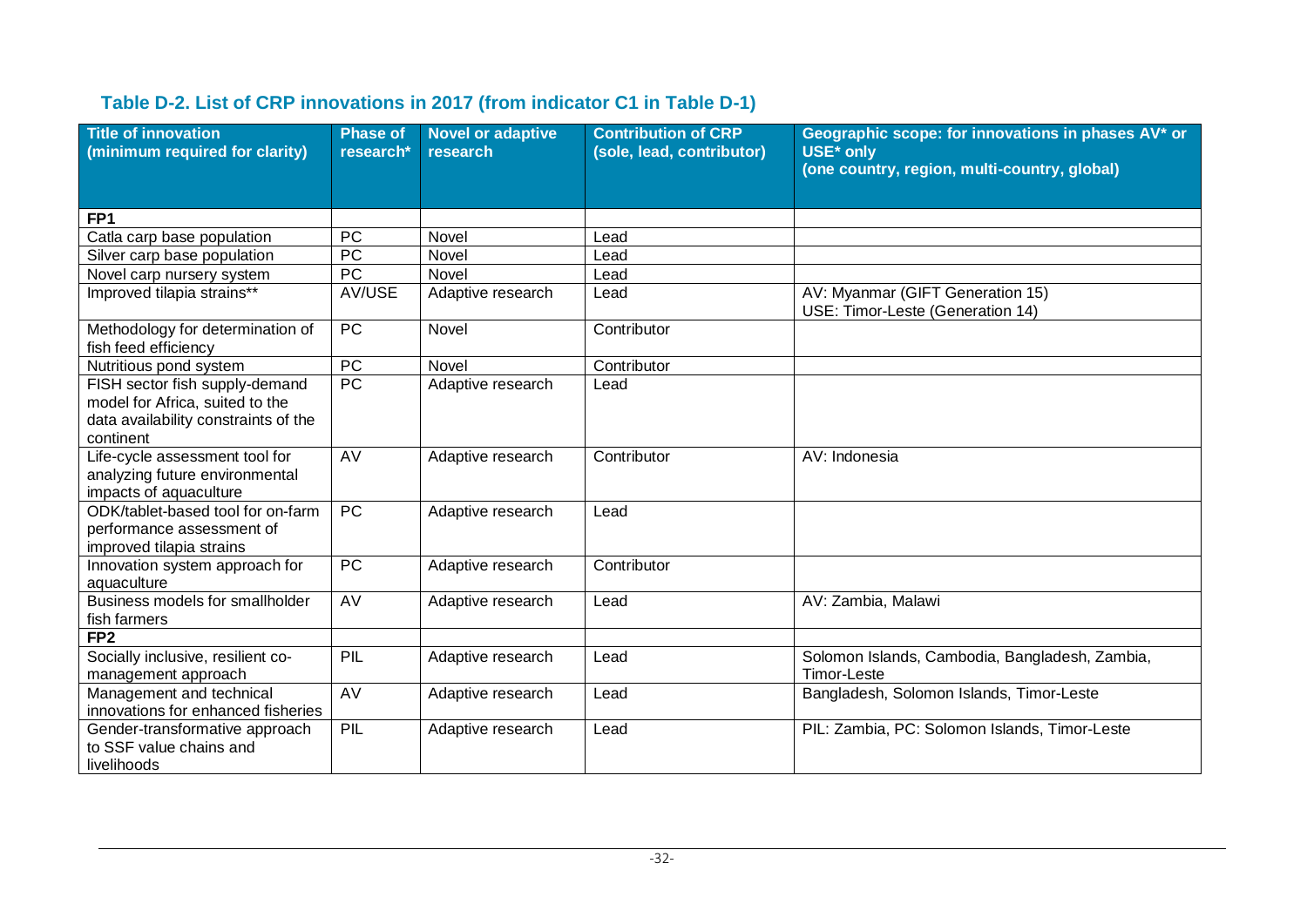## Table D-2. List of CRP innovations in 2017 (from indicator C1 in Table D-1)

| Title of innovation (minimum required for clarity) | Phase of research* | Novel or adaptive research | Contribution of CRP (sole, lead, contributor) | Geographic scope: for innovations in phases AV* or USE* only (one country, region, multi-country, global) |
|---|---|---|---|---|
| **FP1** | | | | |
| Catla carp base population | PC | Novel | Lead | |
| Silver carp base population | PC | Novel | Lead | |
| Novel carp nursery system | PC | Novel | Lead | |
| Improved tilapia strains** | AV/USE | Adaptive research | Lead | AV: Myanmar (GIFT Generation 15) USE: Timor-Leste (Generation 14) |
| Methodology for determination of fish feed efficiency | PC | Novel | Contributor | |
| Nutritious pond system | PC | Novel | Contributor | |
| FISH sector fish supply-demand model for Africa, suited to the data availability constraints of the continent | PC | Adaptive research | Lead | |
| Life-cycle assessment tool for analyzing future environmental impacts of aquaculture | AV | Adaptive research | Contributor | AV: Indonesia |
| ODK/tablet-based tool for on-farm performance assessment of improved tilapia strains | PC | Adaptive research | Lead | |
| Innovation system approach for aquaculture | PC | Adaptive research | Contributor | |
| Business models for smallholder fish farmers | AV | Adaptive research | Lead | AV: Zambia, Malawi |
| **FP2** | | | | |
| Socially inclusive, resilient co-management approach | PIL | Adaptive research | Lead | Solomon Islands, Cambodia, Bangladesh, Zambia, Timor-Leste |
| Management and technical innovations for enhanced fisheries | AV | Adaptive research | Lead | Bangladesh, Solomon Islands, Timor-Leste |
| Gender-transformative approach to SSF value chains and livelihoods | PIL | Adaptive research | Lead | PIL: Zambia, PC: Solomon Islands, Timor-Leste |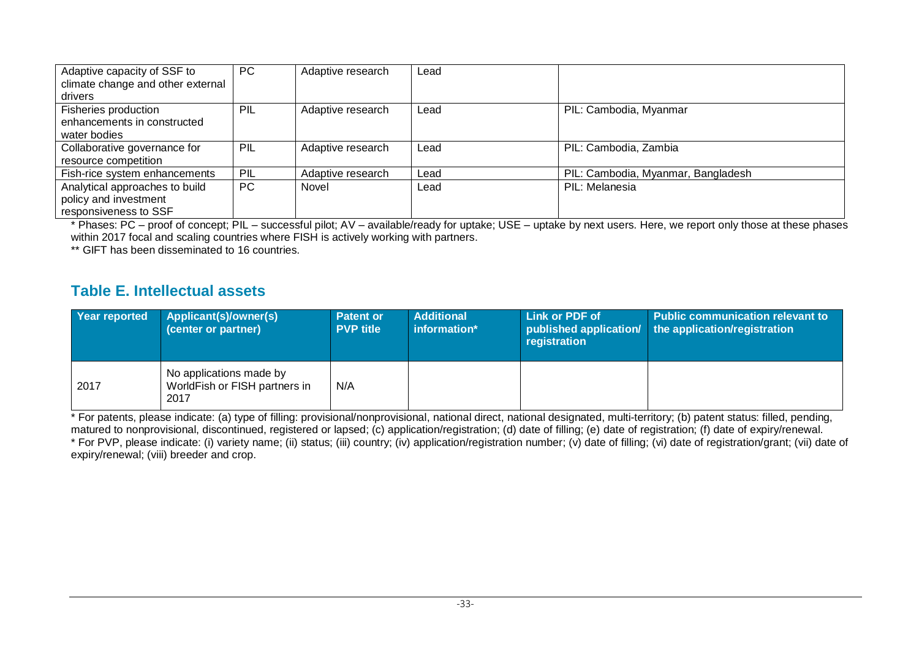| | | | | |
|---|---|---|---|---|
| Adaptive capacity of SSF to climate change and other external drivers | PC | Adaptive research | Lead | |
| Fisheries production enhancements in constructed water bodies | PIL | Adaptive research | Lead | PIL: Cambodia, Myanmar |
| Collaborative governance for resource competition | PIL | Adaptive research | Lead | PIL: Cambodia, Zambia |
| Fish-rice system enhancements | PIL | Adaptive research | Lead | PIL: Cambodia, Myanmar, Bangladesh |
| Analytical approaches to build policy and investment responsiveness to SSF | PC | Novel | Lead | PIL: Melanesia |

* Phases: PC – proof of concept; PIL – successful pilot; AV – available/ready for uptake; USE – uptake by next users. Here, we report only those at these phases within 2017 focal and scaling countries where FISH is actively working with partners.

** GIFT has been disseminated to 16 countries.

## Table E. Intellectual assets

| Year reported | Applicant(s)/owner(s) (center or partner) | Patent or PVP title | Additional information* | Link or PDF of published application/ registration | Public communication relevant to the application/registration |
|---|---|---|---|---|---|
| 2017 | No applications made by WorldFish or FISH partners in 2017 | N/A | | | |

* For patents, please indicate: (a) type of filling: provisional/nonprovisional, national direct, national designated, multi-territory; (b) patent status: filled, pending, matured to nonprovisional, discontinued, registered or lapsed; (c) application/registration; (d) date of filling; (e) date of registration; (f) date of expiry/renewal.

* For PVP, please indicate: (i) variety name; (ii) status; (iii) country; (iv) application/registration number; (v) date of filling; (vi) date of registration/grant; (vii) date of expiry/renewal; (viii) breeder and crop.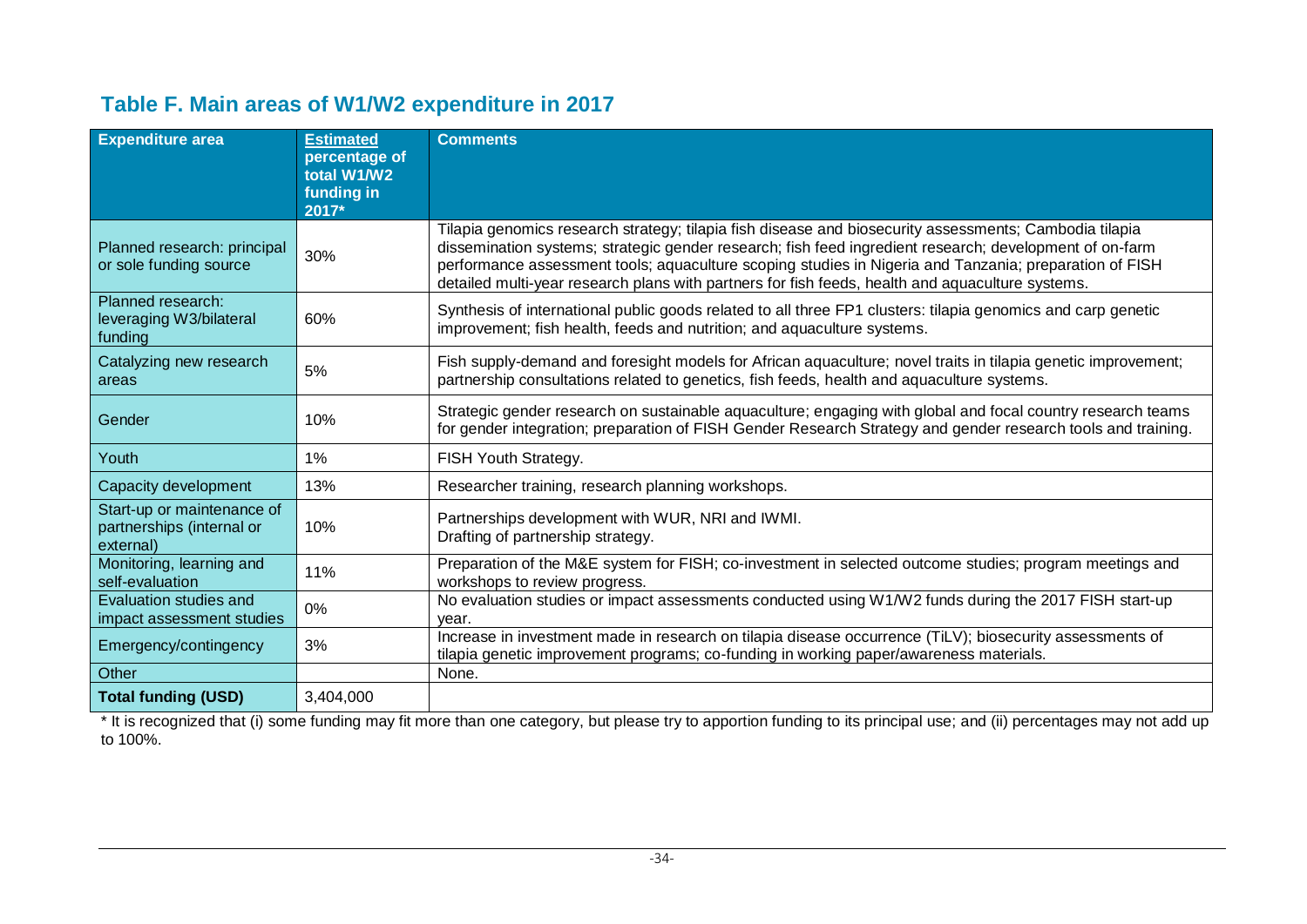## Table F. Main areas of W1/W2 expenditure in 2017

| Expenditure area | Estimated percentage of total W1/W2 funding in 2017* | Comments |
|---|---|---|
| Planned research: principal or sole funding source | 30% | Tilapia genomics research strategy; tilapia fish disease and biosecurity assessments; Cambodia tilapia dissemination systems; strategic gender research; fish feed ingredient research; development of on-farm performance assessment tools; aquaculture scoping studies in Nigeria and Tanzania; preparation of FISH detailed multi-year research plans with partners for fish feeds, health and aquaculture systems. |
| Planned research: leveraging W3/bilateral funding | 60% | Synthesis of international public goods related to all three FP1 clusters: tilapia genomics and carp genetic improvement; fish health, feeds and nutrition; and aquaculture systems. |
| Catalyzing new research areas | 5% | Fish supply-demand and foresight models for African aquaculture; novel traits in tilapia genetic improvement; partnership consultations related to genetics, fish feeds, health and aquaculture systems. |
| Gender | 10% | Strategic gender research on sustainable aquaculture; engaging with global and focal country research teams for gender integration; preparation of FISH Gender Research Strategy and gender research tools and training. |
| Youth | 1% | FISH Youth Strategy. |
| Capacity development | 13% | Researcher training, research planning workshops. |
| Start-up or maintenance of partnerships (internal or external) | 10% | Partnerships development with WUR, NRI and IWMI.<br>Drafting of partnership strategy. |
| Monitoring, learning and self-evaluation | 11% | Preparation of the M&E system for FISH; co-investment in selected outcome studies; program meetings and workshops to review progress. |
| Evaluation studies and impact assessment studies | 0% | No evaluation studies or impact assessments conducted using W1/W2 funds during the 2017 FISH start-up year. |
| Emergency/contingency | 3% | Increase in investment made in research on tilapia disease occurrence (TiLV); biosecurity assessments of tilapia genetic improvement programs; co-funding in working paper/awareness materials. |
| Other | | None. |
| **Total funding (USD)** | 3,404,000 | |

* It is recognized that (i) some funding may fit more than one category, but please try to apportion funding to its principal use; and (ii) percentages may not add up to 100%.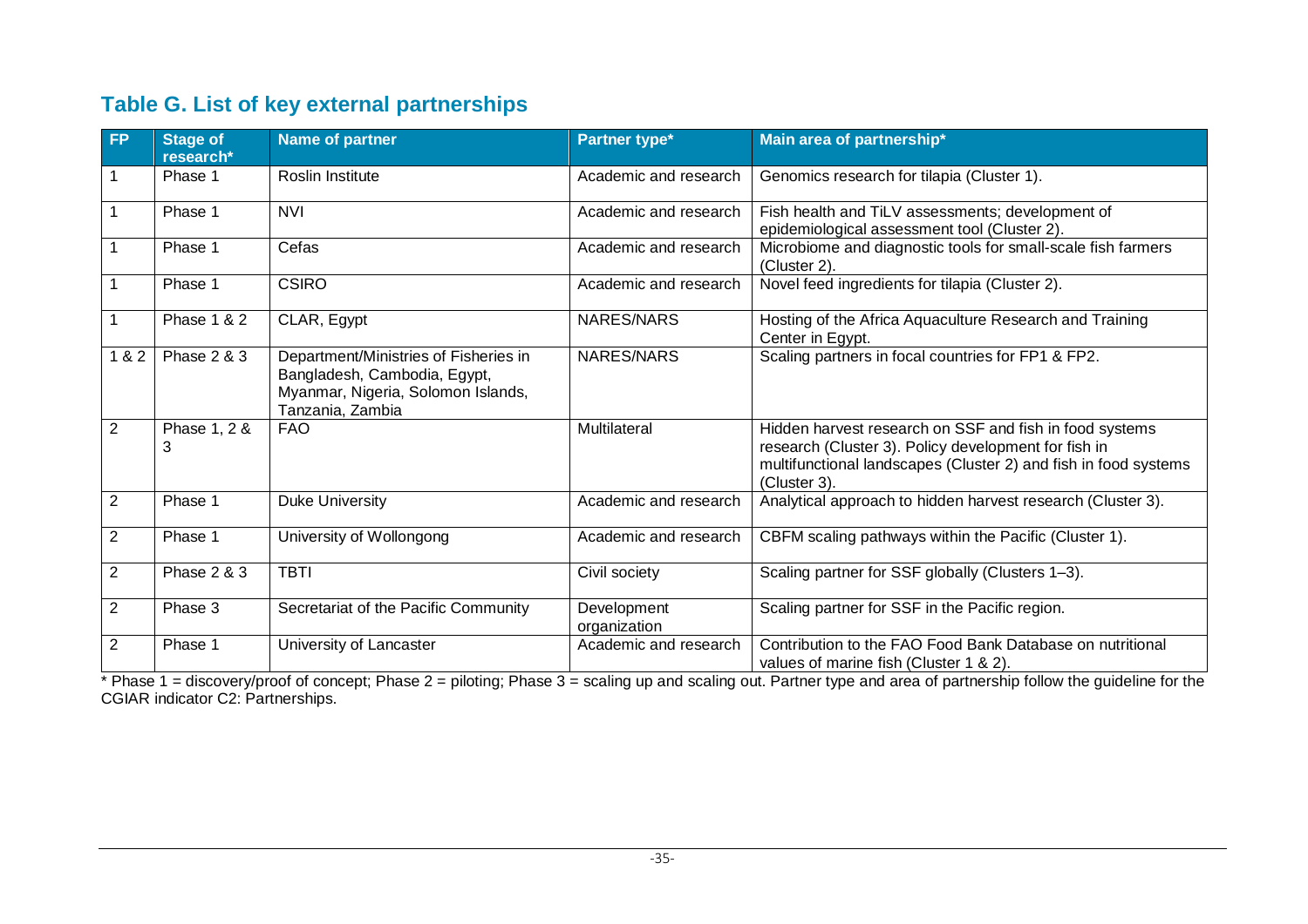## Table G. List of key external partnerships

| FP | Stage of research* | Name of partner | Partner type* | Main area of partnership* |
|---|---|---|---|---|
| 1 | Phase 1 | Roslin Institute | Academic and research | Genomics research for tilapia (Cluster 1). |
| 1 | Phase 1 | NVI | Academic and research | Fish health and TiLV assessments; development of epidemiological assessment tool (Cluster 2). |
| 1 | Phase 1 | Cefas | Academic and research | Microbiome and diagnostic tools for small-scale fish farmers (Cluster 2). |
| 1 | Phase 1 | CSIRO | Academic and research | Novel feed ingredients for tilapia (Cluster 2). |
| 1 | Phase 1 & 2 | CLAR, Egypt | NARES/NARS | Hosting of the Africa Aquaculture Research and Training Center in Egypt. |
| 1 & 2 | Phase 2 & 3 | Department/Ministries of Fisheries in Bangladesh, Cambodia, Egypt, Myanmar, Nigeria, Solomon Islands, Tanzania, Zambia | NARES/NARS | Scaling partners in focal countries for FP1 & FP2. |
| 2 | Phase 1, 2 & 3 | FAO | Multilateral | Hidden harvest research on SSF and fish in food systems research (Cluster 3). Policy development for fish in multifunctional landscapes (Cluster 2) and fish in food systems (Cluster 3). |
| 2 | Phase 1 | Duke University | Academic and research | Analytical approach to hidden harvest research (Cluster 3). |
| 2 | Phase 1 | University of Wollongong | Academic and research | CBFM scaling pathways within the Pacific (Cluster 1). |
| 2 | Phase 2 & 3 | TBTI | Civil society | Scaling partner for SSF globally (Clusters 1–3). |
| 2 | Phase 3 | Secretariat of the Pacific Community | Development organization | Scaling partner for SSF in the Pacific region. |
| 2 | Phase 1 | University of Lancaster | Academic and research | Contribution to the FAO Food Bank Database on nutritional values of marine fish (Cluster 1 & 2). |

* Phase 1 = discovery/proof of concept; Phase 2 = piloting; Phase 3 = scaling up and scaling out. Partner type and area of partnership follow the guideline for the CGIAR indicator C2: Partnerships.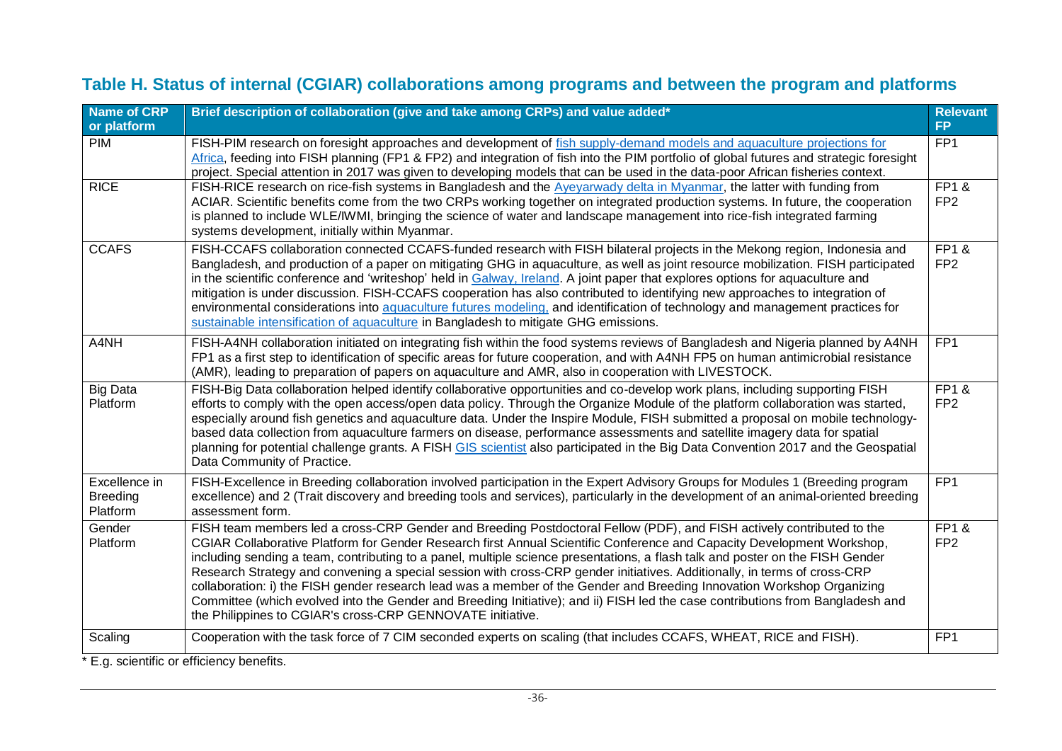## Table H. Status of internal (CGIAR) collaborations among programs and between the program and platforms

| Name of CRP or platform | Brief description of collaboration (give and take among CRPs) and value added* | Relevant FP |
|---|---|---|
| PIM | FISH-PIM research on foresight approaches and development of fish supply-demand models and aquaculture projections for Africa, feeding into FISH planning (FP1 & FP2) and integration of fish into the PIM portfolio of global futures and strategic foresight project. Special attention in 2017 was given to developing models that can be used in the data-poor African fisheries context. | FP1 |
| RICE | FISH-RICE research on rice-fish systems in Bangladesh and the Ayeyarwady delta in Myanmar, the latter with funding from ACIAR. Scientific benefits come from the two CRPs working together on integrated production systems. In future, the cooperation is planned to include WLE/IWMI, bringing the science of water and landscape management into rice-fish integrated farming systems development, initially within Myanmar. | FP1 & FP2 |
| CCAFS | FISH-CCAFS collaboration connected CCAFS-funded research with FISH bilateral projects in the Mekong region, Indonesia and Bangladesh, and production of a paper on mitigating GHG in aquaculture, as well as joint resource mobilization. FISH participated in the scientific conference and 'writeshop' held in Galway, Ireland. A joint paper that explores options for aquaculture and mitigation is under discussion. FISH-CCAFS cooperation has also contributed to identifying new approaches to integration of environmental considerations into aquaculture futures modeling, and identification of technology and management practices for sustainable intensification of aquaculture in Bangladesh to mitigate GHG emissions. | FP1 & FP2 |
| A4NH | FISH-A4NH collaboration initiated on integrating fish within the food systems reviews of Bangladesh and Nigeria planned by A4NH FP1 as a first step to identification of specific areas for future cooperation, and with A4NH FP5 on human antimicrobial resistance (AMR), leading to preparation of papers on aquaculture and AMR, also in cooperation with LIVESTOCK. | FP1 |
| Big Data Platform | FISH-Big Data collaboration helped identify collaborative opportunities and co-develop work plans, including supporting FISH efforts to comply with the open access/open data policy. Through the Organize Module of the platform collaboration was started, especially around fish genetics and aquaculture data. Under the Inspire Module, FISH submitted a proposal on mobile technology-based data collection from aquaculture farmers on disease, performance assessments and satellite imagery data for spatial planning for potential challenge grants. A FISH GIS scientist also participated in the Big Data Convention 2017 and the Geospatial Data Community of Practice. | FP1 & FP2 |
| Excellence in Breeding Platform | FISH-Excellence in Breeding collaboration involved participation in the Expert Advisory Groups for Modules 1 (Breeding program excellence) and 2 (Trait discovery and breeding tools and services), particularly in the development of an animal-oriented breeding assessment form. | FP1 |
| Gender Platform | FISH team members led a cross-CRP Gender and Breeding Postdoctoral Fellow (PDF), and FISH actively contributed to the CGIAR Collaborative Platform for Gender Research first Annual Scientific Conference and Capacity Development Workshop, including sending a team, contributing to a panel, multiple science presentations, a flash talk and poster on the FISH Gender Research Strategy and convening a special session with cross-CRP gender initiatives. Additionally, in terms of cross-CRP collaboration: i) the FISH gender research lead was a member of the Gender and Breeding Innovation Workshop Organizing Committee (which evolved into the Gender and Breeding Initiative); and ii) FISH led the case contributions from Bangladesh and the Philippines to CGIAR's cross-CRP GENNOVATE initiative. | FP1 & FP2 |
| Scaling | Cooperation with the task force of 7 CIM seconded experts on scaling (that includes CCAFS, WHEAT, RICE and FISH). | FP1 |

* E.g. scientific or efficiency benefits.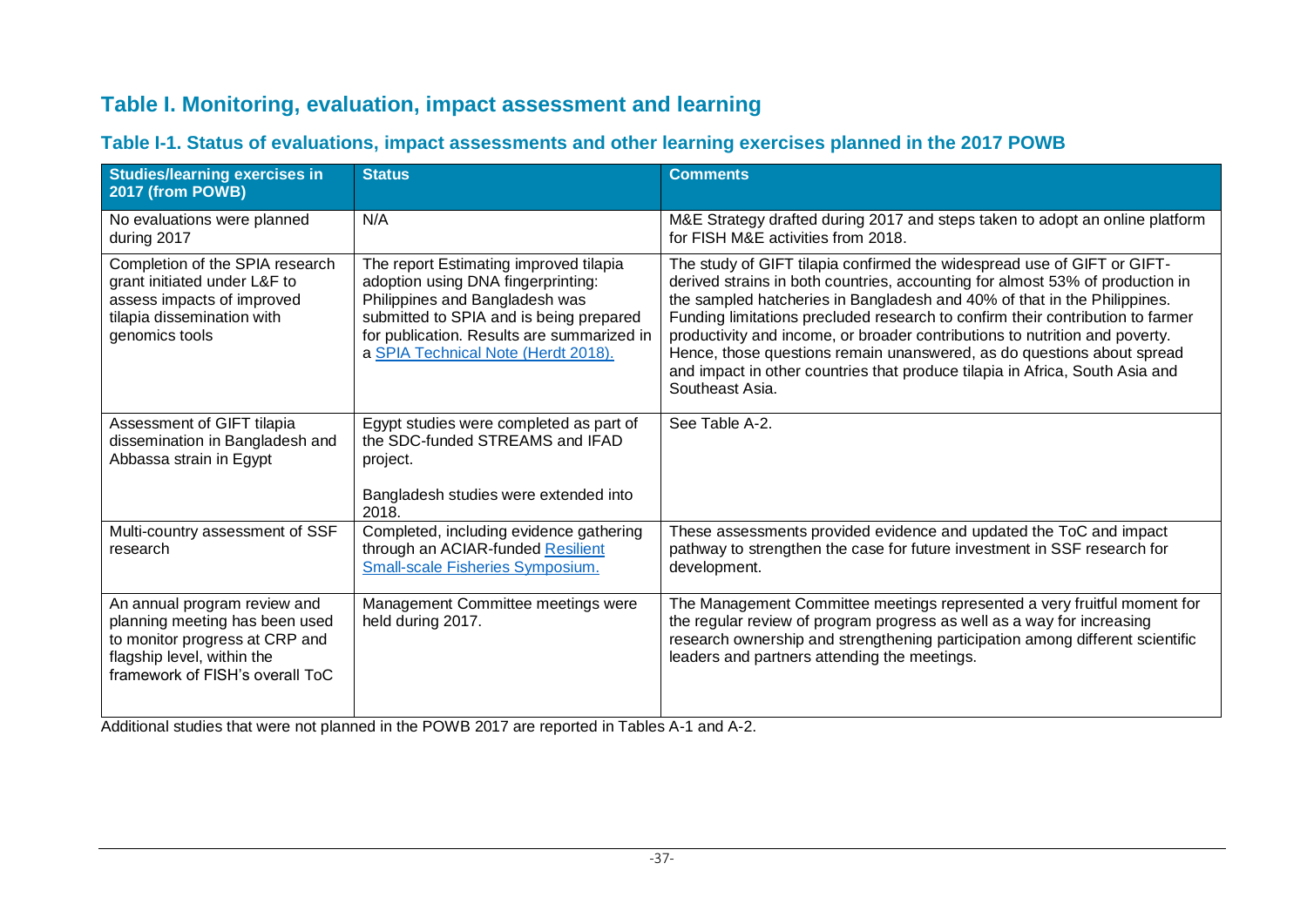## Table I. Monitoring, evaluation, impact assessment and learning

### Table I-1. Status of evaluations, impact assessments and other learning exercises planned in the 2017 POWB

| Studies/learning exercises in 2017 (from POWB) | Status | Comments |
|---|---|---|
| No evaluations were planned during 2017 | N/A | M&E Strategy drafted during 2017 and steps taken to adopt an online platform for FISH M&E activities from 2018. |
| Completion of the SPIA research grant initiated under L&F to assess impacts of improved tilapia dissemination with genomics tools | The report Estimating improved tilapia adoption using DNA fingerprinting: Philippines and Bangladesh was submitted to SPIA and is being prepared for publication. Results are summarized in a SPIA Technical Note (Herdt 2018). | The study of GIFT tilapia confirmed the widespread use of GIFT or GIFT-derived strains in both countries, accounting for almost 53% of production in the sampled hatcheries in Bangladesh and 40% of that in the Philippines. Funding limitations precluded research to confirm their contribution to farmer productivity and income, or broader contributions to nutrition and poverty. Hence, those questions remain unanswered, as do questions about spread and impact in other countries that produce tilapia in Africa, South Asia and Southeast Asia. |
| Assessment of GIFT tilapia dissemination in Bangladesh and Abbassa strain in Egypt | Egypt studies were completed as part of the SDC-funded STREAMS and IFAD project.<br><br>Bangladesh studies were extended into 2018. | See Table A-2. |
| Multi-country assessment of SSF research | Completed, including evidence gathering through an ACIAR-funded Resilient Small-scale Fisheries Symposium. | These assessments provided evidence and updated the ToC and impact pathway to strengthen the case for future investment in SSF research for development. |
| An annual program review and planning meeting has been used to monitor progress at CRP and flagship level, within the framework of FISH's overall ToC | Management Committee meetings were held during 2017. | The Management Committee meetings represented a very fruitful moment for the regular review of program progress as well as a way for increasing research ownership and strengthening participation among different scientific leaders and partners attending the meetings. |

Additional studies that were not planned in the POWB 2017 are reported in Tables A-1 and A-2.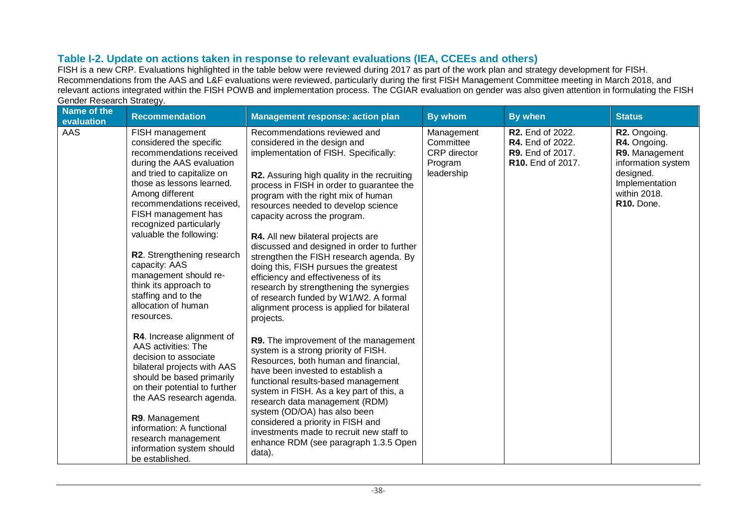### Table I-2. Update on actions taken in response to relevant evaluations (IEA, CCEEs and others)

FISH is a new CRP. Evaluations highlighted in the table below were reviewed during 2017 as part of the work plan and strategy development for FISH. Recommendations from the AAS and L&F evaluations were reviewed, particularly during the first FISH Management Committee meeting in March 2018, and relevant actions integrated within the FISH POWB and implementation process. The CGIAR evaluation on gender was also given attention in formulating the FISH Gender Research Strategy.

| Name of the evaluation | Recommendation | Management response: action plan | By whom | By when | Status |
|---|---|---|---|---|---|
| AAS | FISH management considered the specific recommendations received during the AAS evaluation and tried to capitalize on those as lessons learned. Among different recommendations received, FISH management has recognized particularly valuable the following:<br><br>**R2**. Strengthening research capacity: AAS management should re-think its approach to staffing and to the allocation of human resources.<br><br>**R4**. Increase alignment of AAS activities: The decision to associate bilateral projects with AAS should be based primarily on their potential to further the AAS research agenda.<br><br>**R9**. Management information: A functional research management information system should be established. | Recommendations reviewed and considered in the design and implementation of FISH. Specifically:<br><br>**R2.** Assuring high quality in the recruiting process in FISH in order to guarantee the program with the right mix of human resources needed to develop science capacity across the program.<br><br>**R4.** All new bilateral projects are discussed and designed in order to further strengthen the FISH research agenda. By doing this, FISH pursues the greatest efficiency and effectiveness of its research by strengthening the synergies of research funded by W1/W2. A formal alignment process is applied for bilateral projects.<br><br>**R9.** The improvement of the management system is a strong priority of FISH. Resources, both human and financial, have been invested to establish a functional results-based management system in FISH. As a key part of this, a research data management (RDM) system (OD/OA) has also been considered a priority in FISH and investments made to recruit new staff to enhance RDM (see paragraph 1.3.5 Open data). | Management Committee<br>CRP director<br>Program leadership | **R2.** End of 2022.<br>**R4.** End of 2022.<br>**R9.** End of 2017.<br>**R10.** End of 2017. | **R2.** Ongoing.<br>**R4.** Ongoing.<br>**R9.** Management information system designed. Implementation within 2018.<br>**R10.** Done. |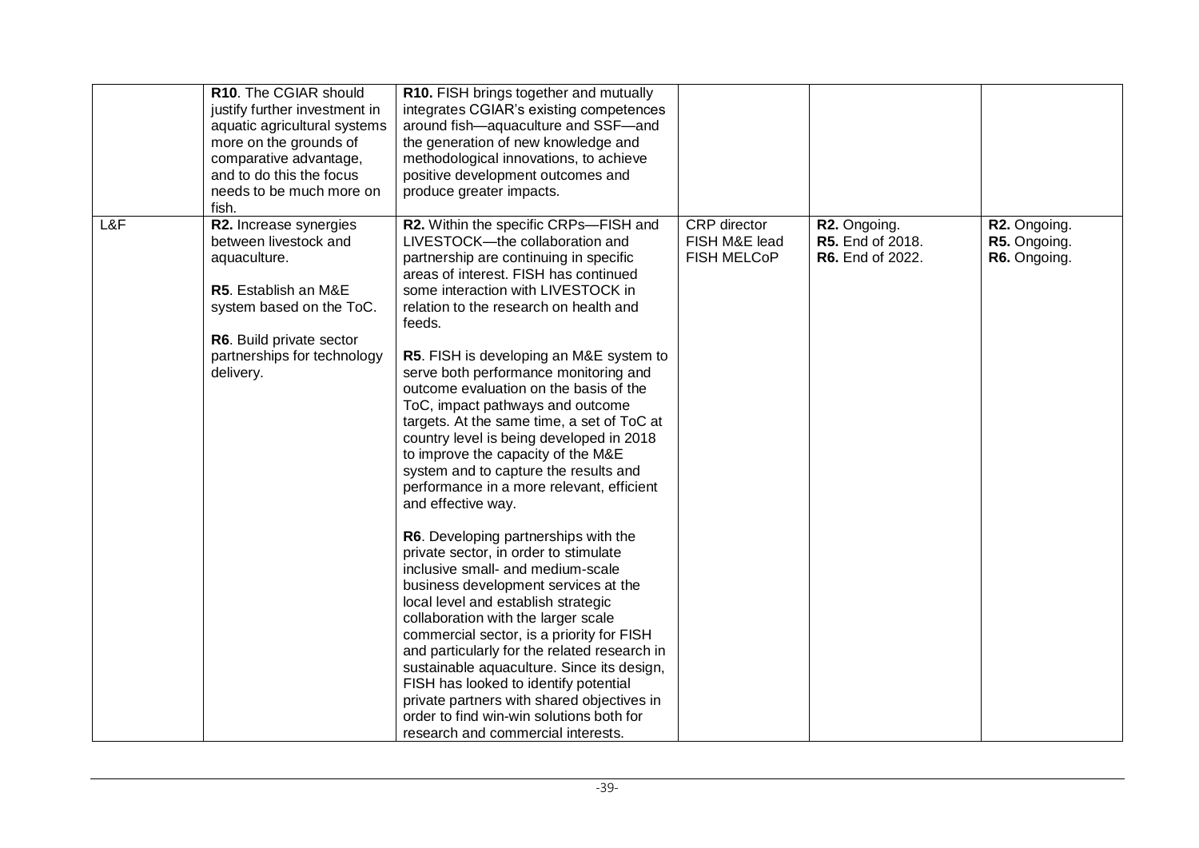|  |  |  |  |  |  |
|---|---|---|---|---|---|
|  | **R10**. The CGIAR should justify further investment in aquatic agricultural systems more on the grounds of comparative advantage, and to do this the focus needs to be much more on fish. | **R10.** FISH brings together and mutually integrates CGIAR's existing competences around fish—aquaculture and SSF—and the generation of new knowledge and methodological innovations, to achieve positive development outcomes and produce greater impacts. |  |  |  |
| L&F | **R2.** Increase synergies between livestock and aquaculture.<br><br>**R5**. Establish an M&E system based on the ToC.<br><br>**R6**. Build private sector partnerships for technology delivery. | **R2.** Within the specific CRPs—FISH and LIVESTOCK—the collaboration and partnership are continuing in specific areas of interest. FISH has continued some interaction with LIVESTOCK in relation to the research on health and feeds.<br><br>**R5**. FISH is developing an M&E system to serve both performance monitoring and outcome evaluation on the basis of the ToC, impact pathways and outcome targets. At the same time, a set of ToC at country level is being developed in 2018 to improve the capacity of the M&E system and to capture the results and performance in a more relevant, efficient and effective way.<br><br>**R6**. Developing partnerships with the private sector, in order to stimulate inclusive small- and medium-scale business development services at the local level and establish strategic collaboration with the larger scale commercial sector, is a priority for FISH and particularly for the related research in sustainable aquaculture. Since its design, FISH has looked to identify potential private partners with shared objectives in order to find win-win solutions both for research and commercial interests. | CRP director<br>FISH M&E lead<br>FISH MELCoP | **R2.** Ongoing.<br>**R5.** End of 2018.<br>**R6.** End of 2022. | **R2.** Ongoing.<br>**R5.** Ongoing.<br>**R6.** Ongoing. |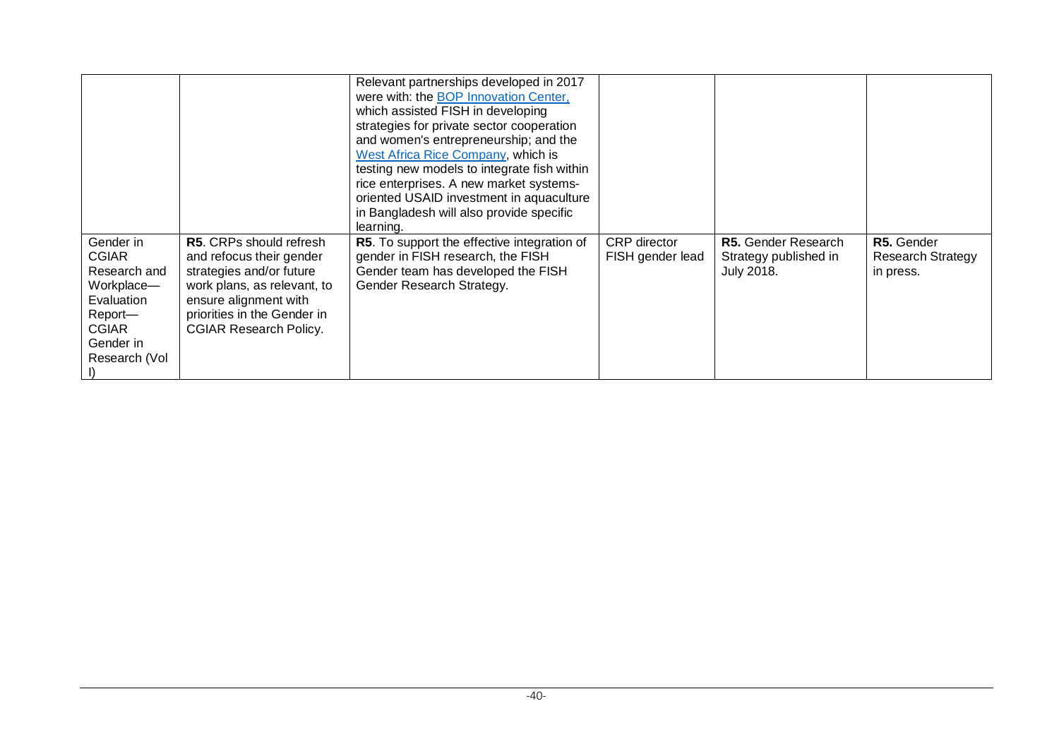| | | | | | |
|---|---|---|---|---|---|
| | | Relevant partnerships developed in 2017 were with: the [BOP Innovation Center,](#) which assisted FISH in developing strategies for private sector cooperation and women's entrepreneurship; and the [West Africa Rice Company](#), which is testing new models to integrate fish within rice enterprises. A new market systems-oriented USAID investment in aquaculture in Bangladesh will also provide specific learning. | | | |
| Gender in CGIAR Research and Workplace—Evaluation Report—CGIAR Gender in Research (Vol I) | **R5**. CRPs should refresh and refocus their gender strategies and/or future work plans, as relevant, to ensure alignment with priorities in the Gender in CGIAR Research Policy. | **R5**. To support the effective integration of gender in FISH research, the FISH Gender team has developed the FISH Gender Research Strategy. | CRP director FISH gender lead | **R5.** Gender Research Strategy published in July 2018. | **R5.** Gender Research Strategy in press. |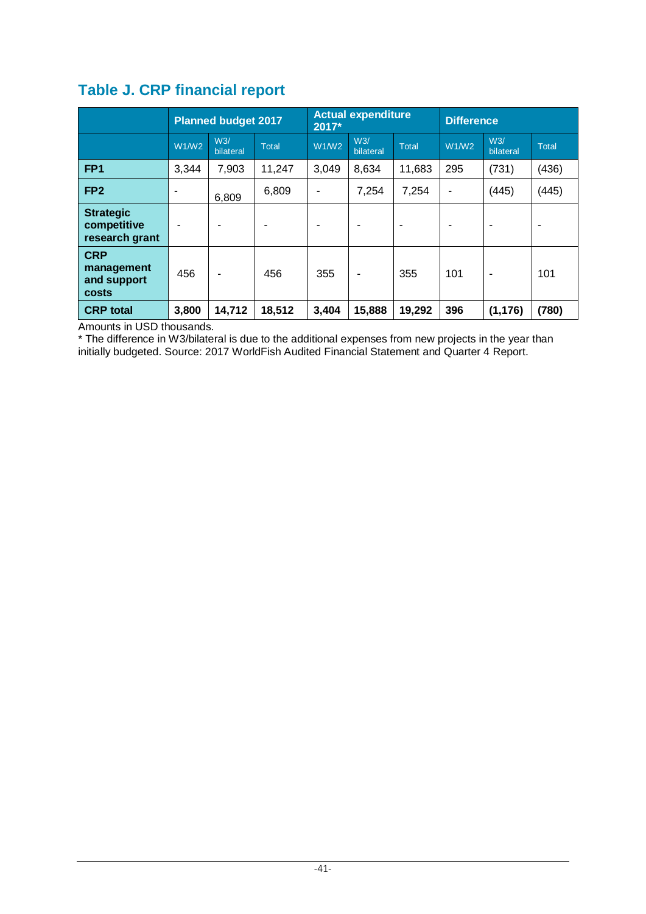## Table J. CRP financial report

| | Planned budget 2017 | | | Actual expenditure 2017* | | | Difference | | |
|---|---|---|---|---|---|---|---|---|---|
| | W1/W2 | W3/ bilateral | Total | W1/W2 | W3/ bilateral | Total | W1/W2 | W3/ bilateral | Total |
| **FP1** | 3,344 | 7,903 | 11,247 | 3,049 | 8,634 | 11,683 | 295 | (731) | (436) |
| **FP2** | - | 6,809 | 6,809 | - | 7,254 | 7,254 | - | (445) | (445) |
| **Strategic competitive research grant** | - | - | - | - | - | - | - | - | - |
| **CRP management and support costs** | 456 | - | 456 | 355 | - | 355 | 101 | - | 101 |
| **CRP total** | **3,800** | **14,712** | **18,512** | **3,404** | **15,888** | **19,292** | **396** | **(1,176)** | **(780)** |

Amounts in USD thousands.

* The difference in W3/bilateral is due to the additional expenses from new projects in the year than initially budgeted. Source: 2017 WorldFish Audited Financial Statement and Quarter 4 Report.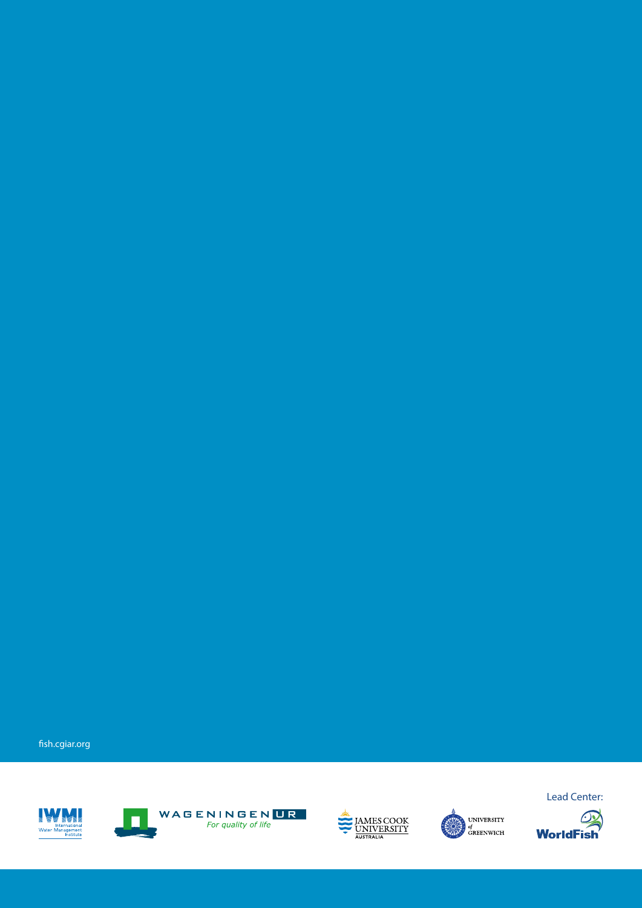fish.cgiar.org

Lead Center: